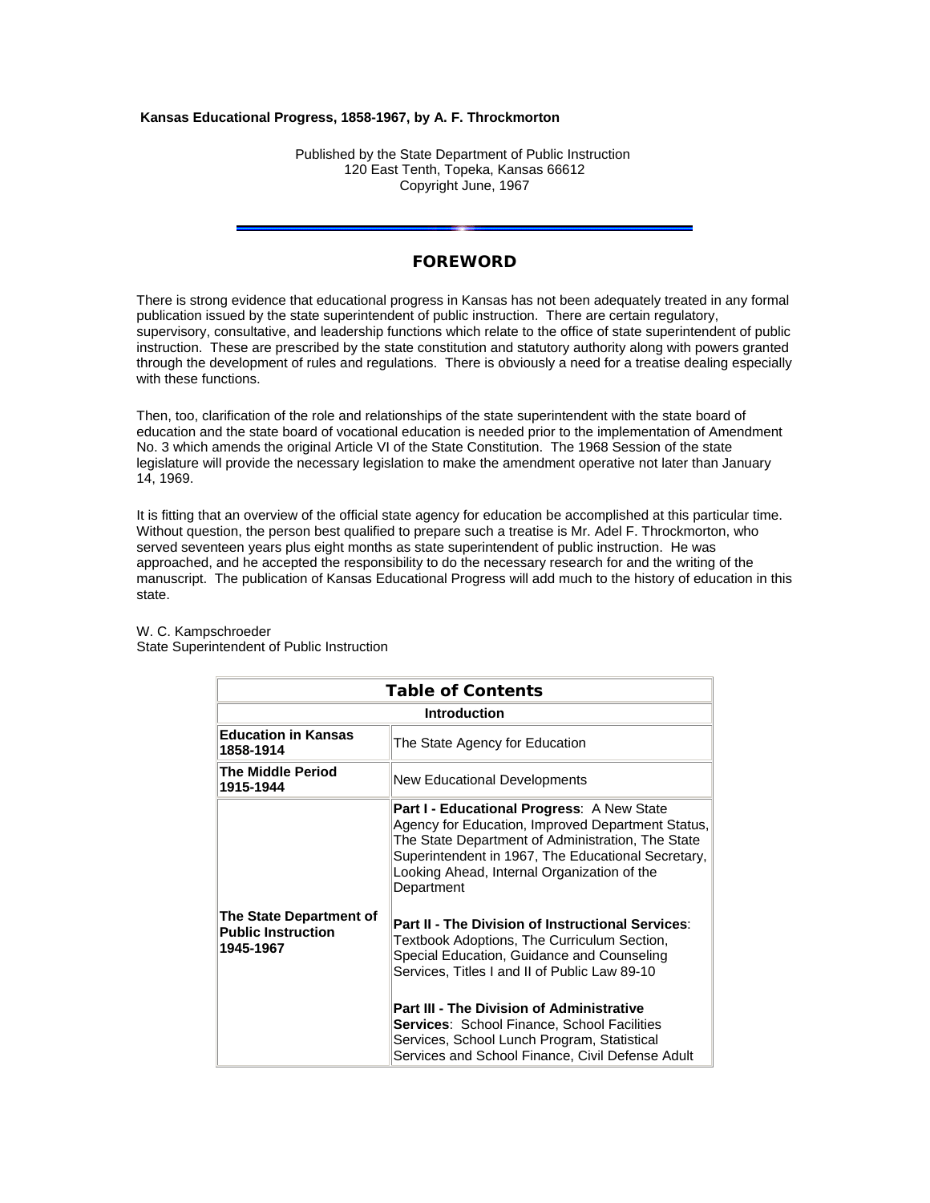**Kansas Educational Progress, 1858-1967, by A. F. Throckmorton**

Published by the State Department of Public Instruction
120 East Tenth, Topeka, Kansas 66612
Copyright June, 1967

---

## FOREWORD

There is strong evidence that educational progress in Kansas has not been adequately treated in any formal publication issued by the state superintendent of public instruction. There are certain regulatory, supervisory, consultative, and leadership functions which relate to the office of state superintendent of public instruction. These are prescribed by the state constitution and statutory authority along with powers granted through the development of rules and regulations. There is obviously a need for a treatise dealing especially with these functions.

Then, too, clarification of the role and relationships of the state superintendent with the state board of education and the state board of vocational education is needed prior to the implementation of Amendment No. 3 which amends the original Article VI of the State Constitution. The 1968 Session of the state legislature will provide the necessary legislation to make the amendment operative not later than January 14, 1969.

It is fitting that an overview of the official state agency for education be accomplished at this particular time. Without question, the person best qualified to prepare such a treatise is Mr. Adel F. Throckmorton, who served seventeen years plus eight months as state superintendent of public instruction. He was approached, and he accepted the responsibility to do the necessary research for and the writing of the manuscript. The publication of Kansas Educational Progress will add much to the history of education in this state.

W. C. Kampschroeder
State Superintendent of Public Instruction

| Table of Contents | |
|---|---|
| **Introduction** | |
| **Education in Kansas 1858-1914** | The State Agency for Education |
| **The Middle Period 1915-1944** | New Educational Developments |
| **The State Department of Public Instruction 1945-1967** | **Part I - Educational Progress**: A New State Agency for Education, Improved Department Status, The State Department of Administration, The State Superintendent in 1967, The Educational Secretary, Looking Ahead, Internal Organization of the Department<br><br>**Part II - The Division of Instructional Services**: Textbook Adoptions, The Curriculum Section, Special Education, Guidance and Counseling Services, Titles I and II of Public Law 89-10<br><br>**Part III - The Division of Administrative Services**: School Finance, School Facilities Services, School Lunch Program, Statistical Services and School Finance, Civil Defense Adult |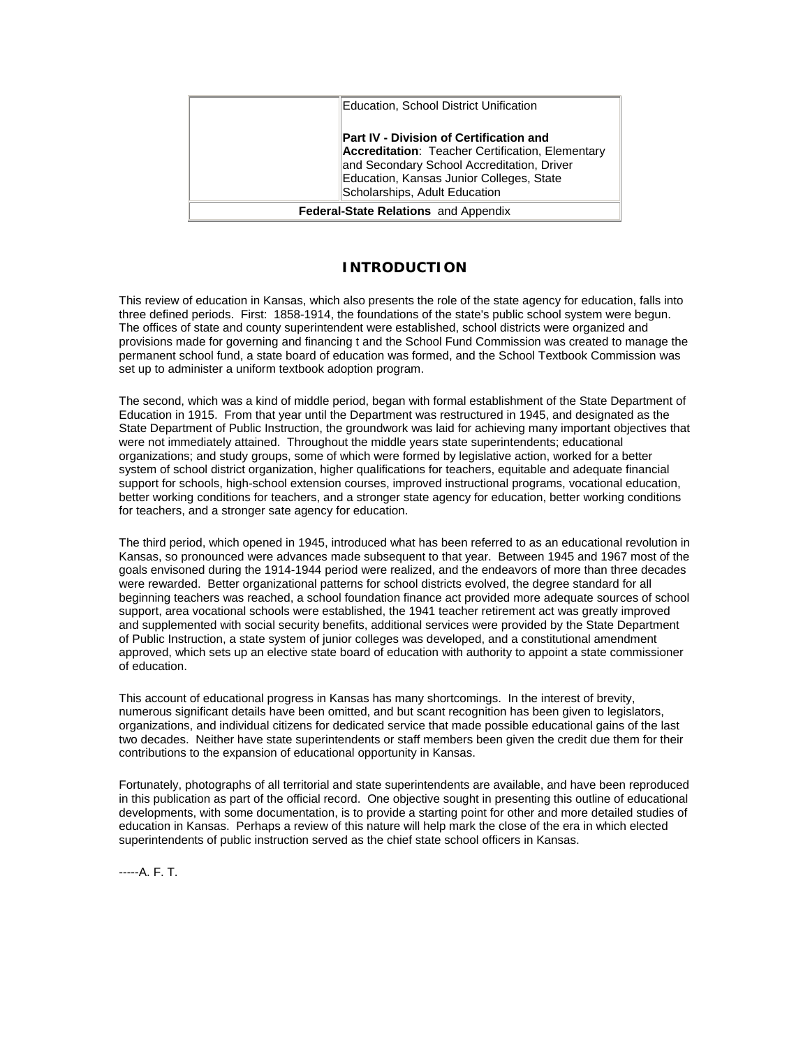| | |
|---|---|
| | Education, School District Unification<br><br>**Part IV - Division of Certification and Accreditation**: Teacher Certification, Elementary and Secondary School Accreditation, Driver Education, Kansas Junior Colleges, State Scholarships, Adult Education |
| **Federal-State Relations** and Appendix | |

## INTRODUCTION

This review of education in Kansas, which also presents the role of the state agency for education, falls into three defined periods. First: 1858-1914, the foundations of the state's public school system were begun. The offices of state and county superintendent were established, school districts were organized and provisions made for governing and financing t and the School Fund Commission was created to manage the permanent school fund, a state board of education was formed, and the School Textbook Commission was set up to administer a uniform textbook adoption program.

The second, which was a kind of middle period, began with formal establishment of the State Department of Education in 1915. From that year until the Department was restructured in 1945, and designated as the State Department of Public Instruction, the groundwork was laid for achieving many important objectives that were not immediately attained. Throughout the middle years state superintendents; educational organizations; and study groups, some of which were formed by legislative action, worked for a better system of school district organization, higher qualifications for teachers, equitable and adequate financial support for schools, high-school extension courses, improved instructional programs, vocational education, better working conditions for teachers, and a stronger state agency for education, better working conditions for teachers, and a stronger sate agency for education.

The third period, which opened in 1945, introduced what has been referred to as an educational revolution in Kansas, so pronounced were advances made subsequent to that year. Between 1945 and 1967 most of the goals envisoned during the 1914-1944 period were realized, and the endeavors of more than three decades were rewarded. Better organizational patterns for school districts evolved, the degree standard for all beginning teachers was reached, a school foundation finance act provided more adequate sources of school support, area vocational schools were established, the 1941 teacher retirement act was greatly improved and supplemented with social security benefits, additional services were provided by the State Department of Public Instruction, a state system of junior colleges was developed, and a constitutional amendment approved, which sets up an elective state board of education with authority to appoint a state commissioner of education.

This account of educational progress in Kansas has many shortcomings. In the interest of brevity, numerous significant details have been omitted, and but scant recognition has been given to legislators, organizations, and individual citizens for dedicated service that made possible educational gains of the last two decades. Neither have state superintendents or staff members been given the credit due them for their contributions to the expansion of educational opportunity in Kansas.

Fortunately, photographs of all territorial and state superintendents are available, and have been reproduced in this publication as part of the official record. One objective sought in presenting this outline of educational developments, with some documentation, is to provide a starting point for other and more detailed studies of education in Kansas. Perhaps a review of this nature will help mark the close of the era in which elected superintendents of public instruction served as the chief state school officers in Kansas.

-----A. F. T.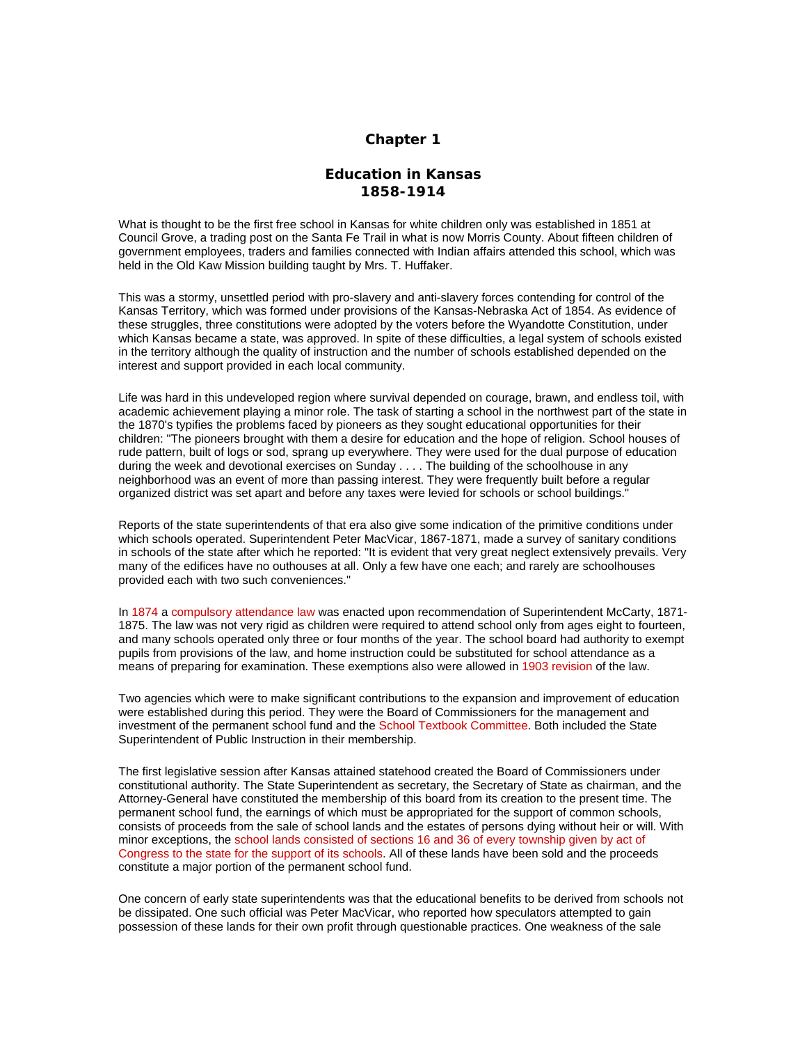# Chapter 1

## Education in Kansas
## 1858-1914

What is thought to be the first free school in Kansas for white children only was established in 1851 at Council Grove, a trading post on the Santa Fe Trail in what is now Morris County. About fifteen children of government employees, traders and families connected with Indian affairs attended this school, which was held in the Old Kaw Mission building taught by Mrs. T. Huffaker.

This was a stormy, unsettled period with pro-slavery and anti-slavery forces contending for control of the Kansas Territory, which was formed under provisions of the Kansas-Nebraska Act of 1854. As evidence of these struggles, three constitutions were adopted by the voters before the Wyandotte Constitution, under which Kansas became a state, was approved. In spite of these difficulties, a legal system of schools existed in the territory although the quality of instruction and the number of schools established depended on the interest and support provided in each local community.

Life was hard in this undeveloped region where survival depended on courage, brawn, and endless toil, with academic achievement playing a minor role. The task of starting a school in the northwest part of the state in the 1870's typifies the problems faced by pioneers as they sought educational opportunities for their children: "The pioneers brought with them a desire for education and the hope of religion. School houses of rude pattern, built of logs or sod, sprang up everywhere. They were used for the dual purpose of education during the week and devotional exercises on Sunday . . . . The building of the schoolhouse in any neighborhood was an event of more than passing interest. They were frequently built before a regular organized district was set apart and before any taxes were levied for schools or school buildings."

Reports of the state superintendents of that era also give some indication of the primitive conditions under which schools operated. Superintendent Peter MacVicar, 1867-1871, made a survey of sanitary conditions in schools of the state after which he reported: "It is evident that very great neglect extensively prevails. Very many of the edifices have no outhouses at all. Only a few have one each; and rarely are schoolhouses provided each with two such conveniences."

In 1874 a compulsory attendance law was enacted upon recommendation of Superintendent McCarty, 1871-1875. The law was not very rigid as children were required to attend school only from ages eight to fourteen, and many schools operated only three or four months of the year. The school board had authority to exempt pupils from provisions of the law, and home instruction could be substituted for school attendance as a means of preparing for examination. These exemptions also were allowed in 1903 revision of the law.

Two agencies which were to make significant contributions to the expansion and improvement of education were established during this period. They were the Board of Commissioners for the management and investment of the permanent school fund and the School Textbook Committee. Both included the State Superintendent of Public Instruction in their membership.

The first legislative session after Kansas attained statehood created the Board of Commissioners under constitutional authority. The State Superintendent as secretary, the Secretary of State as chairman, and the Attorney-General have constituted the membership of this board from its creation to the present time. The permanent school fund, the earnings of which must be appropriated for the support of common schools, consists of proceeds from the sale of school lands and the estates of persons dying without heir or will. With minor exceptions, the school lands consisted of sections 16 and 36 of every township given by act of Congress to the state for the support of its schools. All of these lands have been sold and the proceeds constitute a major portion of the permanent school fund.

One concern of early state superintendents was that the educational benefits to be derived from schools not be dissipated. One such official was Peter MacVicar, who reported how speculators attempted to gain possession of these lands for their own profit through questionable practices. One weakness of the sale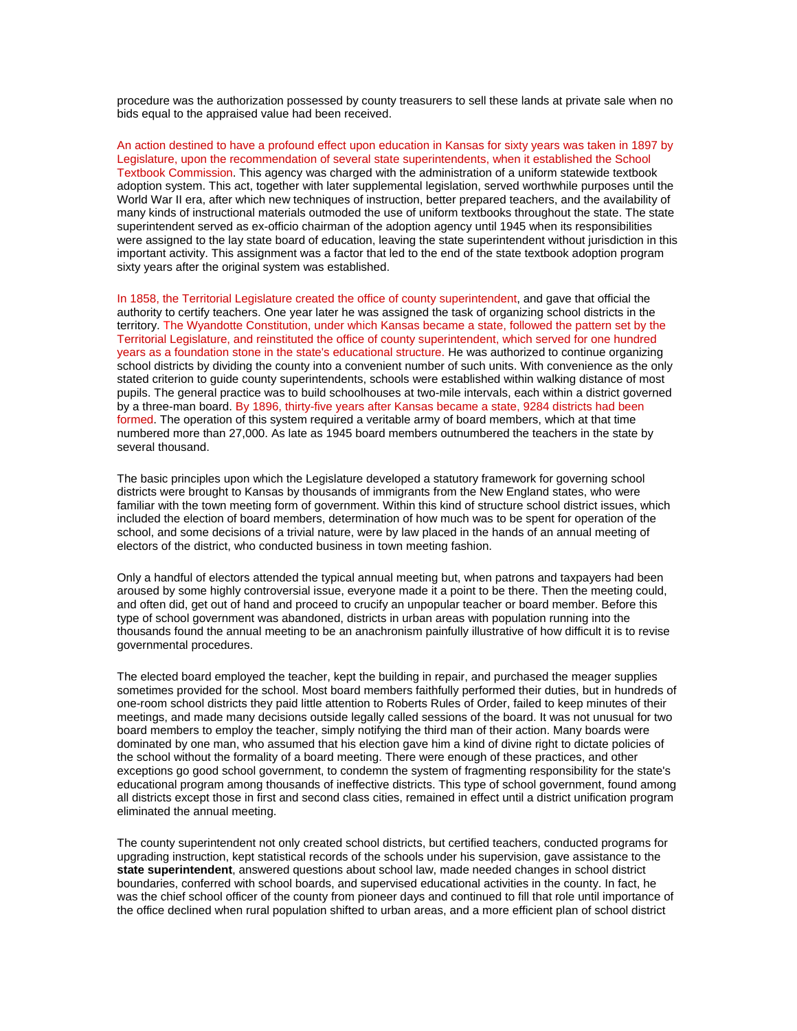procedure was the authorization possessed by county treasurers to sell these lands at private sale when no bids equal to the appraised value had been received.

An action destined to have a profound effect upon education in Kansas for sixty years was taken in 1897 by Legislature, upon the recommendation of several state superintendents, when it established the School Textbook Commission. This agency was charged with the administration of a uniform statewide textbook adoption system. This act, together with later supplemental legislation, served worthwhile purposes until the World War II era, after which new techniques of instruction, better prepared teachers, and the availability of many kinds of instructional materials outmoded the use of uniform textbooks throughout the state. The state superintendent served as ex-officio chairman of the adoption agency until 1945 when its responsibilities were assigned to the lay state board of education, leaving the state superintendent without jurisdiction in this important activity. This assignment was a factor that led to the end of the state textbook adoption program sixty years after the original system was established.

In 1858, the Territorial Legislature created the office of county superintendent, and gave that official the authority to certify teachers. One year later he was assigned the task of organizing school districts in the territory. The Wyandotte Constitution, under which Kansas became a state, followed the pattern set by the Territorial Legislature, and reinstituted the office of county superintendent, which served for one hundred years as a foundation stone in the state's educational structure. He was authorized to continue organizing school districts by dividing the county into a convenient number of such units. With convenience as the only stated criterion to guide county superintendents, schools were established within walking distance of most pupils. The general practice was to build schoolhouses at two-mile intervals, each within a district governed by a three-man board. By 1896, thirty-five years after Kansas became a state, 9284 districts had been formed. The operation of this system required a veritable army of board members, which at that time numbered more than 27,000. As late as 1945 board members outnumbered the teachers in the state by several thousand.

The basic principles upon which the Legislature developed a statutory framework for governing school districts were brought to Kansas by thousands of immigrants from the New England states, who were familiar with the town meeting form of government. Within this kind of structure school district issues, which included the election of board members, determination of how much was to be spent for operation of the school, and some decisions of a trivial nature, were by law placed in the hands of an annual meeting of electors of the district, who conducted business in town meeting fashion.

Only a handful of electors attended the typical annual meeting but, when patrons and taxpayers had been aroused by some highly controversial issue, everyone made it a point to be there. Then the meeting could, and often did, get out of hand and proceed to crucify an unpopular teacher or board member. Before this type of school government was abandoned, districts in urban areas with population running into the thousands found the annual meeting to be an anachronism painfully illustrative of how difficult it is to revise governmental procedures.

The elected board employed the teacher, kept the building in repair, and purchased the meager supplies sometimes provided for the school. Most board members faithfully performed their duties, but in hundreds of one-room school districts they paid little attention to Roberts Rules of Order, failed to keep minutes of their meetings, and made many decisions outside legally called sessions of the board. It was not unusual for two board members to employ the teacher, simply notifying the third man of their action. Many boards were dominated by one man, who assumed that his election gave him a kind of divine right to dictate policies of the school without the formality of a board meeting. There were enough of these practices, and other exceptions go good school government, to condemn the system of fragmenting responsibility for the state's educational program among thousands of ineffective districts. This type of school government, found among all districts except those in first and second class cities, remained in effect until a district unification program eliminated the annual meeting.

The county superintendent not only created school districts, but certified teachers, conducted programs for upgrading instruction, kept statistical records of the schools under his supervision, gave assistance to the **state superintendent**, answered questions about school law, made needed changes in school district boundaries, conferred with school boards, and supervised educational activities in the county. In fact, he was the chief school officer of the county from pioneer days and continued to fill that role until importance of the office declined when rural population shifted to urban areas, and a more efficient plan of school district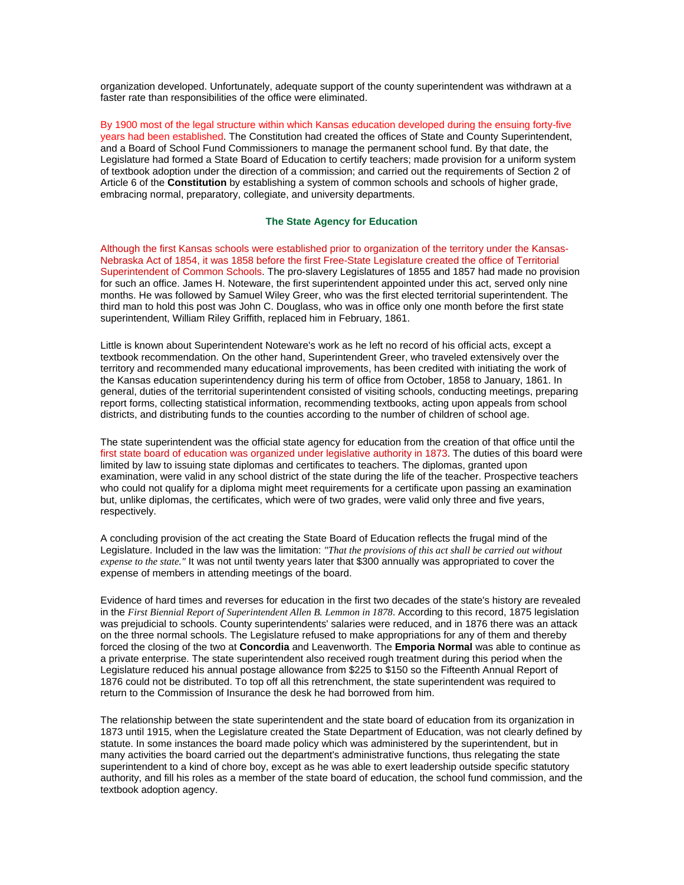organization developed. Unfortunately, adequate support of the county superintendent was withdrawn at a faster rate than responsibilities of the office were eliminated.

By 1900 most of the legal structure within which Kansas education developed during the ensuing forty-five years had been established. The Constitution had created the offices of State and County Superintendent, and a Board of School Fund Commissioners to manage the permanent school fund. By that date, the Legislature had formed a State Board of Education to certify teachers; made provision for a uniform system of textbook adoption under the direction of a commission; and carried out the requirements of Section 2 of Article 6 of the **Constitution** by establishing a system of common schools and schools of higher grade, embracing normal, preparatory, collegiate, and university departments.

## The State Agency for Education

Although the first Kansas schools were established prior to organization of the territory under the Kansas-Nebraska Act of 1854, it was 1858 before the first Free-State Legislature created the office of Territorial Superintendent of Common Schools. The pro-slavery Legislatures of 1855 and 1857 had made no provision for such an office. James H. Noteware, the first superintendent appointed under this act, served only nine months. He was followed by Samuel Wiley Greer, who was the first elected territorial superintendent. The third man to hold this post was John C. Douglass, who was in office only one month before the first state superintendent, William Riley Griffith, replaced him in February, 1861.

Little is known about Superintendent Noteware's work as he left no record of his official acts, except a textbook recommendation. On the other hand, Superintendent Greer, who traveled extensively over the territory and recommended many educational improvements, has been credited with initiating the work of the Kansas education superintendency during his term of office from October, 1858 to January, 1861. In general, duties of the territorial superintendent consisted of visiting schools, conducting meetings, preparing report forms, collecting statistical information, recommending textbooks, acting upon appeals from school districts, and distributing funds to the counties according to the number of children of school age.

The state superintendent was the official state agency for education from the creation of that office until the first state board of education was organized under legislative authority in 1873. The duties of this board were limited by law to issuing state diplomas and certificates to teachers. The diplomas, granted upon examination, were valid in any school district of the state during the life of the teacher. Prospective teachers who could not qualify for a diploma might meet requirements for a certificate upon passing an examination but, unlike diplomas, the certificates, which were of two grades, were valid only three and five years, respectively.

A concluding provision of the act creating the State Board of Education reflects the frugal mind of the Legislature. Included in the law was the limitation: *"That the provisions of this act shall be carried out without expense to the state."* It was not until twenty years later that $300 annually was appropriated to cover the expense of members in attending meetings of the board.

Evidence of hard times and reverses for education in the first two decades of the state's history are revealed in the *First Biennial Report of Superintendent Allen B. Lemmon in 1878*. According to this record, 1875 legislation was prejudicial to schools. County superintendents' salaries were reduced, and in 1876 there was an attack on the three normal schools. The Legislature refused to make appropriations for any of them and thereby forced the closing of the two at **Concordia** and Leavenworth. The **Emporia Normal** was able to continue as a private enterprise. The state superintendent also received rough treatment during this period when the Legislature reduced his annual postage allowance from $225 to $150 so the Fifteenth Annual Report of 1876 could not be distributed. To top off all this retrenchment, the state superintendent was required to return to the Commission of Insurance the desk he had borrowed from him.

The relationship between the state superintendent and the state board of education from its organization in 1873 until 1915, when the Legislature created the State Department of Education, was not clearly defined by statute. In some instances the board made policy which was administered by the superintendent, but in many activities the board carried out the department's administrative functions, thus relegating the state superintendent to a kind of chore boy, except as he was able to exert leadership outside specific statutory authority, and fill his roles as a member of the state board of education, the school fund commission, and the textbook adoption agency.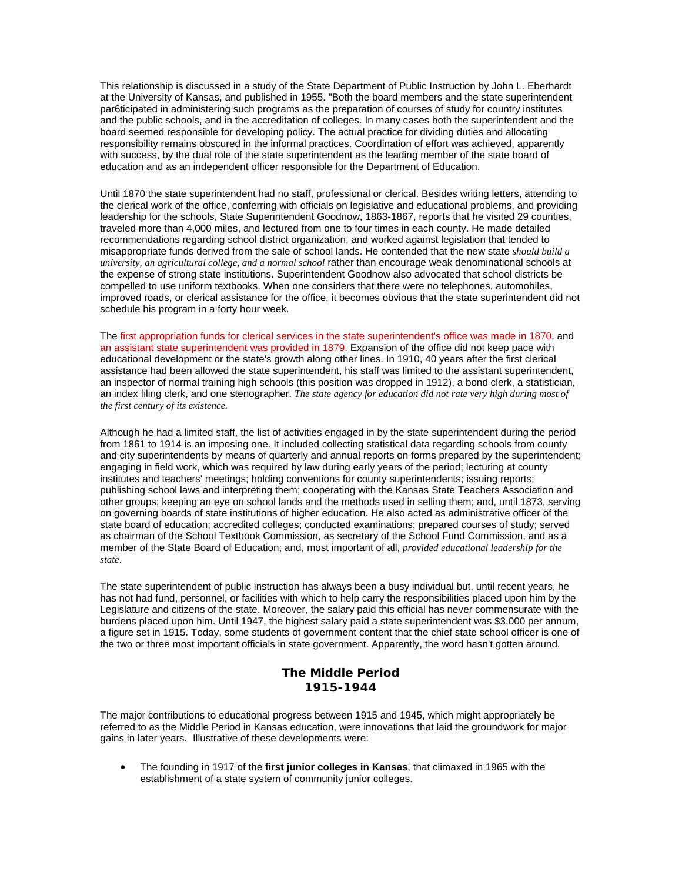This relationship is discussed in a study of the State Department of Public Instruction by John L. Eberhardt at the University of Kansas, and published in 1955. "Both the board members and the state superintendent par6ticipated in administering such programs as the preparation of courses of study for country institutes and the public schools, and in the accreditation of colleges. In many cases both the superintendent and the board seemed responsible for developing policy. The actual practice for dividing duties and allocating responsibility remains obscured in the informal practices. Coordination of effort was achieved, apparently with success, by the dual role of the state superintendent as the leading member of the state board of education and as an independent officer responsible for the Department of Education.

Until 1870 the state superintendent had no staff, professional or clerical. Besides writing letters, attending to the clerical work of the office, conferring with officials on legislative and educational problems, and providing leadership for the schools, State Superintendent Goodnow, 1863-1867, reports that he visited 29 counties, traveled more than 4,000 miles, and lectured from one to four times in each county. He made detailed recommendations regarding school district organization, and worked against legislation that tended to misappropriate funds derived from the sale of school lands. He contended that the new state *should build a university, an agricultural college, and a normal school* rather than encourage weak denominational schools at the expense of strong state institutions. Superintendent Goodnow also advocated that school districts be compelled to use uniform textbooks. When one considers that there were no telephones, automobiles, improved roads, or clerical assistance for the office, it becomes obvious that the state superintendent did not schedule his program in a forty hour week.

The first appropriation funds for clerical services in the state superintendent's office was made in 1870, and an assistant state superintendent was provided in 1879. Expansion of the office did not keep pace with educational development or the state's growth along other lines. In 1910, 40 years after the first clerical assistance had been allowed the state superintendent, his staff was limited to the assistant superintendent, an inspector of normal training high schools (this position was dropped in 1912), a bond clerk, a statistician, an index filing clerk, and one stenographer. *The state agency for education did not rate very high during most of the first century of its existence.*

Although he had a limited staff, the list of activities engaged in by the state superintendent during the period from 1861 to 1914 is an imposing one. It included collecting statistical data regarding schools from county and city superintendents by means of quarterly and annual reports on forms prepared by the superintendent; engaging in field work, which was required by law during early years of the period; lecturing at county institutes and teachers' meetings; holding conventions for county superintendents; issuing reports; publishing school laws and interpreting them; cooperating with the Kansas State Teachers Association and other groups; keeping an eye on school lands and the methods used in selling them; and, until 1873, serving on governing boards of state institutions of higher education. He also acted as administrative officer of the state board of education; accredited colleges; conducted examinations; prepared courses of study; served as chairman of the School Textbook Commission, as secretary of the School Fund Commission, and as a member of the State Board of Education; and, most important of all, *provided educational leadership for the state*.

The state superintendent of public instruction has always been a busy individual but, until recent years, he has not had fund, personnel, or facilities with which to help carry the responsibilities placed upon him by the Legislature and citizens of the state. Moreover, the salary paid this official has never commensurate with the burdens placed upon him. Until 1947, the highest salary paid a state superintendent was $3,000 per annum, a figure set in 1915. Today, some students of government content that the chief state school officer is one of the two or three most important officials in state government. Apparently, the word hasn't gotten around.

## The Middle Period 1915-1944

The major contributions to educational progress between 1915 and 1945, which might appropriately be referred to as the Middle Period in Kansas education, were innovations that laid the groundwork for major gains in later years. Illustrative of these developments were:

- The founding in 1917 of the **first junior colleges in Kansas**, that climaxed in 1965 with the establishment of a state system of community junior colleges.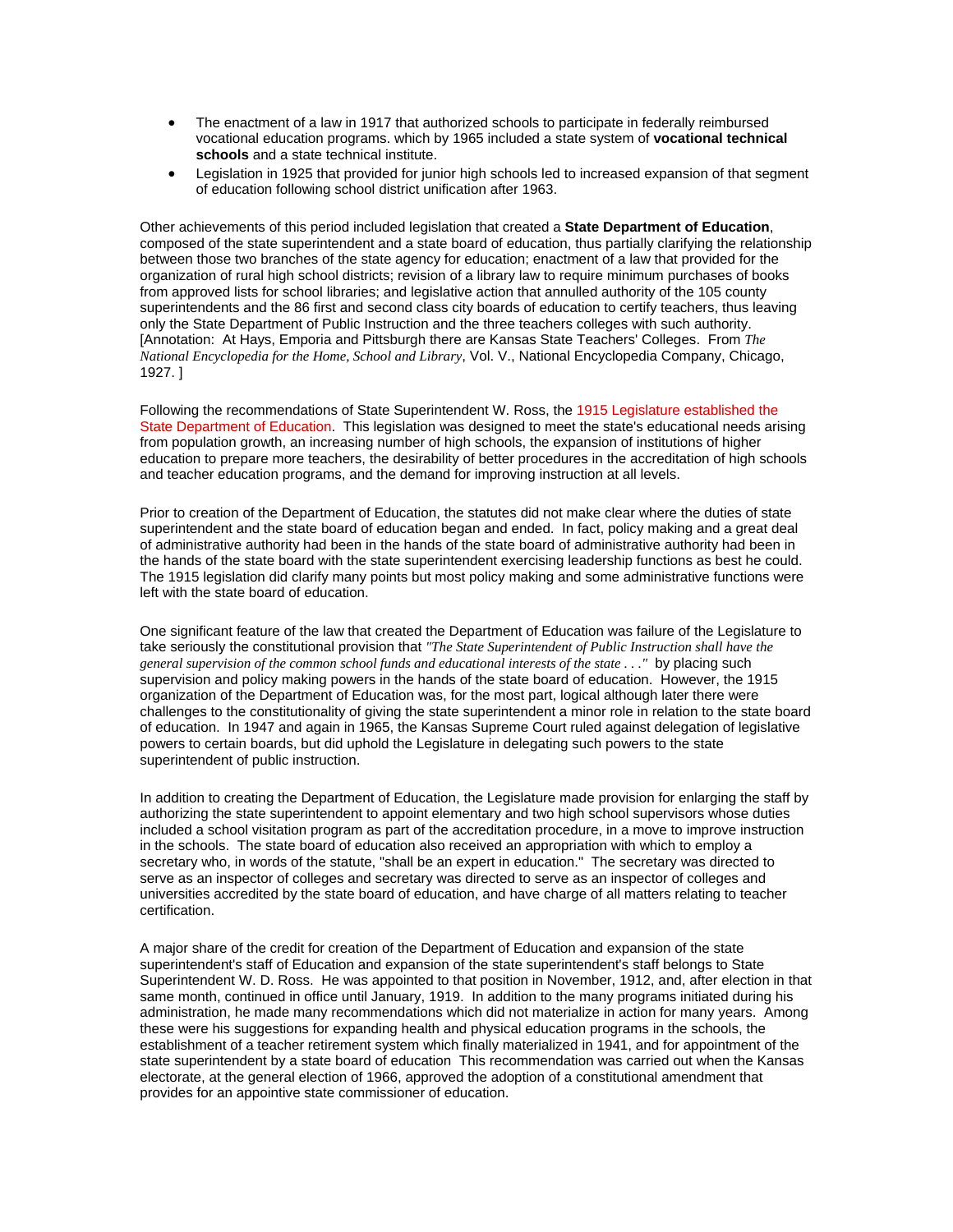- The enactment of a law in 1917 that authorized schools to participate in federally reimbursed vocational education programs. which by 1965 included a state system of **vocational technical schools** and a state technical institute.
- Legislation in 1925 that provided for junior high schools led to increased expansion of that segment of education following school district unification after 1963.

Other achievements of this period included legislation that created a **State Department of Education**, composed of the state superintendent and a state board of education, thus partially clarifying the relationship between those two branches of the state agency for education; enactment of a law that provided for the organization of rural high school districts; revision of a library law to require minimum purchases of books from approved lists for school libraries; and legislative action that annulled authority of the 105 county superintendents and the 86 first and second class city boards of education to certify teachers, thus leaving only the State Department of Public Instruction and the three teachers colleges with such authority. [Annotation: At Hays, Emporia and Pittsburgh there are Kansas State Teachers' Colleges. From *The National Encyclopedia for the Home, School and Library*, Vol. V., National Encyclopedia Company, Chicago, 1927. ]

Following the recommendations of State Superintendent W. Ross, the 1915 Legislature established the State Department of Education. This legislation was designed to meet the state's educational needs arising from population growth, an increasing number of high schools, the expansion of institutions of higher education to prepare more teachers, the desirability of better procedures in the accreditation of high schools and teacher education programs, and the demand for improving instruction at all levels.

Prior to creation of the Department of Education, the statutes did not make clear where the duties of state superintendent and the state board of education began and ended. In fact, policy making and a great deal of administrative authority had been in the hands of the state board of administrative authority had been in the hands of the state board with the state superintendent exercising leadership functions as best he could. The 1915 legislation did clarify many points but most policy making and some administrative functions were left with the state board of education.

One significant feature of the law that created the Department of Education was failure of the Legislature to take seriously the constitutional provision that *"The State Superintendent of Public Instruction shall have the general supervision of the common school funds and educational interests of the state . . ."* by placing such supervision and policy making powers in the hands of the state board of education. However, the 1915 organization of the Department of Education was, for the most part, logical although later there were challenges to the constitutionality of giving the state superintendent a minor role in relation to the state board of education. In 1947 and again in 1965, the Kansas Supreme Court ruled against delegation of legislative powers to certain boards, but did uphold the Legislature in delegating such powers to the state superintendent of public instruction.

In addition to creating the Department of Education, the Legislature made provision for enlarging the staff by authorizing the state superintendent to appoint elementary and two high school supervisors whose duties included a school visitation program as part of the accreditation procedure, in a move to improve instruction in the schools. The state board of education also received an appropriation with which to employ a secretary who, in words of the statute, "shall be an expert in education." The secretary was directed to serve as an inspector of colleges and secretary was directed to serve as an inspector of colleges and universities accredited by the state board of education, and have charge of all matters relating to teacher certification.

A major share of the credit for creation of the Department of Education and expansion of the state superintendent's staff of Education and expansion of the state superintendent's staff belongs to State Superintendent W. D. Ross. He was appointed to that position in November, 1912, and, after election in that same month, continued in office until January, 1919. In addition to the many programs initiated during his administration, he made many recommendations which did not materialize in action for many years. Among these were his suggestions for expanding health and physical education programs in the schools, the establishment of a teacher retirement system which finally materialized in 1941, and for appointment of the state superintendent by a state board of education This recommendation was carried out when the Kansas electorate, at the general election of 1966, approved the adoption of a constitutional amendment that provides for an appointive state commissioner of education.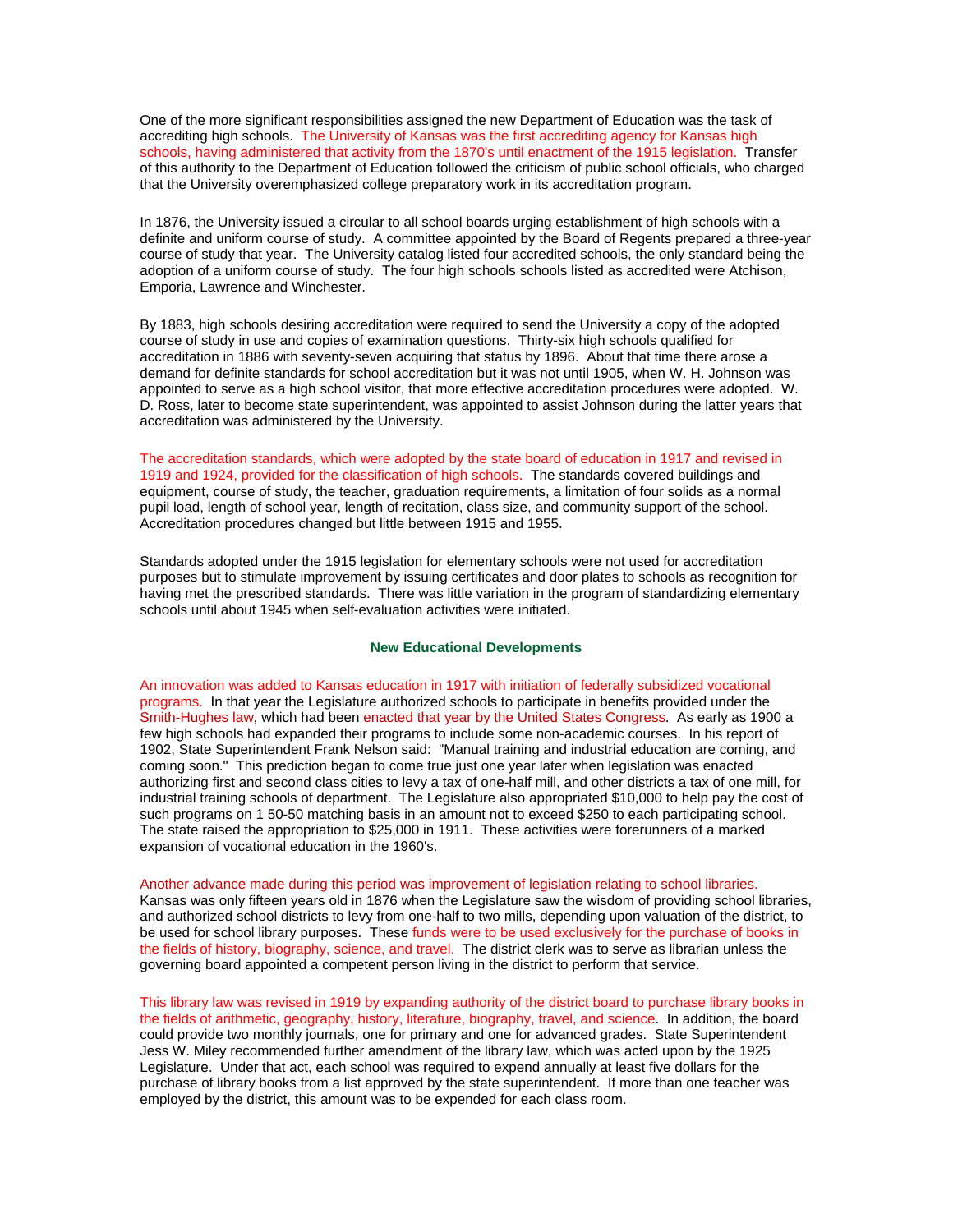One of the more significant responsibilities assigned the new Department of Education was the task of accrediting high schools. The University of Kansas was the first accrediting agency for Kansas high schools, having administered that activity from the 1870's until enactment of the 1915 legislation. Transfer of this authority to the Department of Education followed the criticism of public school officials, who charged that the University overemphasized college preparatory work in its accreditation program.

In 1876, the University issued a circular to all school boards urging establishment of high schools with a definite and uniform course of study. A committee appointed by the Board of Regents prepared a three-year course of study that year. The University catalog listed four accredited schools, the only standard being the adoption of a uniform course of study. The four high schools schools listed as accredited were Atchison, Emporia, Lawrence and Winchester.

By 1883, high schools desiring accreditation were required to send the University a copy of the adopted course of study in use and copies of examination questions. Thirty-six high schools qualified for accreditation in 1886 with seventy-seven acquiring that status by 1896. About that time there arose a demand for definite standards for school accreditation but it was not until 1905, when W. H. Johnson was appointed to serve as a high school visitor, that more effective accreditation procedures were adopted. W. D. Ross, later to become state superintendent, was appointed to assist Johnson during the latter years that accreditation was administered by the University.

The accreditation standards, which were adopted by the state board of education in 1917 and revised in 1919 and 1924, provided for the classification of high schools. The standards covered buildings and equipment, course of study, the teacher, graduation requirements, a limitation of four solids as a normal pupil load, length of school year, length of recitation, class size, and community support of the school. Accreditation procedures changed but little between 1915 and 1955.

Standards adopted under the 1915 legislation for elementary schools were not used for accreditation purposes but to stimulate improvement by issuing certificates and door plates to schools as recognition for having met the prescribed standards. There was little variation in the program of standardizing elementary schools until about 1945 when self-evaluation activities were initiated.

## New Educational Developments

An innovation was added to Kansas education in 1917 with initiation of federally subsidized vocational programs. In that year the Legislature authorized schools to participate in benefits provided under the Smith-Hughes law, which had been enacted that year by the United States Congress. As early as 1900 a few high schools had expanded their programs to include some non-academic courses. In his report of 1902, State Superintendent Frank Nelson said: "Manual training and industrial education are coming, and coming soon." This prediction began to come true just one year later when legislation was enacted authorizing first and second class cities to levy a tax of one-half mill, and other districts a tax of one mill, for industrial training schools of department. The Legislature also appropriated $10,000 to help pay the cost of such programs on 1 50-50 matching basis in an amount not to exceed $250 to each participating school. The state raised the appropriation to $25,000 in 1911. These activities were forerunners of a marked expansion of vocational education in the 1960's.

Another advance made during this period was improvement of legislation relating to school libraries. Kansas was only fifteen years old in 1876 when the Legislature saw the wisdom of providing school libraries, and authorized school districts to levy from one-half to two mills, depending upon valuation of the district, to be used for school library purposes. These funds were to be used exclusively for the purchase of books in the fields of history, biography, science, and travel. The district clerk was to serve as librarian unless the governing board appointed a competent person living in the district to perform that service.

This library law was revised in 1919 by expanding authority of the district board to purchase library books in the fields of arithmetic, geography, history, literature, biography, travel, and science. In addition, the board could provide two monthly journals, one for primary and one for advanced grades. State Superintendent Jess W. Miley recommended further amendment of the library law, which was acted upon by the 1925 Legislature. Under that act, each school was required to expend annually at least five dollars for the purchase of library books from a list approved by the state superintendent. If more than one teacher was employed by the district, this amount was to be expended for each class room.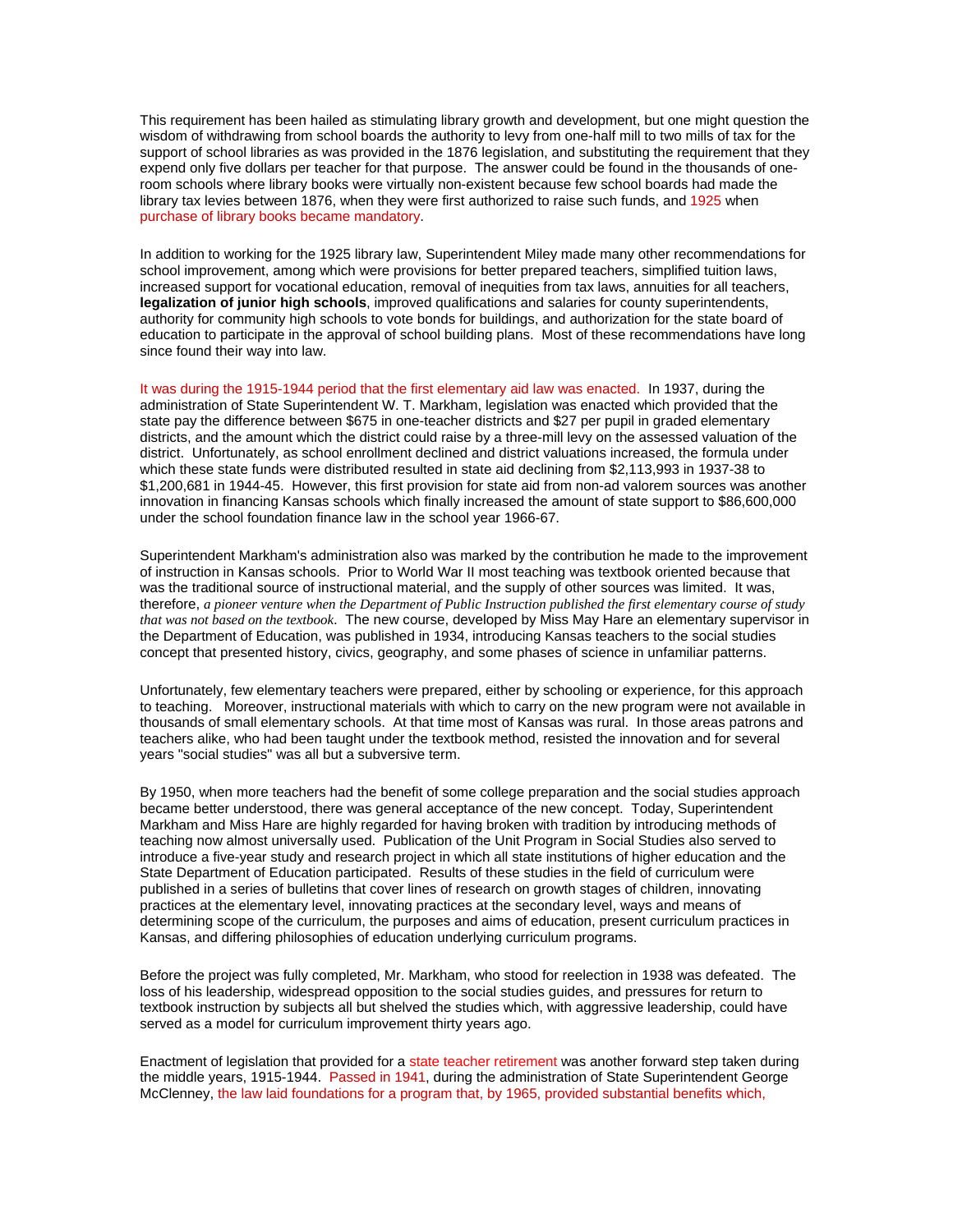This requirement has been hailed as stimulating library growth and development, but one might question the wisdom of withdrawing from school boards the authority to levy from one-half mill to two mills of tax for the support of school libraries as was provided in the 1876 legislation, and substituting the requirement that they expend only five dollars per teacher for that purpose. The answer could be found in the thousands of one-room schools where library books were virtually non-existent because few school boards had made the library tax levies between 1876, when they were first authorized to raise such funds, and 1925 when purchase of library books became mandatory.

In addition to working for the 1925 library law, Superintendent Miley made many other recommendations for school improvement, among which were provisions for better prepared teachers, simplified tuition laws, increased support for vocational education, removal of inequities from tax laws, annuities for all teachers, **legalization of junior high schools**, improved qualifications and salaries for county superintendents, authority for community high schools to vote bonds for buildings, and authorization for the state board of education to participate in the approval of school building plans. Most of these recommendations have long since found their way into law.

It was during the 1915-1944 period that the first elementary aid law was enacted. In 1937, during the administration of State Superintendent W. T. Markham, legislation was enacted which provided that the state pay the difference between $675 in one-teacher districts and $27 per pupil in graded elementary districts, and the amount which the district could raise by a three-mill levy on the assessed valuation of the district. Unfortunately, as school enrollment declined and district valuations increased, the formula under which these state funds were distributed resulted in state aid declining from $2,113,993 in 1937-38 to $1,200,681 in 1944-45. However, this first provision for state aid from non-ad valorem sources was another innovation in financing Kansas schools which finally increased the amount of state support to $86,600,000 under the school foundation finance law in the school year 1966-67.

Superintendent Markham's administration also was marked by the contribution he made to the improvement of instruction in Kansas schools. Prior to World War II most teaching was textbook oriented because that was the traditional source of instructional material, and the supply of other sources was limited. It was, therefore, *a pioneer venture when the Department of Public Instruction published the first elementary course of study that was not based on the textbook*. The new course, developed by Miss May Hare an elementary supervisor in the Department of Education, was published in 1934, introducing Kansas teachers to the social studies concept that presented history, civics, geography, and some phases of science in unfamiliar patterns.

Unfortunately, few elementary teachers were prepared, either by schooling or experience, for this approach to teaching. Moreover, instructional materials with which to carry on the new program were not available in thousands of small elementary schools. At that time most of Kansas was rural. In those areas patrons and teachers alike, who had been taught under the textbook method, resisted the innovation and for several years "social studies" was all but a subversive term.

By 1950, when more teachers had the benefit of some college preparation and the social studies approach became better understood, there was general acceptance of the new concept. Today, Superintendent Markham and Miss Hare are highly regarded for having broken with tradition by introducing methods of teaching now almost universally used. Publication of the Unit Program in Social Studies also served to introduce a five-year study and research project in which all state institutions of higher education and the State Department of Education participated. Results of these studies in the field of curriculum were published in a series of bulletins that cover lines of research on growth stages of children, innovating practices at the elementary level, innovating practices at the secondary level, ways and means of determining scope of the curriculum, the purposes and aims of education, present curriculum practices in Kansas, and differing philosophies of education underlying curriculum programs.

Before the project was fully completed, Mr. Markham, who stood for reelection in 1938 was defeated. The loss of his leadership, widespread opposition to the social studies guides, and pressures for return to textbook instruction by subjects all but shelved the studies which, with aggressive leadership, could have served as a model for curriculum improvement thirty years ago.

Enactment of legislation that provided for a state teacher retirement was another forward step taken during the middle years, 1915-1944. Passed in 1941, during the administration of State Superintendent George McClenney, the law laid foundations for a program that, by 1965, provided substantial benefits which,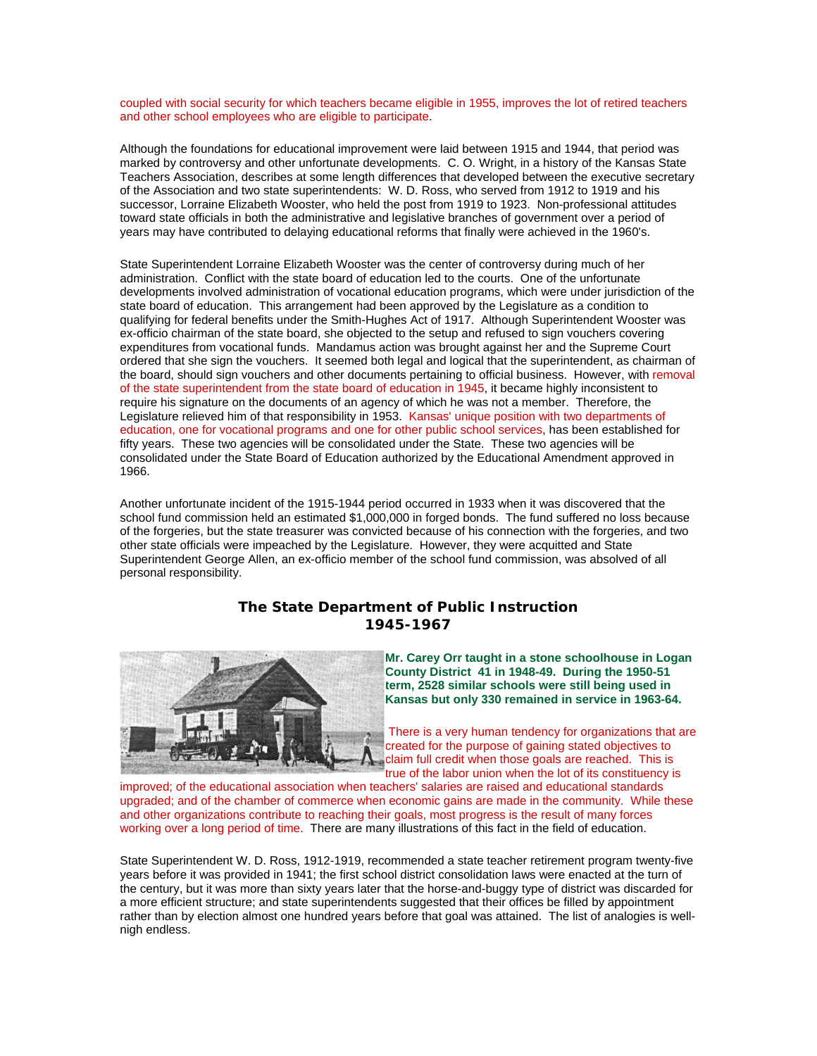coupled with social security for which teachers became eligible in 1955, improves the lot of retired teachers and other school employees who are eligible to participate.

Although the foundations for educational improvement were laid between 1915 and 1944, that period was marked by controversy and other unfortunate developments. C. O. Wright, in a history of the Kansas State Teachers Association, describes at some length differences that developed between the executive secretary of the Association and two state superintendents: W. D. Ross, who served from 1912 to 1919 and his successor, Lorraine Elizabeth Wooster, who held the post from 1919 to 1923. Non-professional attitudes toward state officials in both the administrative and legislative branches of government over a period of years may have contributed to delaying educational reforms that finally were achieved in the 1960's.

State Superintendent Lorraine Elizabeth Wooster was the center of controversy during much of her administration. Conflict with the state board of education led to the courts. One of the unfortunate developments involved administration of vocational education programs, which were under jurisdiction of the state board of education. This arrangement had been approved by the Legislature as a condition to qualifying for federal benefits under the Smith-Hughes Act of 1917. Although Superintendent Wooster was ex-officio chairman of the state board, she objected to the setup and refused to sign vouchers covering expenditures from vocational funds. Mandamus action was brought against her and the Supreme Court ordered that she sign the vouchers. It seemed both legal and logical that the superintendent, as chairman of the board, should sign vouchers and other documents pertaining to official business. However, with removal of the state superintendent from the state board of education in 1945, it became highly inconsistent to require his signature on the documents of an agency of which he was not a member. Therefore, the Legislature relieved him of that responsibility in 1953. Kansas' unique position with two departments of education, one for vocational programs and one for other public school services, has been established for fifty years. These two agencies will be consolidated under the State. These two agencies will be consolidated under the State Board of Education authorized by the Educational Amendment approved in 1966.

Another unfortunate incident of the 1915-1944 period occurred in 1933 when it was discovered that the school fund commission held an estimated $1,000,000 in forged bonds. The fund suffered no loss because of the forgeries, but the state treasurer was convicted because of his connection with the forgeries, and two other state officials were impeached by the Legislature. However, they were acquitted and State Superintendent George Allen, an ex-officio member of the school fund commission, was absolved of all personal responsibility.

## The State Department of Public Instruction 1945-1967

**Mr. Carey Orr taught in a stone schoolhouse in Logan County District 41 in 1948-49. During the 1950-51 term, 2528 similar schools were still being used in Kansas but only 330 remained in service in 1963-64.**

There is a very human tendency for organizations that are created for the purpose of gaining stated objectives to claim full credit when those goals are reached. This is true of the labor union when the lot of its constituency is improved; of the educational association when teachers' salaries are raised and educational standards upgraded; and of the chamber of commerce when economic gains are made in the community. While these and other organizations contribute to reaching their goals, most progress is the result of many forces working over a long period of time. There are many illustrations of this fact in the field of education.

State Superintendent W. D. Ross, 1912-1919, recommended a state teacher retirement program twenty-five years before it was provided in 1941; the first school district consolidation laws were enacted at the turn of the century, but it was more than sixty years later that the horse-and-buggy type of district was discarded for a more efficient structure; and state superintendents suggested that their offices be filled by appointment rather than by election almost one hundred years before that goal was attained. The list of analogies is well-nigh endless.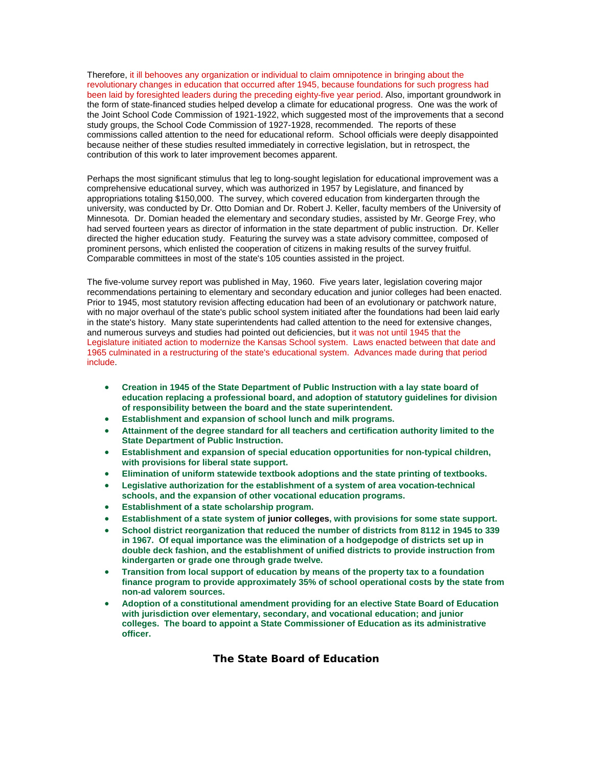Therefore, it ill behooves any organization or individual to claim omnipotence in bringing about the revolutionary changes in education that occurred after 1945, because foundations for such progress had been laid by foresighted leaders during the preceding eighty-five year period. Also, important groundwork in the form of state-financed studies helped develop a climate for educational progress. One was the work of the Joint School Code Commission of 1921-1922, which suggested most of the improvements that a second study groups, the School Code Commission of 1927-1928, recommended. The reports of these commissions called attention to the need for educational reform. School officials were deeply disappointed because neither of these studies resulted immediately in corrective legislation, but in retrospect, the contribution of this work to later improvement becomes apparent.

Perhaps the most significant stimulus that leg to long-sought legislation for educational improvement was a comprehensive educational survey, which was authorized in 1957 by Legislature, and financed by appropriations totaling $150,000. The survey, which covered education from kindergarten through the university, was conducted by Dr. Otto Domian and Dr. Robert J. Keller, faculty members of the University of Minnesota. Dr. Domian headed the elementary and secondary studies, assisted by Mr. George Frey, who had served fourteen years as director of information in the state department of public instruction. Dr. Keller directed the higher education study. Featuring the survey was a state advisory committee, composed of prominent persons, which enlisted the cooperation of citizens in making results of the survey fruitful. Comparable committees in most of the state's 105 counties assisted in the project.

The five-volume survey report was published in May, 1960. Five years later, legislation covering major recommendations pertaining to elementary and secondary education and junior colleges had been enacted. Prior to 1945, most statutory revision affecting education had been of an evolutionary or patchwork nature, with no major overhaul of the state's public school system initiated after the foundations had been laid early in the state's history. Many state superintendents had called attention to the need for extensive changes, and numerous surveys and studies had pointed out deficiencies, but it was not until 1945 that the Legislature initiated action to modernize the Kansas School system. Laws enacted between that date and 1965 culminated in a restructuring of the state's educational system. Advances made during that period include.

- **Creation in 1945 of the State Department of Public Instruction with a lay state board of education replacing a professional board, and adoption of statutory guidelines for division of responsibility between the board and the state superintendent.**
- **Establishment and expansion of school lunch and milk programs.**
- **Attainment of the degree standard for all teachers and certification authority limited to the State Department of Public Instruction.**
- **Establishment and expansion of special education opportunities for non-typical children, with provisions for liberal state support.**
- **Elimination of uniform statewide textbook adoptions and the state printing of textbooks.**
- **Legislative authorization for the establishment of a system of area vocation-technical schools, and the expansion of other vocational education programs.**
- **Establishment of a state scholarship program.**
- **Establishment of a state system of junior colleges, with provisions for some state support.**
- **School district reorganization that reduced the number of districts from 8112 in 1945 to 339 in 1967. Of equal importance was the elimination of a hodgepodge of districts set up in double deck fashion, and the establishment of unified districts to provide instruction from kindergarten or grade one through grade twelve.**
- **Transition from local support of education by means of the property tax to a foundation finance program to provide approximately 35% of school operational costs by the state from non-ad valorem sources.**
- **Adoption of a constitutional amendment providing for an elective State Board of Education with jurisdiction over elementary, secondary, and vocational education; and junior colleges. The board to appoint a State Commissioner of Education as its administrative officer.**

## The State Board of Education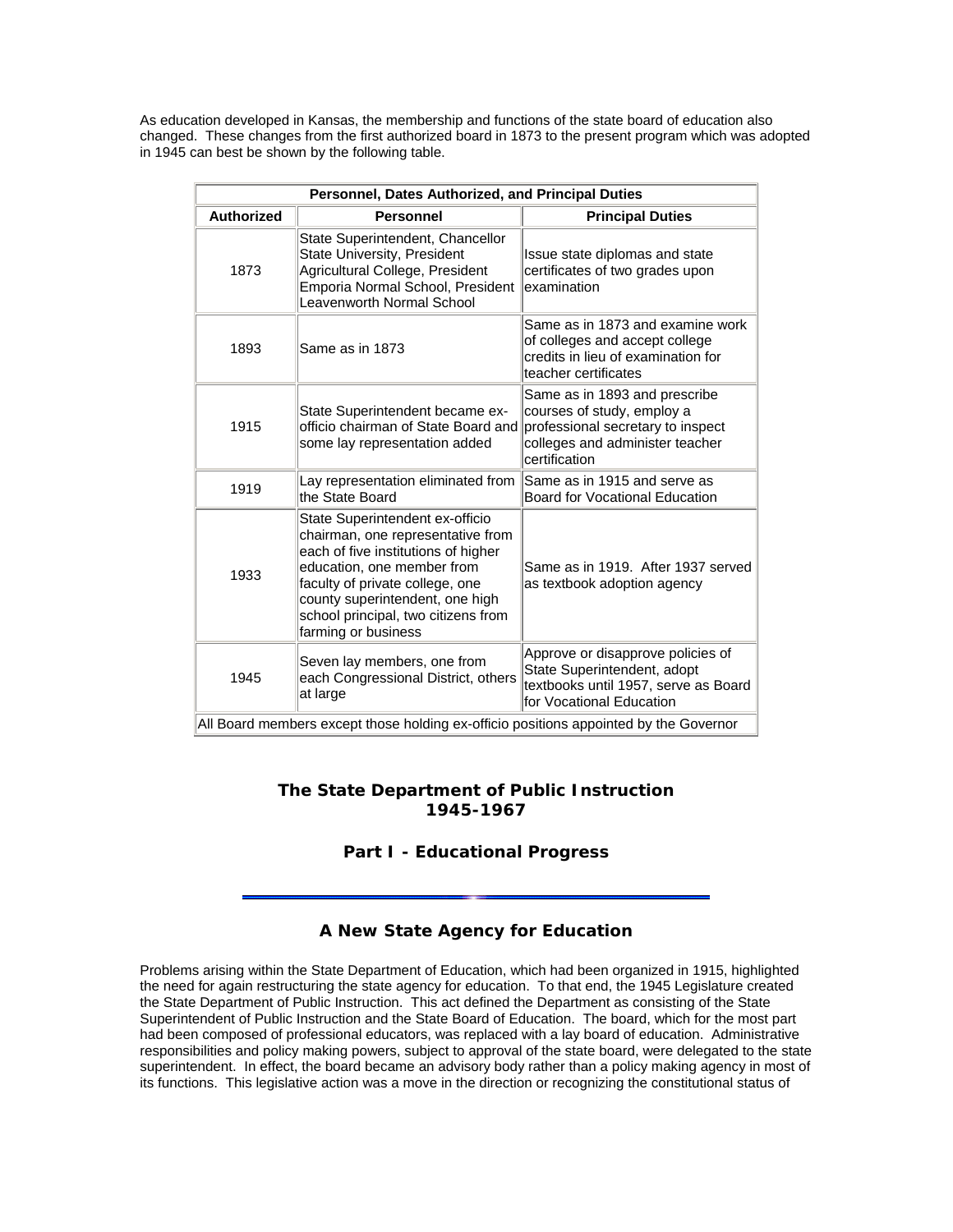As education developed in Kansas, the membership and functions of the state board of education also changed. These changes from the first authorized board in 1873 to the present program which was adopted in 1945 can best be shown by the following table.

| Personnel, Dates Authorized, and Principal Duties | | |
|---|---|---|
| **Authorized** | **Personnel** | **Principal Duties** |
| 1873 | State Superintendent, Chancellor State University, President Agricultural College, President Emporia Normal School, President Leavenworth Normal School | Issue state diplomas and state certificates of two grades upon examination |
| 1893 | Same as in 1873 | Same as in 1873 and examine work of colleges and accept college credits in lieu of examination for teacher certificates |
| 1915 | State Superintendent became ex-officio chairman of State Board and some lay representation added | Same as in 1893 and prescribe courses of study, employ a professional secretary to inspect colleges and administer teacher certification |
| 1919 | Lay representation eliminated from the State Board | Same as in 1915 and serve as Board for Vocational Education |
| 1933 | State Superintendent ex-officio chairman, one representative from each of five institutions of higher education, one member from faculty of private college, one county superintendent, one high school principal, two citizens from farming or business | Same as in 1919. After 1937 served as textbook adoption agency |
| 1945 | Seven lay members, one from each Congressional District, others at large | Approve or disapprove policies of State Superintendent, adopt textbooks until 1957, serve as Board for Vocational Education |
| All Board members except those holding ex-officio positions appointed by the Governor | | |

## The State Department of Public Instruction 1945-1967

### Part I - Educational Progress

---

### A New State Agency for Education

Problems arising within the State Department of Education, which had been organized in 1915, highlighted the need for again restructuring the state agency for education. To that end, the 1945 Legislature created the State Department of Public Instruction. This act defined the Department as consisting of the State Superintendent of Public Instruction and the State Board of Education. The board, which for the most part had been composed of professional educators, was replaced with a lay board of education. Administrative responsibilities and policy making powers, subject to approval of the state board, were delegated to the state superintendent. In effect, the board became an advisory body rather than a policy making agency in most of its functions. This legislative action was a move in the direction or recognizing the constitutional status of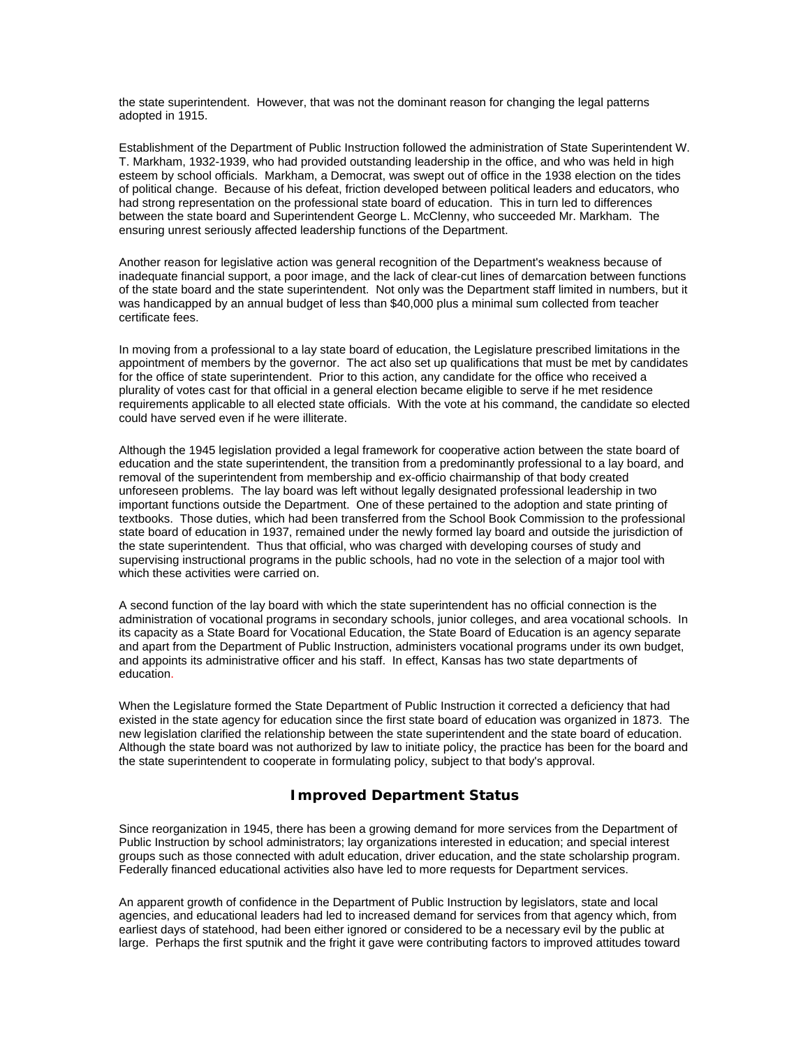the state superintendent. However, that was not the dominant reason for changing the legal patterns adopted in 1915.

Establishment of the Department of Public Instruction followed the administration of State Superintendent W. T. Markham, 1932-1939, who had provided outstanding leadership in the office, and who was held in high esteem by school officials. Markham, a Democrat, was swept out of office in the 1938 election on the tides of political change. Because of his defeat, friction developed between political leaders and educators, who had strong representation on the professional state board of education. This in turn led to differences between the state board and Superintendent George L. McClenny, who succeeded Mr. Markham. The ensuring unrest seriously affected leadership functions of the Department.

Another reason for legislative action was general recognition of the Department's weakness because of inadequate financial support, a poor image, and the lack of clear-cut lines of demarcation between functions of the state board and the state superintendent. Not only was the Department staff limited in numbers, but it was handicapped by an annual budget of less than $40,000 plus a minimal sum collected from teacher certificate fees.

In moving from a professional to a lay state board of education, the Legislature prescribed limitations in the appointment of members by the governor. The act also set up qualifications that must be met by candidates for the office of state superintendent. Prior to this action, any candidate for the office who received a plurality of votes cast for that official in a general election became eligible to serve if he met residence requirements applicable to all elected state officials. With the vote at his command, the candidate so elected could have served even if he were illiterate.

Although the 1945 legislation provided a legal framework for cooperative action between the state board of education and the state superintendent, the transition from a predominantly professional to a lay board, and removal of the superintendent from membership and ex-officio chairmanship of that body created unforeseen problems. The lay board was left without legally designated professional leadership in two important functions outside the Department. One of these pertained to the adoption and state printing of textbooks. Those duties, which had been transferred from the School Book Commission to the professional state board of education in 1937, remained under the newly formed lay board and outside the jurisdiction of the state superintendent. Thus that official, who was charged with developing courses of study and supervising instructional programs in the public schools, had no vote in the selection of a major tool with which these activities were carried on.

A second function of the lay board with which the state superintendent has no official connection is the administration of vocational programs in secondary schools, junior colleges, and area vocational schools. In its capacity as a State Board for Vocational Education, the State Board of Education is an agency separate and apart from the Department of Public Instruction, administers vocational programs under its own budget, and appoints its administrative officer and his staff. In effect, Kansas has two state departments of education.

When the Legislature formed the State Department of Public Instruction it corrected a deficiency that had existed in the state agency for education since the first state board of education was organized in 1873. The new legislation clarified the relationship between the state superintendent and the state board of education. Although the state board was not authorized by law to initiate policy, the practice has been for the board and the state superintendent to cooperate in formulating policy, subject to that body's approval.

## Improved Department Status

Since reorganization in 1945, there has been a growing demand for more services from the Department of Public Instruction by school administrators; lay organizations interested in education; and special interest groups such as those connected with adult education, driver education, and the state scholarship program. Federally financed educational activities also have led to more requests for Department services.

An apparent growth of confidence in the Department of Public Instruction by legislators, state and local agencies, and educational leaders had led to increased demand for services from that agency which, from earliest days of statehood, had been either ignored or considered to be a necessary evil by the public at large. Perhaps the first sputnik and the fright it gave were contributing factors to improved attitudes toward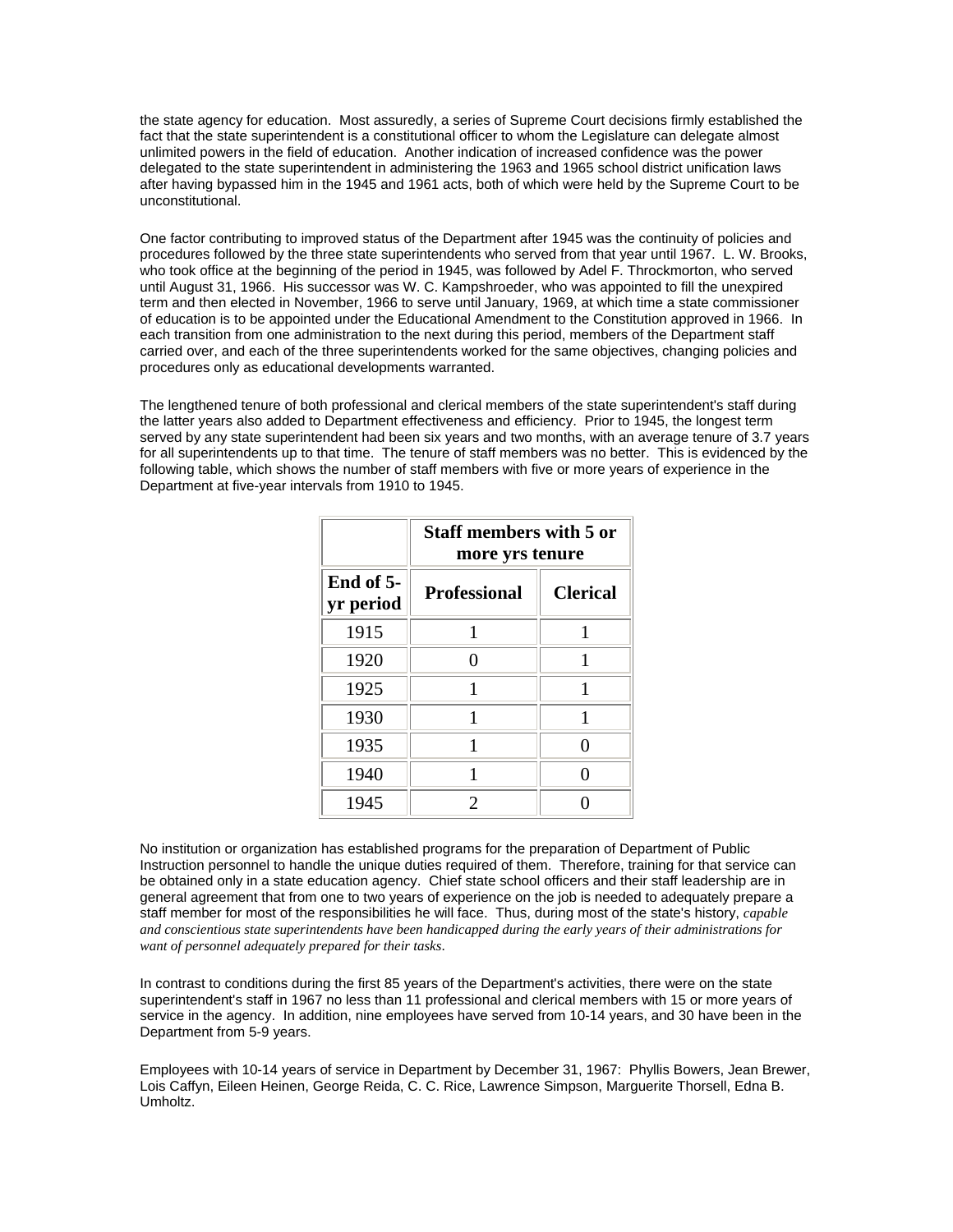the state agency for education. Most assuredly, a series of Supreme Court decisions firmly established the fact that the state superintendent is a constitutional officer to whom the Legislature can delegate almost unlimited powers in the field of education. Another indication of increased confidence was the power delegated to the state superintendent in administering the 1963 and 1965 school district unification laws after having bypassed him in the 1945 and 1961 acts, both of which were held by the Supreme Court to be unconstitutional.

One factor contributing to improved status of the Department after 1945 was the continuity of policies and procedures followed by the three state superintendents who served from that year until 1967. L. W. Brooks, who took office at the beginning of the period in 1945, was followed by Adel F. Throckmorton, who served until August 31, 1966. His successor was W. C. Kampshroeder, who was appointed to fill the unexpired term and then elected in November, 1966 to serve until January, 1969, at which time a state commissioner of education is to be appointed under the Educational Amendment to the Constitution approved in 1966. In each transition from one administration to the next during this period, members of the Department staff carried over, and each of the three superintendents worked for the same objectives, changing policies and procedures only as educational developments warranted.

The lengthened tenure of both professional and clerical members of the state superintendent's staff during the latter years also added to Department effectiveness and efficiency. Prior to 1945, the longest term served by any state superintendent had been six years and two months, with an average tenure of 3.7 years for all superintendents up to that time. The tenure of staff members was no better. This is evidenced by the following table, which shows the number of staff members with five or more years of experience in the Department at five-year intervals from 1910 to 1945.

| | **Staff members with 5 or more yrs tenure** | |
|---|---|---|
| **End of 5-yr period** | **Professional** | **Clerical** |
| 1915 | 1 | 1 |
| 1920 | 0 | 1 |
| 1925 | 1 | 1 |
| 1930 | 1 | 1 |
| 1935 | 1 | 0 |
| 1940 | 1 | 0 |
| 1945 | 2 | 0 |

No institution or organization has established programs for the preparation of Department of Public Instruction personnel to handle the unique duties required of them. Therefore, training for that service can be obtained only in a state education agency. Chief state school officers and their staff leadership are in general agreement that from one to two years of experience on the job is needed to adequately prepare a staff member for most of the responsibilities he will face. Thus, during most of the state's history, *capable and conscientious state superintendents have been handicapped during the early years of their administrations for want of personnel adequately prepared for their tasks*.

In contrast to conditions during the first 85 years of the Department's activities, there were on the state superintendent's staff in 1967 no less than 11 professional and clerical members with 15 or more years of service in the agency. In addition, nine employees have served from 10-14 years, and 30 have been in the Department from 5-9 years.

Employees with 10-14 years of service in Department by December 31, 1967: Phyllis Bowers, Jean Brewer, Lois Caffyn, Eileen Heinen, George Reida, C. C. Rice, Lawrence Simpson, Marguerite Thorsell, Edna B. Umholtz.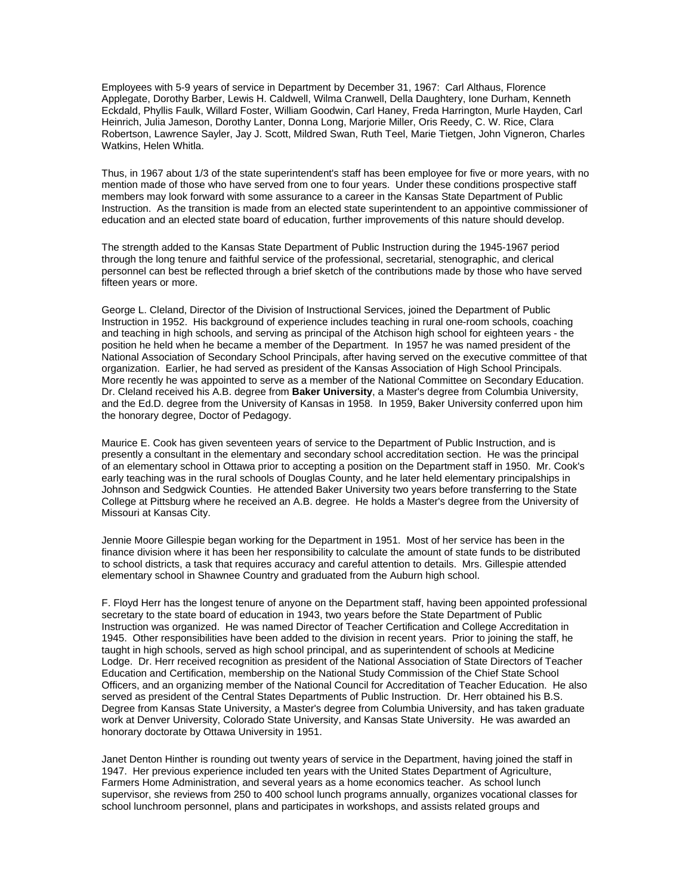Employees with 5-9 years of service in Department by December 31, 1967: Carl Althaus, Florence Applegate, Dorothy Barber, Lewis H. Caldwell, Wilma Cranwell, Della Daughtery, Ione Durham, Kenneth Eckdald, Phyllis Faulk, Willard Foster, William Goodwin, Carl Haney, Freda Harrington, Murle Hayden, Carl Heinrich, Julia Jameson, Dorothy Lanter, Donna Long, Marjorie Miller, Oris Reedy, C. W. Rice, Clara Robertson, Lawrence Sayler, Jay J. Scott, Mildred Swan, Ruth Teel, Marie Tietgen, John Vigneron, Charles Watkins, Helen Whitla.

Thus, in 1967 about 1/3 of the state superintendent's staff has been employee for five or more years, with no mention made of those who have served from one to four years. Under these conditions prospective staff members may look forward with some assurance to a career in the Kansas State Department of Public Instruction. As the transition is made from an elected state superintendent to an appointive commissioner of education and an elected state board of education, further improvements of this nature should develop.

The strength added to the Kansas State Department of Public Instruction during the 1945-1967 period through the long tenure and faithful service of the professional, secretarial, stenographic, and clerical personnel can best be reflected through a brief sketch of the contributions made by those who have served fifteen years or more.

George L. Cleland, Director of the Division of Instructional Services, joined the Department of Public Instruction in 1952. His background of experience includes teaching in rural one-room schools, coaching and teaching in high schools, and serving as principal of the Atchison high school for eighteen years - the position he held when he became a member of the Department. In 1957 he was named president of the National Association of Secondary School Principals, after having served on the executive committee of that organization. Earlier, he had served as president of the Kansas Association of High School Principals. More recently he was appointed to serve as a member of the National Committee on Secondary Education. Dr. Cleland received his A.B. degree from **Baker University**, a Master's degree from Columbia University, and the Ed.D. degree from the University of Kansas in 1958. In 1959, Baker University conferred upon him the honorary degree, Doctor of Pedagogy.

Maurice E. Cook has given seventeen years of service to the Department of Public Instruction, and is presently a consultant in the elementary and secondary school accreditation section. He was the principal of an elementary school in Ottawa prior to accepting a position on the Department staff in 1950. Mr. Cook's early teaching was in the rural schools of Douglas County, and he later held elementary principalships in Johnson and Sedgwick Counties. He attended Baker University two years before transferring to the State College at Pittsburg where he received an A.B. degree. He holds a Master's degree from the University of Missouri at Kansas City.

Jennie Moore Gillespie began working for the Department in 1951. Most of her service has been in the finance division where it has been her responsibility to calculate the amount of state funds to be distributed to school districts, a task that requires accuracy and careful attention to details. Mrs. Gillespie attended elementary school in Shawnee Country and graduated from the Auburn high school.

F. Floyd Herr has the longest tenure of anyone on the Department staff, having been appointed professional secretary to the state board of education in 1943, two years before the State Department of Public Instruction was organized. He was named Director of Teacher Certification and College Accreditation in 1945. Other responsibilities have been added to the division in recent years. Prior to joining the staff, he taught in high schools, served as high school principal, and as superintendent of schools at Medicine Lodge. Dr. Herr received recognition as president of the National Association of State Directors of Teacher Education and Certification, membership on the National Study Commission of the Chief State School Officers, and an organizing member of the National Council for Accreditation of Teacher Education. He also served as president of the Central States Departments of Public Instruction. Dr. Herr obtained his B.S. Degree from Kansas State University, a Master's degree from Columbia University, and has taken graduate work at Denver University, Colorado State University, and Kansas State University. He was awarded an honorary doctorate by Ottawa University in 1951.

Janet Denton Hinther is rounding out twenty years of service in the Department, having joined the staff in 1947. Her previous experience included ten years with the United States Department of Agriculture, Farmers Home Administration, and several years as a home economics teacher. As school lunch supervisor, she reviews from 250 to 400 school lunch programs annually, organizes vocational classes for school lunchroom personnel, plans and participates in workshops, and assists related groups and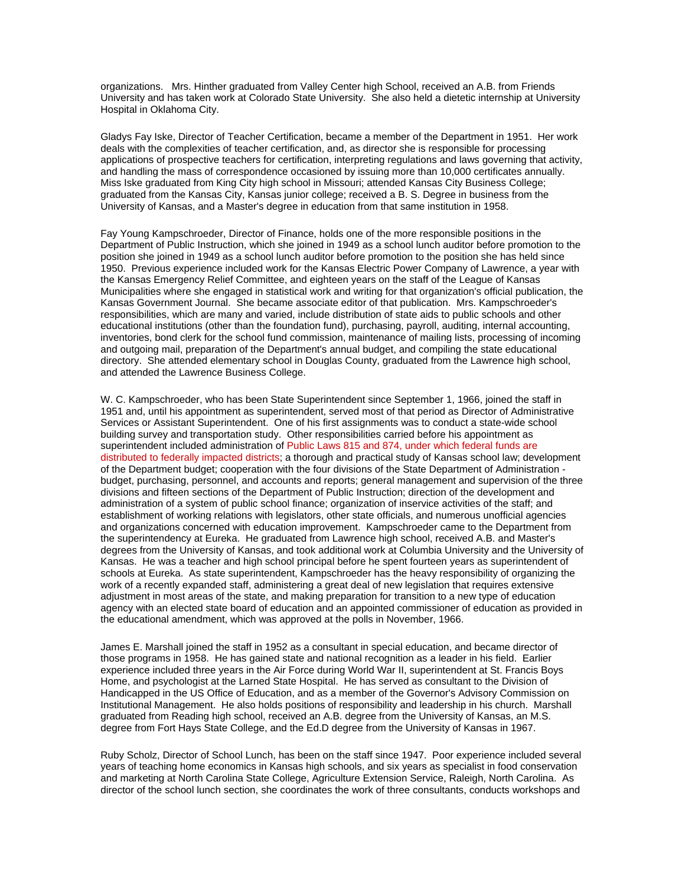organizations. Mrs. Hinther graduated from Valley Center high School, received an A.B. from Friends University and has taken work at Colorado State University. She also held a dietetic internship at University Hospital in Oklahoma City.

Gladys Fay Iske, Director of Teacher Certification, became a member of the Department in 1951. Her work deals with the complexities of teacher certification, and, as director she is responsible for processing applications of prospective teachers for certification, interpreting regulations and laws governing that activity, and handling the mass of correspondence occasioned by issuing more than 10,000 certificates annually. Miss Iske graduated from King City high school in Missouri; attended Kansas City Business College; graduated from the Kansas City, Kansas junior college; received a B. S. Degree in business from the University of Kansas, and a Master's degree in education from that same institution in 1958.

Fay Young Kampschroeder, Director of Finance, holds one of the more responsible positions in the Department of Public Instruction, which she joined in 1949 as a school lunch auditor before promotion to the position she joined in 1949 as a school lunch auditor before promotion to the position she has held since 1950. Previous experience included work for the Kansas Electric Power Company of Lawrence, a year with the Kansas Emergency Relief Committee, and eighteen years on the staff of the League of Kansas Municipalities where she engaged in statistical work and writing for that organization's official publication, the Kansas Government Journal. She became associate editor of that publication. Mrs. Kampschroeder's responsibilities, which are many and varied, include distribution of state aids to public schools and other educational institutions (other than the foundation fund), purchasing, payroll, auditing, internal accounting, inventories, bond clerk for the school fund commission, maintenance of mailing lists, processing of incoming and outgoing mail, preparation of the Department's annual budget, and compiling the state educational directory. She attended elementary school in Douglas County, graduated from the Lawrence high school, and attended the Lawrence Business College.

W. C. Kampschroeder, who has been State Superintendent since September 1, 1966, joined the staff in 1951 and, until his appointment as superintendent, served most of that period as Director of Administrative Services or Assistant Superintendent. One of his first assignments was to conduct a state-wide school building survey and transportation study. Other responsibilities carried before his appointment as superintendent included administration of Public Laws 815 and 874, under which federal funds are distributed to federally impacted districts; a thorough and practical study of Kansas school law; development of the Department budget; cooperation with the four divisions of the State Department of Administration - budget, purchasing, personnel, and accounts and reports; general management and supervision of the three divisions and fifteen sections of the Department of Public Instruction; direction of the development and administration of a system of public school finance; organization of inservice activities of the staff; and establishment of working relations with legislators, other state officials, and numerous unofficial agencies and organizations concerned with education improvement. Kampschroeder came to the Department from the superintendency at Eureka. He graduated from Lawrence high school, received A.B. and Master's degrees from the University of Kansas, and took additional work at Columbia University and the University of Kansas. He was a teacher and high school principal before he spent fourteen years as superintendent of schools at Eureka. As state superintendent, Kampschroeder has the heavy responsibility of organizing the work of a recently expanded staff, administering a great deal of new legislation that requires extensive adjustment in most areas of the state, and making preparation for transition to a new type of education agency with an elected state board of education and an appointed commissioner of education as provided in the educational amendment, which was approved at the polls in November, 1966.

James E. Marshall joined the staff in 1952 as a consultant in special education, and became director of those programs in 1958. He has gained state and national recognition as a leader in his field. Earlier experience included three years in the Air Force during World War II, superintendent at St. Francis Boys Home, and psychologist at the Larned State Hospital. He has served as consultant to the Division of Handicapped in the US Office of Education, and as a member of the Governor's Advisory Commission on Institutional Management. He also holds positions of responsibility and leadership in his church. Marshall graduated from Reading high school, received an A.B. degree from the University of Kansas, an M.S. degree from Fort Hays State College, and the Ed.D degree from the University of Kansas in 1967.

Ruby Scholz, Director of School Lunch, has been on the staff since 1947. Poor experience included several years of teaching home economics in Kansas high schools, and six years as specialist in food conservation and marketing at North Carolina State College, Agriculture Extension Service, Raleigh, North Carolina. As director of the school lunch section, she coordinates the work of three consultants, conducts workshops and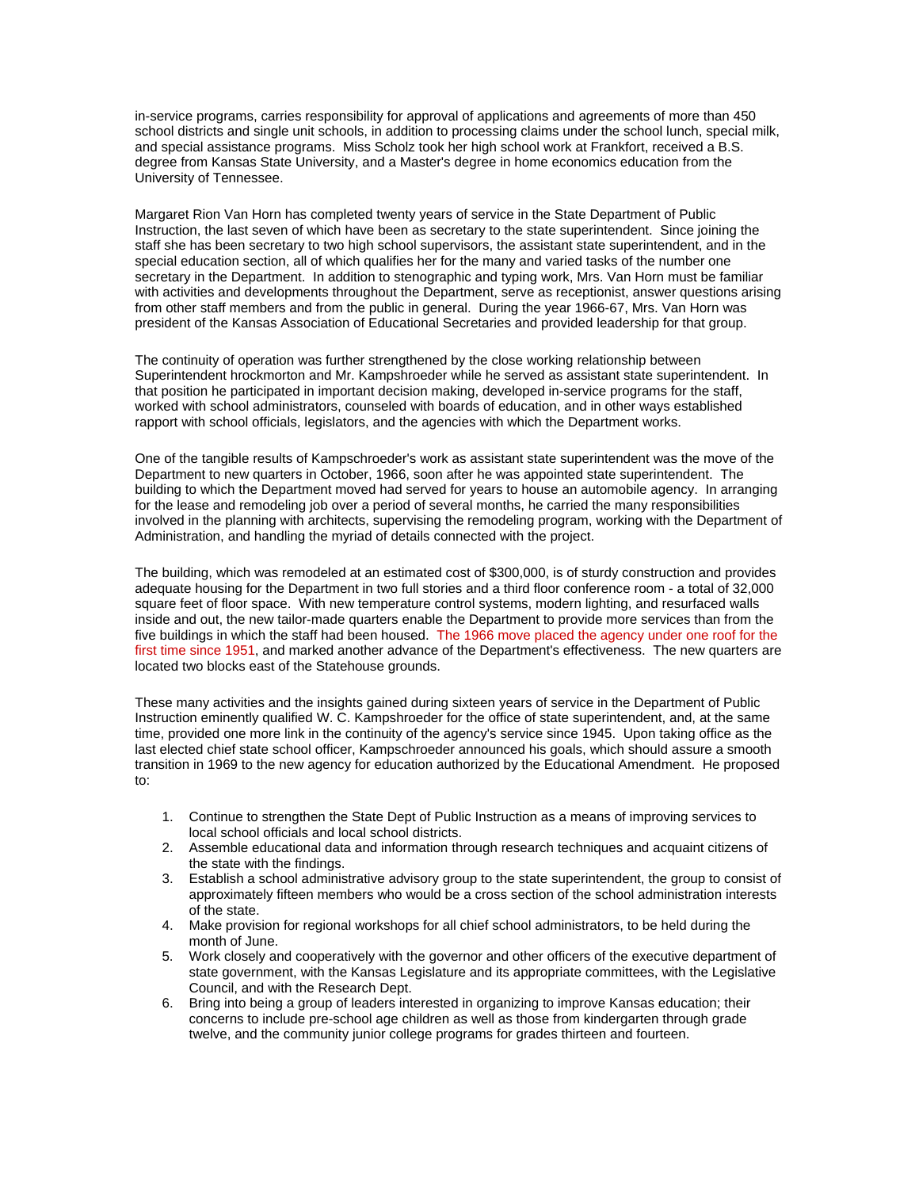in-service programs, carries responsibility for approval of applications and agreements of more than 450 school districts and single unit schools, in addition to processing claims under the school lunch, special milk, and special assistance programs. Miss Scholz took her high school work at Frankfort, received a B.S. degree from Kansas State University, and a Master's degree in home economics education from the University of Tennessee.

Margaret Rion Van Horn has completed twenty years of service in the State Department of Public Instruction, the last seven of which have been as secretary to the state superintendent. Since joining the staff she has been secretary to two high school supervisors, the assistant state superintendent, and in the special education section, all of which qualifies her for the many and varied tasks of the number one secretary in the Department. In addition to stenographic and typing work, Mrs. Van Horn must be familiar with activities and developments throughout the Department, serve as receptionist, answer questions arising from other staff members and from the public in general. During the year 1966-67, Mrs. Van Horn was president of the Kansas Association of Educational Secretaries and provided leadership for that group.

The continuity of operation was further strengthened by the close working relationship between Superintendent hrockmorton and Mr. Kampshroeder while he served as assistant state superintendent. In that position he participated in important decision making, developed in-service programs for the staff, worked with school administrators, counseled with boards of education, and in other ways established rapport with school officials, legislators, and the agencies with which the Department works.

One of the tangible results of Kampschroeder's work as assistant state superintendent was the move of the Department to new quarters in October, 1966, soon after he was appointed state superintendent. The building to which the Department moved had served for years to house an automobile agency. In arranging for the lease and remodeling job over a period of several months, he carried the many responsibilities involved in the planning with architects, supervising the remodeling program, working with the Department of Administration, and handling the myriad of details connected with the project.

The building, which was remodeled at an estimated cost of $300,000, is of sturdy construction and provides adequate housing for the Department in two full stories and a third floor conference room - a total of 32,000 square feet of floor space. With new temperature control systems, modern lighting, and resurfaced walls inside and out, the new tailor-made quarters enable the Department to provide more services than from the five buildings in which the staff had been housed. The 1966 move placed the agency under one roof for the first time since 1951, and marked another advance of the Department's effectiveness. The new quarters are located two blocks east of the Statehouse grounds.

These many activities and the insights gained during sixteen years of service in the Department of Public Instruction eminently qualified W. C. Kampshroeder for the office of state superintendent, and, at the same time, provided one more link in the continuity of the agency's service since 1945. Upon taking office as the last elected chief state school officer, Kampschroeder announced his goals, which should assure a smooth transition in 1969 to the new agency for education authorized by the Educational Amendment. He proposed to:

1. Continue to strengthen the State Dept of Public Instruction as a means of improving services to local school officials and local school districts.
2. Assemble educational data and information through research techniques and acquaint citizens of the state with the findings.
3. Establish a school administrative advisory group to the state superintendent, the group to consist of approximately fifteen members who would be a cross section of the school administration interests of the state.
4. Make provision for regional workshops for all chief school administrators, to be held during the month of June.
5. Work closely and cooperatively with the governor and other officers of the executive department of state government, with the Kansas Legislature and its appropriate committees, with the Legislative Council, and with the Research Dept.
6. Bring into being a group of leaders interested in organizing to improve Kansas education; their concerns to include pre-school age children as well as those from kindergarten through grade twelve, and the community junior college programs for grades thirteen and fourteen.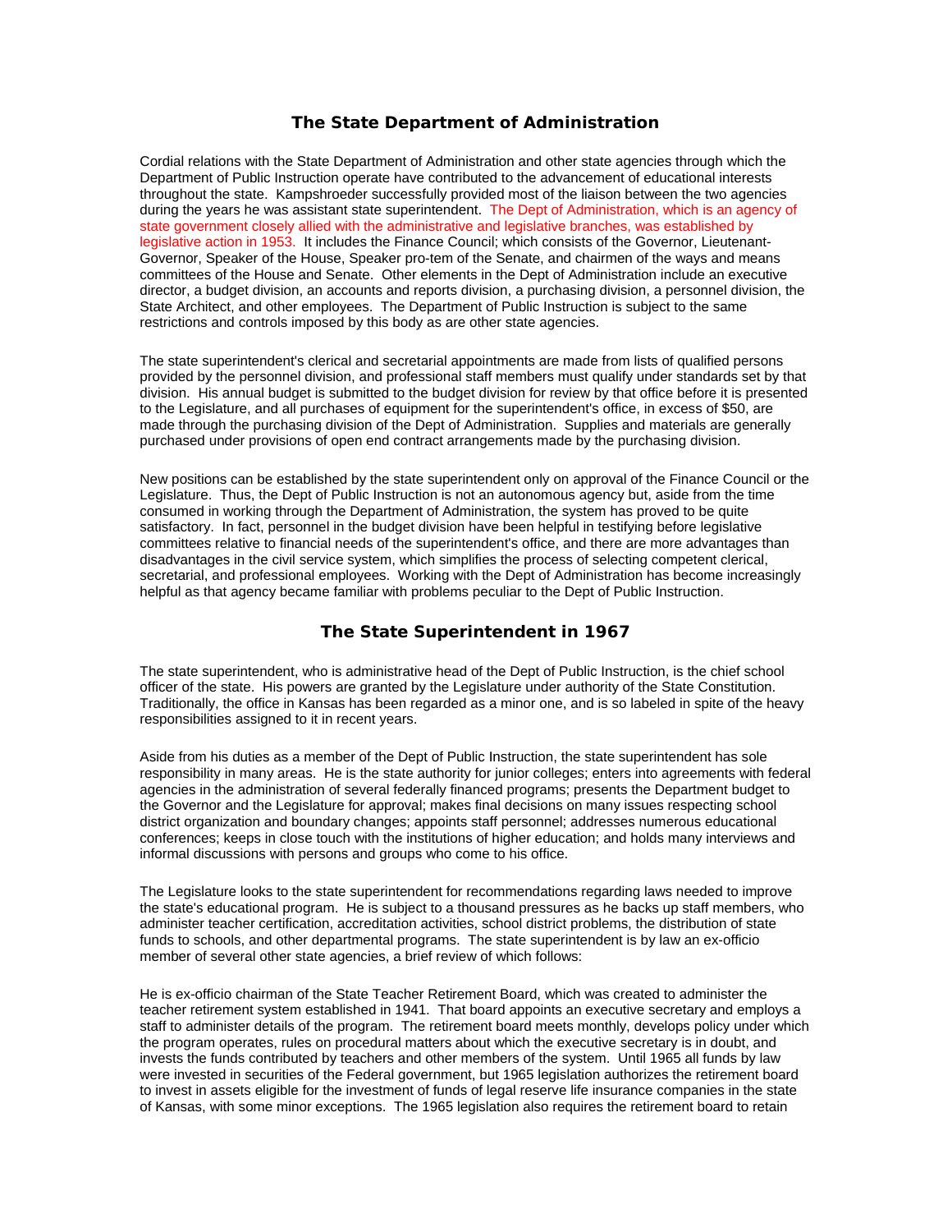## The State Department of Administration

Cordial relations with the State Department of Administration and other state agencies through which the Department of Public Instruction operate have contributed to the advancement of educational interests throughout the state. Kampshroeder successfully provided most of the liaison between the two agencies during the years he was assistant state superintendent. The Dept of Administration, which is an agency of state government closely allied with the administrative and legislative branches, was established by legislative action in 1953. It includes the Finance Council; which consists of the Governor, Lieutenant-Governor, Speaker of the House, Speaker pro-tem of the Senate, and chairmen of the ways and means committees of the House and Senate. Other elements in the Dept of Administration include an executive director, a budget division, an accounts and reports division, a purchasing division, a personnel division, the State Architect, and other employees. The Department of Public Instruction is subject to the same restrictions and controls imposed by this body as are other state agencies.

The state superintendent's clerical and secretarial appointments are made from lists of qualified persons provided by the personnel division, and professional staff members must qualify under standards set by that division. His annual budget is submitted to the budget division for review by that office before it is presented to the Legislature, and all purchases of equipment for the superintendent's office, in excess of $50, are made through the purchasing division of the Dept of Administration. Supplies and materials are generally purchased under provisions of open end contract arrangements made by the purchasing division.

New positions can be established by the state superintendent only on approval of the Finance Council or the Legislature. Thus, the Dept of Public Instruction is not an autonomous agency but, aside from the time consumed in working through the Department of Administration, the system has proved to be quite satisfactory. In fact, personnel in the budget division have been helpful in testifying before legislative committees relative to financial needs of the superintendent's office, and there are more advantages than disadvantages in the civil service system, which simplifies the process of selecting competent clerical, secretarial, and professional employees. Working with the Dept of Administration has become increasingly helpful as that agency became familiar with problems peculiar to the Dept of Public Instruction.

## The State Superintendent in 1967

The state superintendent, who is administrative head of the Dept of Public Instruction, is the chief school officer of the state. His powers are granted by the Legislature under authority of the State Constitution. Traditionally, the office in Kansas has been regarded as a minor one, and is so labeled in spite of the heavy responsibilities assigned to it in recent years.

Aside from his duties as a member of the Dept of Public Instruction, the state superintendent has sole responsibility in many areas. He is the state authority for junior colleges; enters into agreements with federal agencies in the administration of several federally financed programs; presents the Department budget to the Governor and the Legislature for approval; makes final decisions on many issues respecting school district organization and boundary changes; appoints staff personnel; addresses numerous educational conferences; keeps in close touch with the institutions of higher education; and holds many interviews and informal discussions with persons and groups who come to his office.

The Legislature looks to the state superintendent for recommendations regarding laws needed to improve the state's educational program. He is subject to a thousand pressures as he backs up staff members, who administer teacher certification, accreditation activities, school district problems, the distribution of state funds to schools, and other departmental programs. The state superintendent is by law an ex-officio member of several other state agencies, a brief review of which follows:

He is ex-officio chairman of the State Teacher Retirement Board, which was created to administer the teacher retirement system established in 1941. That board appoints an executive secretary and employs a staff to administer details of the program. The retirement board meets monthly, develops policy under which the program operates, rules on procedural matters about which the executive secretary is in doubt, and invests the funds contributed by teachers and other members of the system. Until 1965 all funds by law were invested in securities of the Federal government, but 1965 legislation authorizes the retirement board to invest in assets eligible for the investment of funds of legal reserve life insurance companies in the state of Kansas, with some minor exceptions. The 1965 legislation also requires the retirement board to retain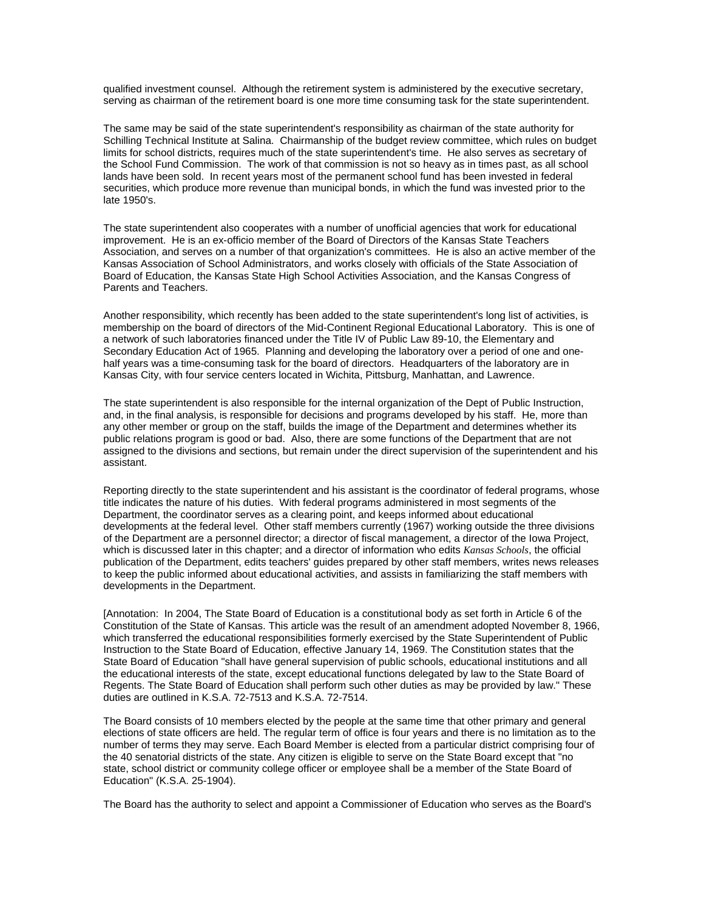qualified investment counsel. Although the retirement system is administered by the executive secretary, serving as chairman of the retirement board is one more time consuming task for the state superintendent.

The same may be said of the state superintendent's responsibility as chairman of the state authority for Schilling Technical Institute at Salina. Chairmanship of the budget review committee, which rules on budget limits for school districts, requires much of the state superintendent's time. He also serves as secretary of the School Fund Commission. The work of that commission is not so heavy as in times past, as all school lands have been sold. In recent years most of the permanent school fund has been invested in federal securities, which produce more revenue than municipal bonds, in which the fund was invested prior to the late 1950's.

The state superintendent also cooperates with a number of unofficial agencies that work for educational improvement. He is an ex-officio member of the Board of Directors of the Kansas State Teachers Association, and serves on a number of that organization's committees. He is also an active member of the Kansas Association of School Administrators, and works closely with officials of the State Association of Board of Education, the Kansas State High School Activities Association, and the Kansas Congress of Parents and Teachers.

Another responsibility, which recently has been added to the state superintendent's long list of activities, is membership on the board of directors of the Mid-Continent Regional Educational Laboratory. This is one of a network of such laboratories financed under the Title IV of Public Law 89-10, the Elementary and Secondary Education Act of 1965. Planning and developing the laboratory over a period of one and one-half years was a time-consuming task for the board of directors. Headquarters of the laboratory are in Kansas City, with four service centers located in Wichita, Pittsburg, Manhattan, and Lawrence.

The state superintendent is also responsible for the internal organization of the Dept of Public Instruction, and, in the final analysis, is responsible for decisions and programs developed by his staff. He, more than any other member or group on the staff, builds the image of the Department and determines whether its public relations program is good or bad. Also, there are some functions of the Department that are not assigned to the divisions and sections, but remain under the direct supervision of the superintendent and his assistant.

Reporting directly to the state superintendent and his assistant is the coordinator of federal programs, whose title indicates the nature of his duties. With federal programs administered in most segments of the Department, the coordinator serves as a clearing point, and keeps informed about educational developments at the federal level. Other staff members currently (1967) working outside the three divisions of the Department are a personnel director; a director of fiscal management, a director of the Iowa Project, which is discussed later in this chapter; and a director of information who edits *Kansas Schools*, the official publication of the Department, edits teachers' guides prepared by other staff members, writes news releases to keep the public informed about educational activities, and assists in familiarizing the staff members with developments in the Department.

[Annotation: In 2004, The State Board of Education is a constitutional body as set forth in Article 6 of the Constitution of the State of Kansas. This article was the result of an amendment adopted November 8, 1966, which transferred the educational responsibilities formerly exercised by the State Superintendent of Public Instruction to the State Board of Education, effective January 14, 1969. The Constitution states that the State Board of Education "shall have general supervision of public schools, educational institutions and all the educational interests of the state, except educational functions delegated by law to the State Board of Regents. The State Board of Education shall perform such other duties as may be provided by law." These duties are outlined in K.S.A. 72-7513 and K.S.A. 72-7514.

The Board consists of 10 members elected by the people at the same time that other primary and general elections of state officers are held. The regular term of office is four years and there is no limitation as to the number of terms they may serve. Each Board Member is elected from a particular district comprising four of the 40 senatorial districts of the state. Any citizen is eligible to serve on the State Board except that "no state, school district or community college officer or employee shall be a member of the State Board of Education" (K.S.A. 25-1904).

The Board has the authority to select and appoint a Commissioner of Education who serves as the Board's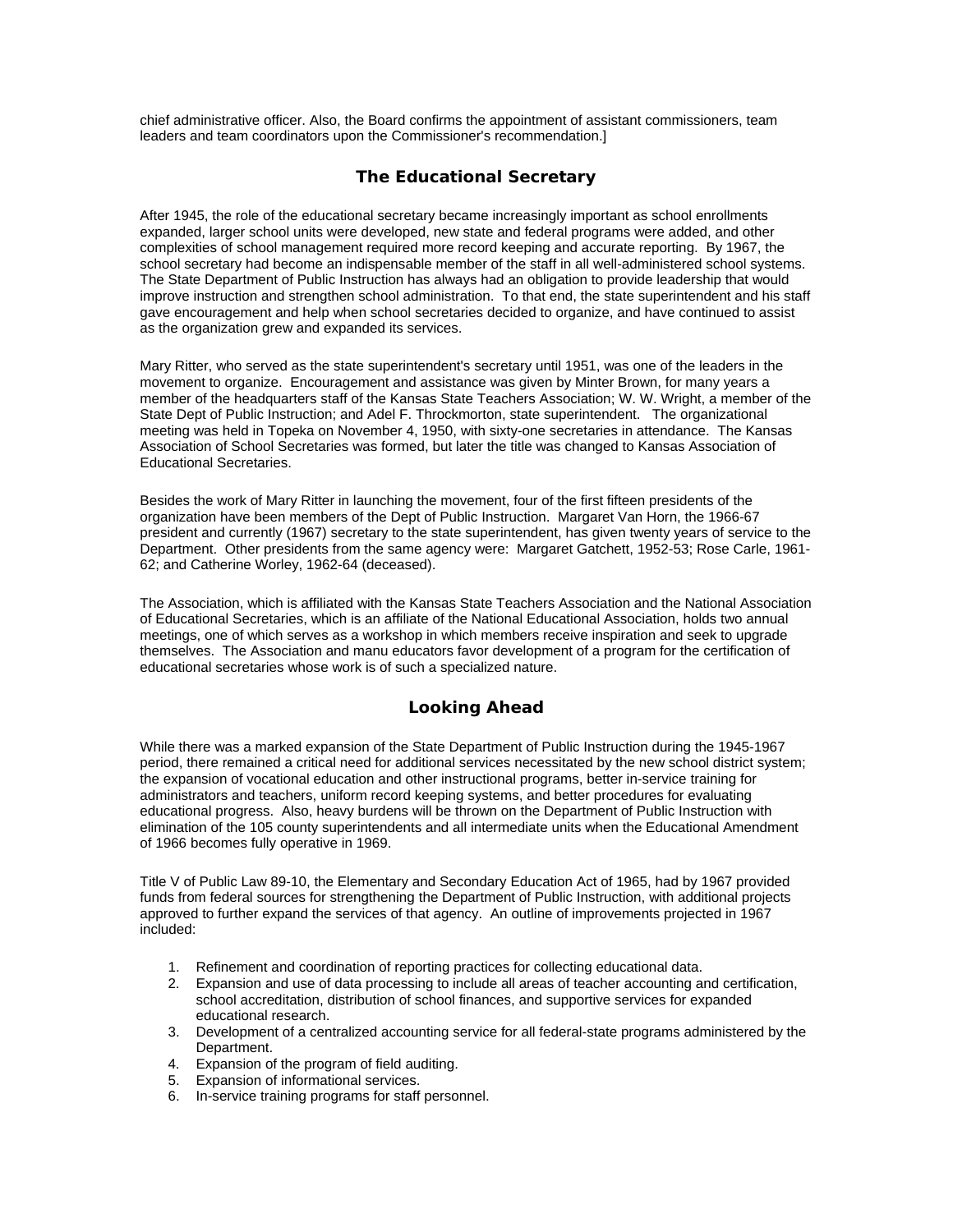chief administrative officer. Also, the Board confirms the appointment of assistant commissioners, team leaders and team coordinators upon the Commissioner's recommendation.]

## The Educational Secretary

After 1945, the role of the educational secretary became increasingly important as school enrollments expanded, larger school units were developed, new state and federal programs were added, and other complexities of school management required more record keeping and accurate reporting. By 1967, the school secretary had become an indispensable member of the staff in all well-administered school systems. The State Department of Public Instruction has always had an obligation to provide leadership that would improve instruction and strengthen school administration. To that end, the state superintendent and his staff gave encouragement and help when school secretaries decided to organize, and have continued to assist as the organization grew and expanded its services.

Mary Ritter, who served as the state superintendent's secretary until 1951, was one of the leaders in the movement to organize. Encouragement and assistance was given by Minter Brown, for many years a member of the headquarters staff of the Kansas State Teachers Association; W. W. Wright, a member of the State Dept of Public Instruction; and Adel F. Throckmorton, state superintendent. The organizational meeting was held in Topeka on November 4, 1950, with sixty-one secretaries in attendance. The Kansas Association of School Secretaries was formed, but later the title was changed to Kansas Association of Educational Secretaries.

Besides the work of Mary Ritter in launching the movement, four of the first fifteen presidents of the organization have been members of the Dept of Public Instruction. Margaret Van Horn, the 1966-67 president and currently (1967) secretary to the state superintendent, has given twenty years of service to the Department. Other presidents from the same agency were: Margaret Gatchett, 1952-53; Rose Carle, 1961-62; and Catherine Worley, 1962-64 (deceased).

The Association, which is affiliated with the Kansas State Teachers Association and the National Association of Educational Secretaries, which is an affiliate of the National Educational Association, holds two annual meetings, one of which serves as a workshop in which members receive inspiration and seek to upgrade themselves. The Association and manu educators favor development of a program for the certification of educational secretaries whose work is of such a specialized nature.

## Looking Ahead

While there was a marked expansion of the State Department of Public Instruction during the 1945-1967 period, there remained a critical need for additional services necessitated by the new school district system; the expansion of vocational education and other instructional programs, better in-service training for administrators and teachers, uniform record keeping systems, and better procedures for evaluating educational progress. Also, heavy burdens will be thrown on the Department of Public Instruction with elimination of the 105 county superintendents and all intermediate units when the Educational Amendment of 1966 becomes fully operative in 1969.

Title V of Public Law 89-10, the Elementary and Secondary Education Act of 1965, had by 1967 provided funds from federal sources for strengthening the Department of Public Instruction, with additional projects approved to further expand the services of that agency. An outline of improvements projected in 1967 included:

1. Refinement and coordination of reporting practices for collecting educational data.
2. Expansion and use of data processing to include all areas of teacher accounting and certification, school accreditation, distribution of school finances, and supportive services for expanded educational research.
3. Development of a centralized accounting service for all federal-state programs administered by the Department.
4. Expansion of the program of field auditing.
5. Expansion of informational services.
6. In-service training programs for staff personnel.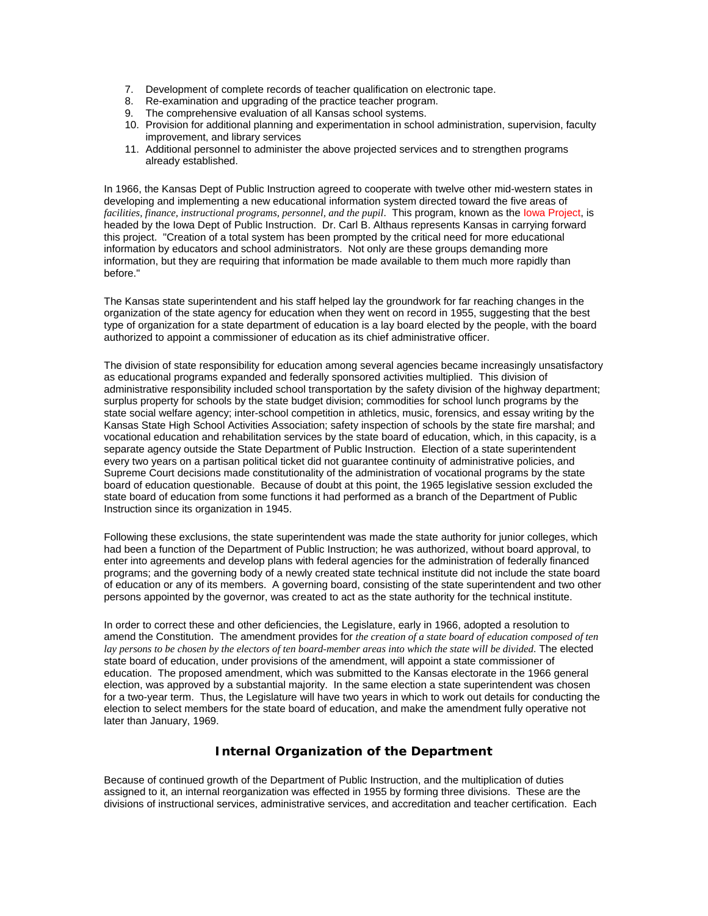7. Development of complete records of teacher qualification on electronic tape.
8. Re-examination and upgrading of the practice teacher program.
9. The comprehensive evaluation of all Kansas school systems.
10. Provision for additional planning and experimentation in school administration, supervision, faculty improvement, and library services
11. Additional personnel to administer the above projected services and to strengthen programs already established.

In 1966, the Kansas Dept of Public Instruction agreed to cooperate with twelve other mid-western states in developing and implementing a new educational information system directed toward the five areas of *facilities, finance, instructional programs, personnel, and the pupil*. This program, known as the Iowa Project, is headed by the Iowa Dept of Public Instruction. Dr. Carl B. Althaus represents Kansas in carrying forward this project. "Creation of a total system has been prompted by the critical need for more educational information by educators and school administrators. Not only are these groups demanding more information, but they are requiring that information be made available to them much more rapidly than before."

The Kansas state superintendent and his staff helped lay the groundwork for far reaching changes in the organization of the state agency for education when they went on record in 1955, suggesting that the best type of organization for a state department of education is a lay board elected by the people, with the board authorized to appoint a commissioner of education as its chief administrative officer.

The division of state responsibility for education among several agencies became increasingly unsatisfactory as educational programs expanded and federally sponsored activities multiplied. This division of administrative responsibility included school transportation by the safety division of the highway department; surplus property for schools by the state budget division; commodities for school lunch programs by the state social welfare agency; inter-school competition in athletics, music, forensics, and essay writing by the Kansas State High School Activities Association; safety inspection of schools by the state fire marshal; and vocational education and rehabilitation services by the state board of education, which, in this capacity, is a separate agency outside the State Department of Public Instruction. Election of a state superintendent every two years on a partisan political ticket did not guarantee continuity of administrative policies, and Supreme Court decisions made constitutionality of the administration of vocational programs by the state board of education questionable. Because of doubt at this point, the 1965 legislative session excluded the state board of education from some functions it had performed as a branch of the Department of Public Instruction since its organization in 1945.

Following these exclusions, the state superintendent was made the state authority for junior colleges, which had been a function of the Department of Public Instruction; he was authorized, without board approval, to enter into agreements and develop plans with federal agencies for the administration of federally financed programs; and the governing body of a newly created state technical institute did not include the state board of education or any of its members. A governing board, consisting of the state superintendent and two other persons appointed by the governor, was created to act as the state authority for the technical institute.

In order to correct these and other deficiencies, the Legislature, early in 1966, adopted a resolution to amend the Constitution. The amendment provides for *the creation of a state board of education composed of ten lay persons to be chosen by the electors of ten board-member areas into which the state will be divided*. The elected state board of education, under provisions of the amendment, will appoint a state commissioner of education. The proposed amendment, which was submitted to the Kansas electorate in the 1966 general election, was approved by a substantial majority. In the same election a state superintendent was chosen for a two-year term. Thus, the Legislature will have two years in which to work out details for conducting the election to select members for the state board of education, and make the amendment fully operative not later than January, 1969.

## Internal Organization of the Department

Because of continued growth of the Department of Public Instruction, and the multiplication of duties assigned to it, an internal reorganization was effected in 1955 by forming three divisions. These are the divisions of instructional services, administrative services, and accreditation and teacher certification. Each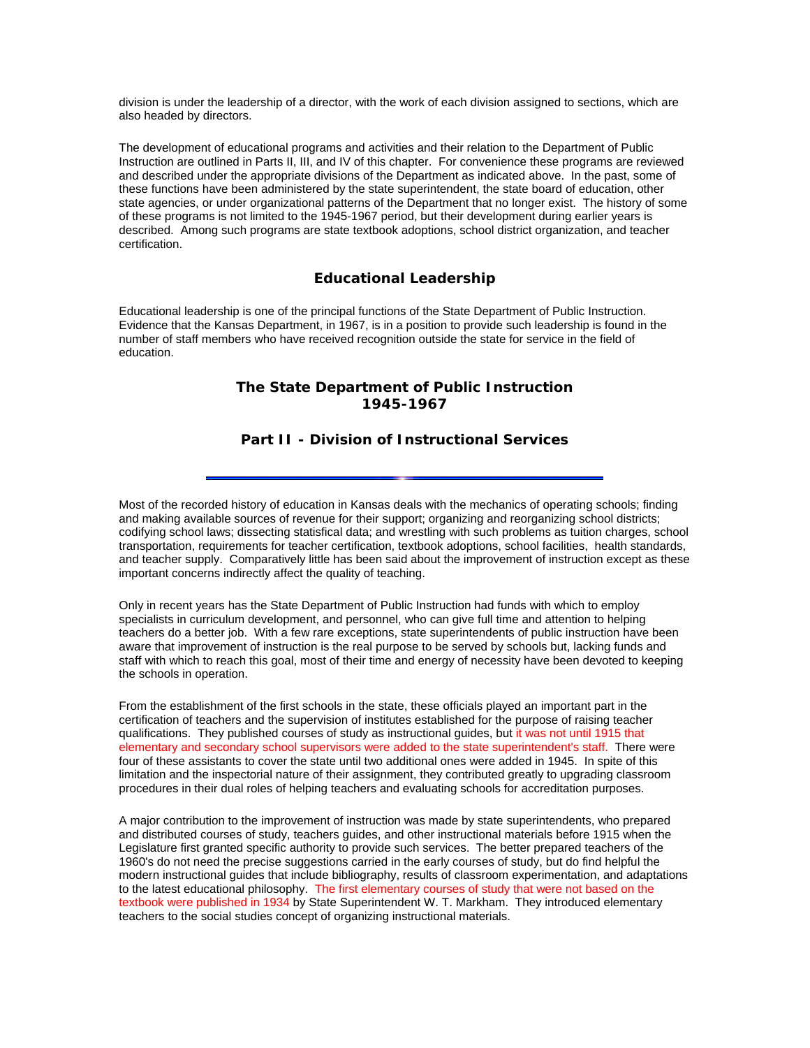division is under the leadership of a director, with the work of each division assigned to sections, which are also headed by directors.

The development of educational programs and activities and their relation to the Department of Public Instruction are outlined in Parts II, III, and IV of this chapter. For convenience these programs are reviewed and described under the appropriate divisions of the Department as indicated above. In the past, some of these functions have been administered by the state superintendent, the state board of education, other state agencies, or under organizational patterns of the Department that no longer exist. The history of some of these programs is not limited to the 1945-1967 period, but their development during earlier years is described. Among such programs are state textbook adoptions, school district organization, and teacher certification.

### Educational Leadership

Educational leadership is one of the principal functions of the State Department of Public Instruction. Evidence that the Kansas Department, in 1967, is in a position to provide such leadership is found in the number of staff members who have received recognition outside the state for service in the field of education.

## The State Department of Public Instruction 1945-1967

## Part II - Division of Instructional Services

---

Most of the recorded history of education in Kansas deals with the mechanics of operating schools; finding and making available sources of revenue for their support; organizing and reorganizing school districts; codifying school laws; dissecting statisfical data; and wrestling with such problems as tuition charges, school transportation, requirements for teacher certification, textbook adoptions, school facilities, health standards, and teacher supply. Comparatively little has been said about the improvement of instruction except as these important concerns indirectly affect the quality of teaching.

Only in recent years has the State Department of Public Instruction had funds with which to employ specialists in curriculum development, and personnel, who can give full time and attention to helping teachers do a better job. With a few rare exceptions, state superintendents of public instruction have been aware that improvement of instruction is the real purpose to be served by schools but, lacking funds and staff with which to reach this goal, most of their time and energy of necessity have been devoted to keeping the schools in operation.

From the establishment of the first schools in the state, these officials played an important part in the certification of teachers and the supervision of institutes established for the purpose of raising teacher qualifications. They published courses of study as instructional guides, but it was not until 1915 that elementary and secondary school supervisors were added to the state superintendent's staff. There were four of these assistants to cover the state until two additional ones were added in 1945. In spite of this limitation and the inspectorial nature of their assignment, they contributed greatly to upgrading classroom procedures in their dual roles of helping teachers and evaluating schools for accreditation purposes.

A major contribution to the improvement of instruction was made by state superintendents, who prepared and distributed courses of study, teachers guides, and other instructional materials before 1915 when the Legislature first granted specific authority to provide such services. The better prepared teachers of the 1960's do not need the precise suggestions carried in the early courses of study, but do find helpful the modern instructional guides that include bibliography, results of classroom experimentation, and adaptations to the latest educational philosophy. The first elementary courses of study that were not based on the textbook were published in 1934 by State Superintendent W. T. Markham. They introduced elementary teachers to the social studies concept of organizing instructional materials.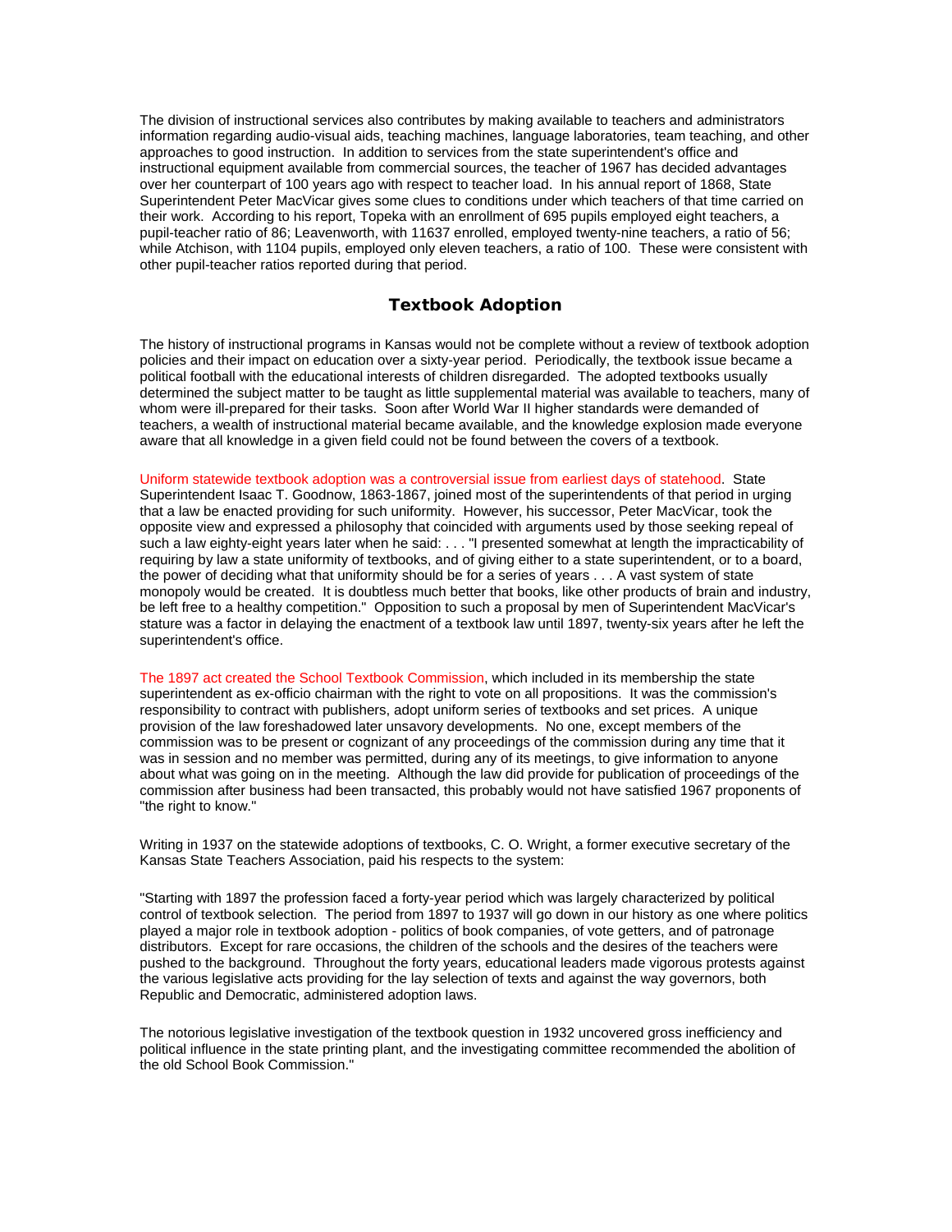The division of instructional services also contributes by making available to teachers and administrators information regarding audio-visual aids, teaching machines, language laboratories, team teaching, and other approaches to good instruction. In addition to services from the state superintendent's office and instructional equipment available from commercial sources, the teacher of 1967 has decided advantages over her counterpart of 100 years ago with respect to teacher load. In his annual report of 1868, State Superintendent Peter MacVicar gives some clues to conditions under which teachers of that time carried on their work. According to his report, Topeka with an enrollment of 695 pupils employed eight teachers, a pupil-teacher ratio of 86; Leavenworth, with 11637 enrolled, employed twenty-nine teachers, a ratio of 56; while Atchison, with 1104 pupils, employed only eleven teachers, a ratio of 100. These were consistent with other pupil-teacher ratios reported during that period.

## Textbook Adoption

The history of instructional programs in Kansas would not be complete without a review of textbook adoption policies and their impact on education over a sixty-year period. Periodically, the textbook issue became a political football with the educational interests of children disregarded. The adopted textbooks usually determined the subject matter to be taught as little supplemental material was available to teachers, many of whom were ill-prepared for their tasks. Soon after World War II higher standards were demanded of teachers, a wealth of instructional material became available, and the knowledge explosion made everyone aware that all knowledge in a given field could not be found between the covers of a textbook.

Uniform statewide textbook adoption was a controversial issue from earliest days of statehood. State Superintendent Isaac T. Goodnow, 1863-1867, joined most of the superintendents of that period in urging that a law be enacted providing for such uniformity. However, his successor, Peter MacVicar, took the opposite view and expressed a philosophy that coincided with arguments used by those seeking repeal of such a law eighty-eight years later when he said: . . . "I presented somewhat at length the impracticability of requiring by law a state uniformity of textbooks, and of giving either to a state superintendent, or to a board, the power of deciding what that uniformity should be for a series of years . . . A vast system of state monopoly would be created. It is doubtless much better that books, like other products of brain and industry, be left free to a healthy competition." Opposition to such a proposal by men of Superintendent MacVicar's stature was a factor in delaying the enactment of a textbook law until 1897, twenty-six years after he left the superintendent's office.

The 1897 act created the School Textbook Commission, which included in its membership the state superintendent as ex-officio chairman with the right to vote on all propositions. It was the commission's responsibility to contract with publishers, adopt uniform series of textbooks and set prices. A unique provision of the law foreshadowed later unsavory developments. No one, except members of the commission was to be present or cognizant of any proceedings of the commission during any time that it was in session and no member was permitted, during any of its meetings, to give information to anyone about what was going on in the meeting. Although the law did provide for publication of proceedings of the commission after business had been transacted, this probably would not have satisfied 1967 proponents of "the right to know."

Writing in 1937 on the statewide adoptions of textbooks, C. O. Wright, a former executive secretary of the Kansas State Teachers Association, paid his respects to the system:

"Starting with 1897 the profession faced a forty-year period which was largely characterized by political control of textbook selection. The period from 1897 to 1937 will go down in our history as one where politics played a major role in textbook adoption - politics of book companies, of vote getters, and of patronage distributors. Except for rare occasions, the children of the schools and the desires of the teachers were pushed to the background. Throughout the forty years, educational leaders made vigorous protests against the various legislative acts providing for the lay selection of texts and against the way governors, both Republic and Democratic, administered adoption laws.

The notorious legislative investigation of the textbook question in 1932 uncovered gross inefficiency and political influence in the state printing plant, and the investigating committee recommended the abolition of the old School Book Commission."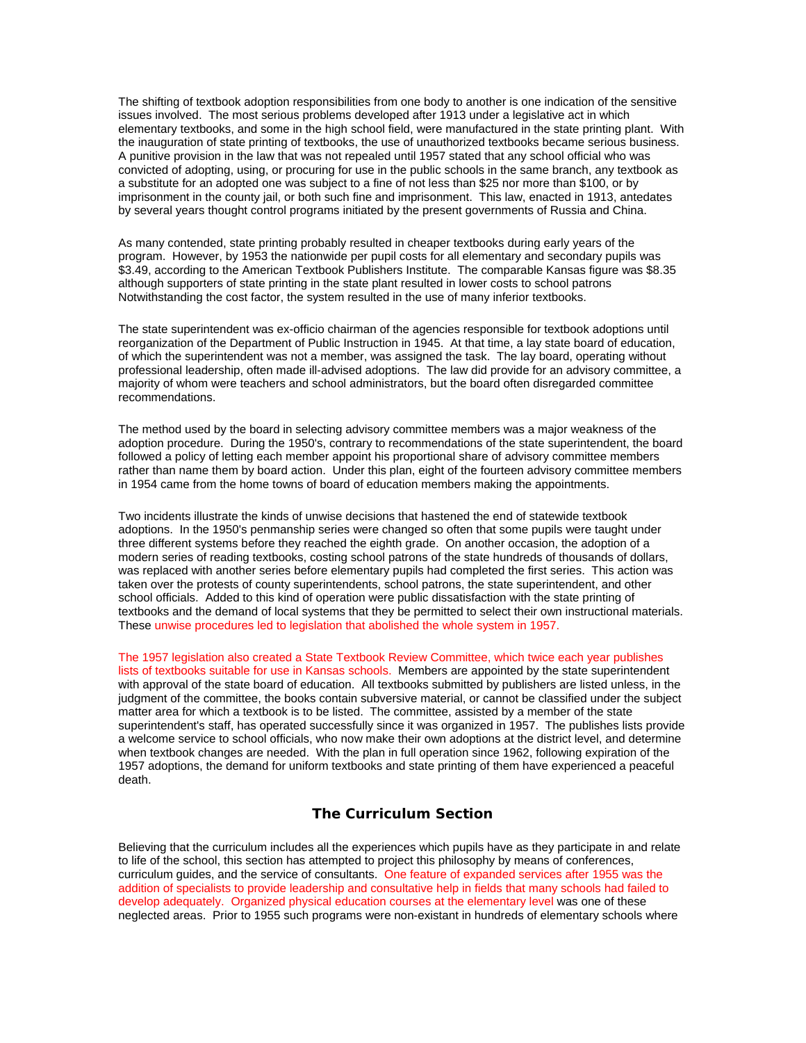The shifting of textbook adoption responsibilities from one body to another is one indication of the sensitive issues involved. The most serious problems developed after 1913 under a legislative act in which elementary textbooks, and some in the high school field, were manufactured in the state printing plant. With the inauguration of state printing of textbooks, the use of unauthorized textbooks became serious business. A punitive provision in the law that was not repealed until 1957 stated that any school official who was convicted of adopting, using, or procuring for use in the public schools in the same branch, any textbook as a substitute for an adopted one was subject to a fine of not less than $25 nor more than $100, or by imprisonment in the county jail, or both such fine and imprisonment. This law, enacted in 1913, antedates by several years thought control programs initiated by the present governments of Russia and China.

As many contended, state printing probably resulted in cheaper textbooks during early years of the program. However, by 1953 the nationwide per pupil costs for all elementary and secondary pupils was $3.49, according to the American Textbook Publishers Institute. The comparable Kansas figure was $8.35 although supporters of state printing in the state plant resulted in lower costs to school patrons Notwithstanding the cost factor, the system resulted in the use of many inferior textbooks.

The state superintendent was ex-officio chairman of the agencies responsible for textbook adoptions until reorganization of the Department of Public Instruction in 1945. At that time, a lay state board of education, of which the superintendent was not a member, was assigned the task. The lay board, operating without professional leadership, often made ill-advised adoptions. The law did provide for an advisory committee, a majority of whom were teachers and school administrators, but the board often disregarded committee recommendations.

The method used by the board in selecting advisory committee members was a major weakness of the adoption procedure. During the 1950's, contrary to recommendations of the state superintendent, the board followed a policy of letting each member appoint his proportional share of advisory committee members rather than name them by board action. Under this plan, eight of the fourteen advisory committee members in 1954 came from the home towns of board of education members making the appointments.

Two incidents illustrate the kinds of unwise decisions that hastened the end of statewide textbook adoptions. In the 1950's penmanship series were changed so often that some pupils were taught under three different systems before they reached the eighth grade. On another occasion, the adoption of a modern series of reading textbooks, costing school patrons of the state hundreds of thousands of dollars, was replaced with another series before elementary pupils had completed the first series. This action was taken over the protests of county superintendents, school patrons, the state superintendent, and other school officials. Added to this kind of operation were public dissatisfaction with the state printing of textbooks and the demand of local systems that they be permitted to select their own instructional materials. These unwise procedures led to legislation that abolished the whole system in 1957.

The 1957 legislation also created a State Textbook Review Committee, which twice each year publishes lists of textbooks suitable for use in Kansas schools. Members are appointed by the state superintendent with approval of the state board of education. All textbooks submitted by publishers are listed unless, in the judgment of the committee, the books contain subversive material, or cannot be classified under the subject matter area for which a textbook is to be listed. The committee, assisted by a member of the state superintendent's staff, has operated successfully since it was organized in 1957. The publishes lists provide a welcome service to school officials, who now make their own adoptions at the district level, and determine when textbook changes are needed. With the plan in full operation since 1962, following expiration of the 1957 adoptions, the demand for uniform textbooks and state printing of them have experienced a peaceful death.

## The Curriculum Section

Believing that the curriculum includes all the experiences which pupils have as they participate in and relate to life of the school, this section has attempted to project this philosophy by means of conferences, curriculum guides, and the service of consultants. One feature of expanded services after 1955 was the addition of specialists to provide leadership and consultative help in fields that many schools had failed to develop adequately. Organized physical education courses at the elementary level was one of these neglected areas. Prior to 1955 such programs were non-existant in hundreds of elementary schools where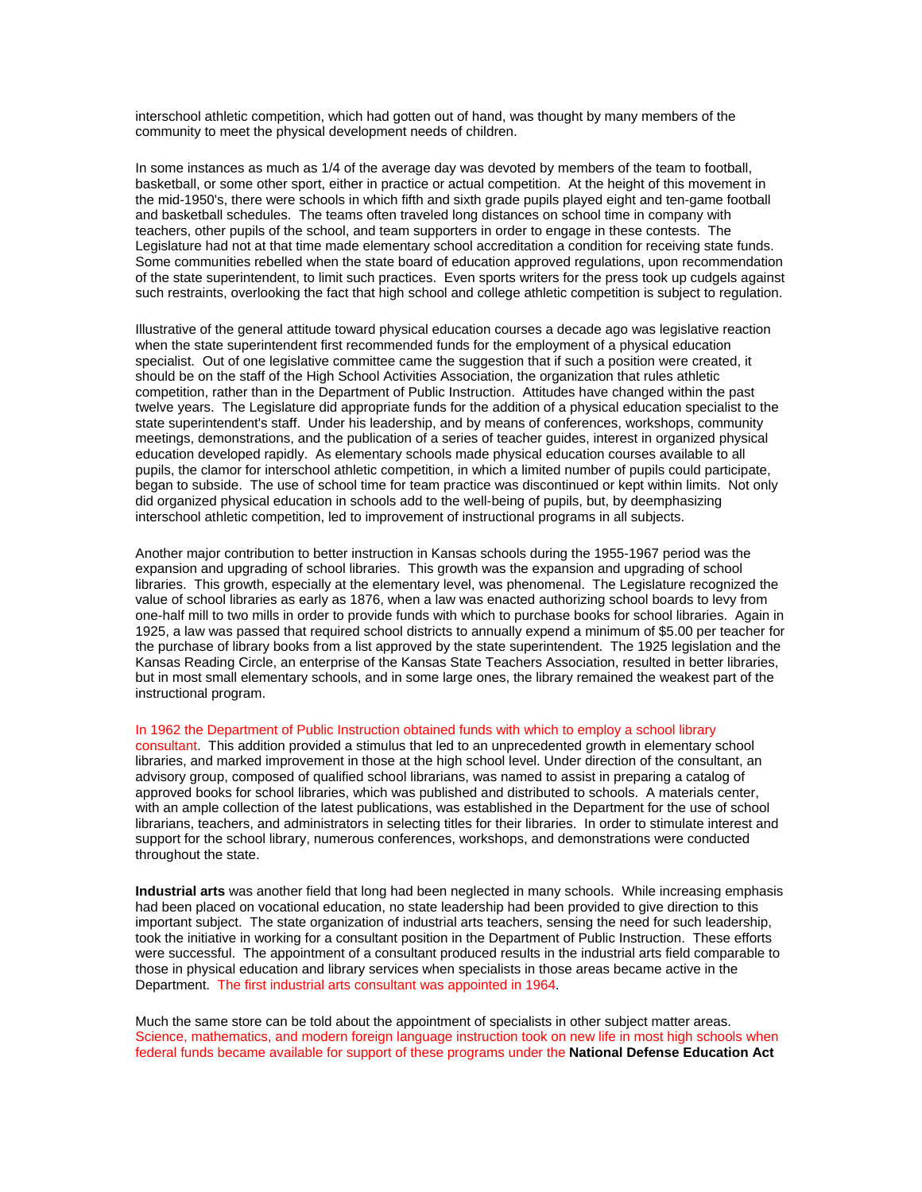interschool athletic competition, which had gotten out of hand, was thought by many members of the community to meet the physical development needs of children.

In some instances as much as 1/4 of the average day was devoted by members of the team to football, basketball, or some other sport, either in practice or actual competition. At the height of this movement in the mid-1950's, there were schools in which fifth and sixth grade pupils played eight and ten-game football and basketball schedules. The teams often traveled long distances on school time in company with teachers, other pupils of the school, and team supporters in order to engage in these contests. The Legislature had not at that time made elementary school accreditation a condition for receiving state funds. Some communities rebelled when the state board of education approved regulations, upon recommendation of the state superintendent, to limit such practices. Even sports writers for the press took up cudgels against such restraints, overlooking the fact that high school and college athletic competition is subject to regulation.

Illustrative of the general attitude toward physical education courses a decade ago was legislative reaction when the state superintendent first recommended funds for the employment of a physical education specialist. Out of one legislative committee came the suggestion that if such a position were created, it should be on the staff of the High School Activities Association, the organization that rules athletic competition, rather than in the Department of Public Instruction. Attitudes have changed within the past twelve years. The Legislature did appropriate funds for the addition of a physical education specialist to the state superintendent's staff. Under his leadership, and by means of conferences, workshops, community meetings, demonstrations, and the publication of a series of teacher guides, interest in organized physical education developed rapidly. As elementary schools made physical education courses available to all pupils, the clamor for interschool athletic competition, in which a limited number of pupils could participate, began to subside. The use of school time for team practice was discontinued or kept within limits. Not only did organized physical education in schools add to the well-being of pupils, but, by deemphasizing interschool athletic competition, led to improvement of instructional programs in all subjects.

Another major contribution to better instruction in Kansas schools during the 1955-1967 period was the expansion and upgrading of school libraries. This growth was the expansion and upgrading of school libraries. This growth, especially at the elementary level, was phenomenal. The Legislature recognized the value of school libraries as early as 1876, when a law was enacted authorizing school boards to levy from one-half mill to two mills in order to provide funds with which to purchase books for school libraries. Again in 1925, a law was passed that required school districts to annually expend a minimum of $5.00 per teacher for the purchase of library books from a list approved by the state superintendent. The 1925 legislation and the Kansas Reading Circle, an enterprise of the Kansas State Teachers Association, resulted in better libraries, but in most small elementary schools, and in some large ones, the library remained the weakest part of the instructional program.

In 1962 the Department of Public Instruction obtained funds with which to employ a school library consultant. This addition provided a stimulus that led to an unprecedented growth in elementary school libraries, and marked improvement in those at the high school level. Under direction of the consultant, an advisory group, composed of qualified school librarians, was named to assist in preparing a catalog of approved books for school libraries, which was published and distributed to schools. A materials center, with an ample collection of the latest publications, was established in the Department for the use of school librarians, teachers, and administrators in selecting titles for their libraries. In order to stimulate interest and support for the school library, numerous conferences, workshops, and demonstrations were conducted throughout the state.

**Industrial arts** was another field that long had been neglected in many schools. While increasing emphasis had been placed on vocational education, no state leadership had been provided to give direction to this important subject. The state organization of industrial arts teachers, sensing the need for such leadership, took the initiative in working for a consultant position in the Department of Public Instruction. These efforts were successful. The appointment of a consultant produced results in the industrial arts field comparable to those in physical education and library services when specialists in those areas became active in the Department. The first industrial arts consultant was appointed in 1964.

Much the same store can be told about the appointment of specialists in other subject matter areas. Science, mathematics, and modern foreign language instruction took on new life in most high schools when federal funds became available for support of these programs under the **National Defense Education Act**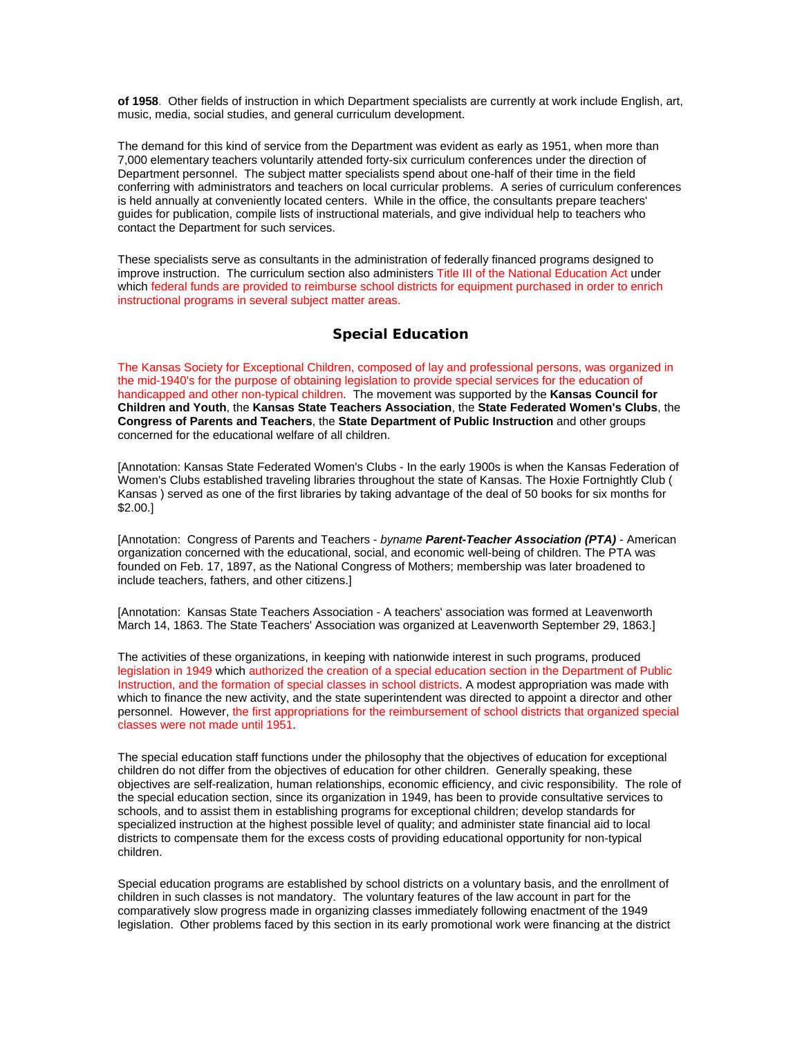**of 1958**. Other fields of instruction in which Department specialists are currently at work include English, art, music, media, social studies, and general curriculum development.

The demand for this kind of service from the Department was evident as early as 1951, when more than 7,000 elementary teachers voluntarily attended forty-six curriculum conferences under the direction of Department personnel. The subject matter specialists spend about one-half of their time in the field conferring with administrators and teachers on local curricular problems. A series of curriculum conferences is held annually at conveniently located centers. While in the office, the consultants prepare teachers' guides for publication, compile lists of instructional materials, and give individual help to teachers who contact the Department for such services.

These specialists serve as consultants in the administration of federally financed programs designed to improve instruction. The curriculum section also administers Title III of the National Education Act under which federal funds are provided to reimburse school districts for equipment purchased in order to enrich instructional programs in several subject matter areas.

## Special Education

The Kansas Society for Exceptional Children, composed of lay and professional persons, was organized in the mid-1940's for the purpose of obtaining legislation to provide special services for the education of handicapped and other non-typical children. The movement was supported by the **Kansas Council for Children and Youth**, the **Kansas State Teachers Association**, the **State Federated Women's Clubs**, the **Congress of Parents and Teachers**, the **State Department of Public Instruction** and other groups concerned for the educational welfare of all children.

[Annotation: Kansas State Federated Women's Clubs - In the early 1900s is when the Kansas Federation of Women's Clubs established traveling libraries throughout the state of Kansas. The Hoxie Fortnightly Club ( Kansas ) served as one of the first libraries by taking advantage of the deal of 50 books for six months for $2.00.]

[Annotation: Congress of Parents and Teachers - *byname* ***Parent-Teacher Association (PTA)*** - American organization concerned with the educational, social, and economic well-being of children. The PTA was founded on Feb. 17, 1897, as the National Congress of Mothers; membership was later broadened to include teachers, fathers, and other citizens.]

[Annotation: Kansas State Teachers Association - A teachers' association was formed at Leavenworth March 14, 1863. The State Teachers' Association was organized at Leavenworth September 29, 1863.]

The activities of these organizations, in keeping with nationwide interest in such programs, produced legislation in 1949 which authorized the creation of a special education section in the Department of Public Instruction, and the formation of special classes in school districts. A modest appropriation was made with which to finance the new activity, and the state superintendent was directed to appoint a director and other personnel. However, the first appropriations for the reimbursement of school districts that organized special classes were not made until 1951.

The special education staff functions under the philosophy that the objectives of education for exceptional children do not differ from the objectives of education for other children. Generally speaking, these objectives are self-realization, human relationships, economic efficiency, and civic responsibility. The role of the special education section, since its organization in 1949, has been to provide consultative services to schools, and to assist them in establishing programs for exceptional children; develop standards for specialized instruction at the highest possible level of quality; and administer state financial aid to local districts to compensate them for the excess costs of providing educational opportunity for non-typical children.

Special education programs are established by school districts on a voluntary basis, and the enrollment of children in such classes is not mandatory. The voluntary features of the law account in part for the comparatively slow progress made in organizing classes immediately following enactment of the 1949 legislation. Other problems faced by this section in its early promotional work were financing at the district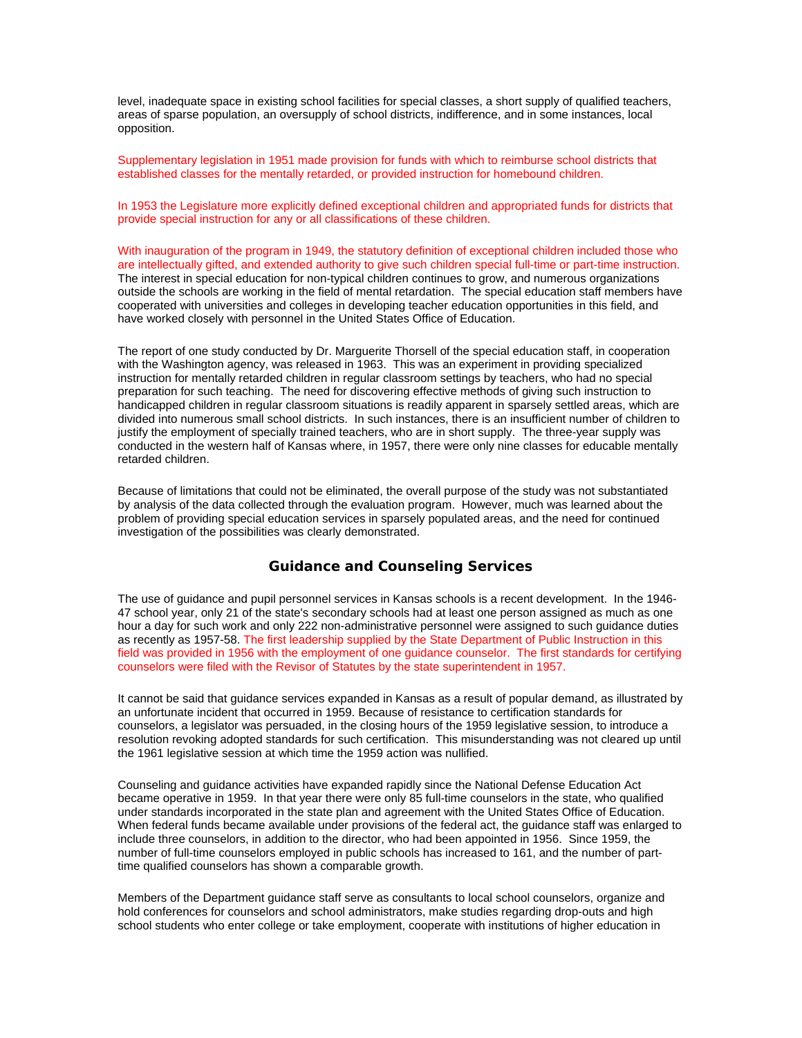level, inadequate space in existing school facilities for special classes, a short supply of qualified teachers, areas of sparse population, an oversupply of school districts, indifference, and in some instances, local opposition.

Supplementary legislation in 1951 made provision for funds with which to reimburse school districts that established classes for the mentally retarded, or provided instruction for homebound children.

In 1953 the Legislature more explicitly defined exceptional children and appropriated funds for districts that provide special instruction for any or all classifications of these children.

With inauguration of the program in 1949, the statutory definition of exceptional children included those who are intellectually gifted, and extended authority to give such children special full-time or part-time instruction. The interest in special education for non-typical children continues to grow, and numerous organizations outside the schools are working in the field of mental retardation. The special education staff members have cooperated with universities and colleges in developing teacher education opportunities in this field, and have worked closely with personnel in the United States Office of Education.

The report of one study conducted by Dr. Marguerite Thorsell of the special education staff, in cooperation with the Washington agency, was released in 1963. This was an experiment in providing specialized instruction for mentally retarded children in regular classroom settings by teachers, who had no special preparation for such teaching. The need for discovering effective methods of giving such instruction to handicapped children in regular classroom situations is readily apparent in sparsely settled areas, which are divided into numerous small school districts. In such instances, there is an insufficient number of children to justify the employment of specially trained teachers, who are in short supply. The three-year supply was conducted in the western half of Kansas where, in 1957, there were only nine classes for educable mentally retarded children.

Because of limitations that could not be eliminated, the overall purpose of the study was not substantiated by analysis of the data collected through the evaluation program. However, much was learned about the problem of providing special education services in sparsely populated areas, and the need for continued investigation of the possibilities was clearly demonstrated.

## Guidance and Counseling Services

The use of guidance and pupil personnel services in Kansas schools is a recent development. In the 1946-47 school year, only 21 of the state's secondary schools had at least one person assigned as much as one hour a day for such work and only 222 non-administrative personnel were assigned to such guidance duties as recently as 1957-58. The first leadership supplied by the State Department of Public Instruction in this field was provided in 1956 with the employment of one guidance counselor. The first standards for certifying counselors were filed with the Revisor of Statutes by the state superintendent in 1957.

It cannot be said that guidance services expanded in Kansas as a result of popular demand, as illustrated by an unfortunate incident that occurred in 1959. Because of resistance to certification standards for counselors, a legislator was persuaded, in the closing hours of the 1959 legislative session, to introduce a resolution revoking adopted standards for such certification. This misunderstanding was not cleared up until the 1961 legislative session at which time the 1959 action was nullified.

Counseling and guidance activities have expanded rapidly since the National Defense Education Act became operative in 1959. In that year there were only 85 full-time counselors in the state, who qualified under standards incorporated in the state plan and agreement with the United States Office of Education. When federal funds became available under provisions of the federal act, the guidance staff was enlarged to include three counselors, in addition to the director, who had been appointed in 1956. Since 1959, the number of full-time counselors employed in public schools has increased to 161, and the number of part-time qualified counselors has shown a comparable growth.

Members of the Department guidance staff serve as consultants to local school counselors, organize and hold conferences for counselors and school administrators, make studies regarding drop-outs and high school students who enter college or take employment, cooperate with institutions of higher education in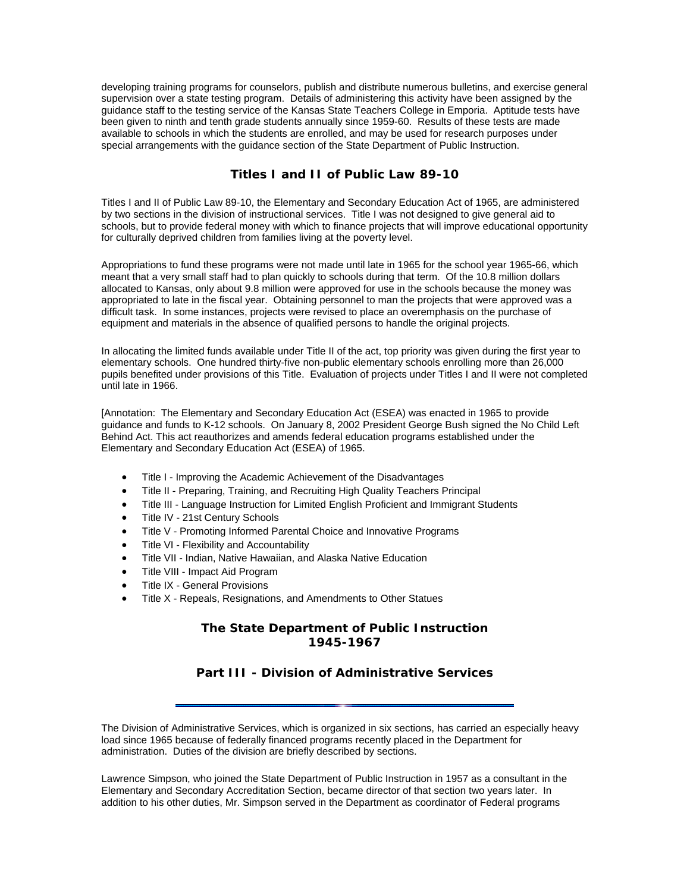developing training programs for counselors, publish and distribute numerous bulletins, and exercise general supervision over a state testing program. Details of administering this activity have been assigned by the guidance staff to the testing service of the Kansas State Teachers College in Emporia. Aptitude tests have been given to ninth and tenth grade students annually since 1959-60. Results of these tests are made available to schools in which the students are enrolled, and may be used for research purposes under special arrangements with the guidance section of the State Department of Public Instruction.

### Titles I and II of Public Law 89-10

Titles I and II of Public Law 89-10, the Elementary and Secondary Education Act of 1965, are administered by two sections in the division of instructional services. Title I was not designed to give general aid to schools, but to provide federal money with which to finance projects that will improve educational opportunity for culturally deprived children from families living at the poverty level.

Appropriations to fund these programs were not made until late in 1965 for the school year 1965-66, which meant that a very small staff had to plan quickly to schools during that term. Of the 10.8 million dollars allocated to Kansas, only about 9.8 million were approved for use in the schools because the money was appropriated to late in the fiscal year. Obtaining personnel to man the projects that were approved was a difficult task. In some instances, projects were revised to place an overemphasis on the purchase of equipment and materials in the absence of qualified persons to handle the original projects.

In allocating the limited funds available under Title II of the act, top priority was given during the first year to elementary schools. One hundred thirty-five non-public elementary schools enrolling more than 26,000 pupils benefited under provisions of this Title. Evaluation of projects under Titles I and II were not completed until late in 1966.

[Annotation: The Elementary and Secondary Education Act (ESEA) was enacted in 1965 to provide guidance and funds to K-12 schools. On January 8, 2002 President George Bush signed the No Child Left Behind Act. This act reauthorizes and amends federal education programs established under the Elementary and Secondary Education Act (ESEA) of 1965.

- Title I - Improving the Academic Achievement of the Disadvantages
- Title II - Preparing, Training, and Recruiting High Quality Teachers Principal
- Title III - Language Instruction for Limited English Proficient and Immigrant Students
- Title IV - 21st Century Schools
- Title V - Promoting Informed Parental Choice and Innovative Programs
- Title VI - Flexibility and Accountability
- Title VII - Indian, Native Hawaiian, and Alaska Native Education
- Title VIII - Impact Aid Program
- Title IX - General Provisions
- Title X - Repeals, Resignations, and Amendments to Other Statues

## The State Department of Public Instruction 1945-1967

## Part III - Division of Administrative Services

---

The Division of Administrative Services, which is organized in six sections, has carried an especially heavy load since 1965 because of federally financed programs recently placed in the Department for administration. Duties of the division are briefly described by sections.

Lawrence Simpson, who joined the State Department of Public Instruction in 1957 as a consultant in the Elementary and Secondary Accreditation Section, became director of that section two years later. In addition to his other duties, Mr. Simpson served in the Department as coordinator of Federal programs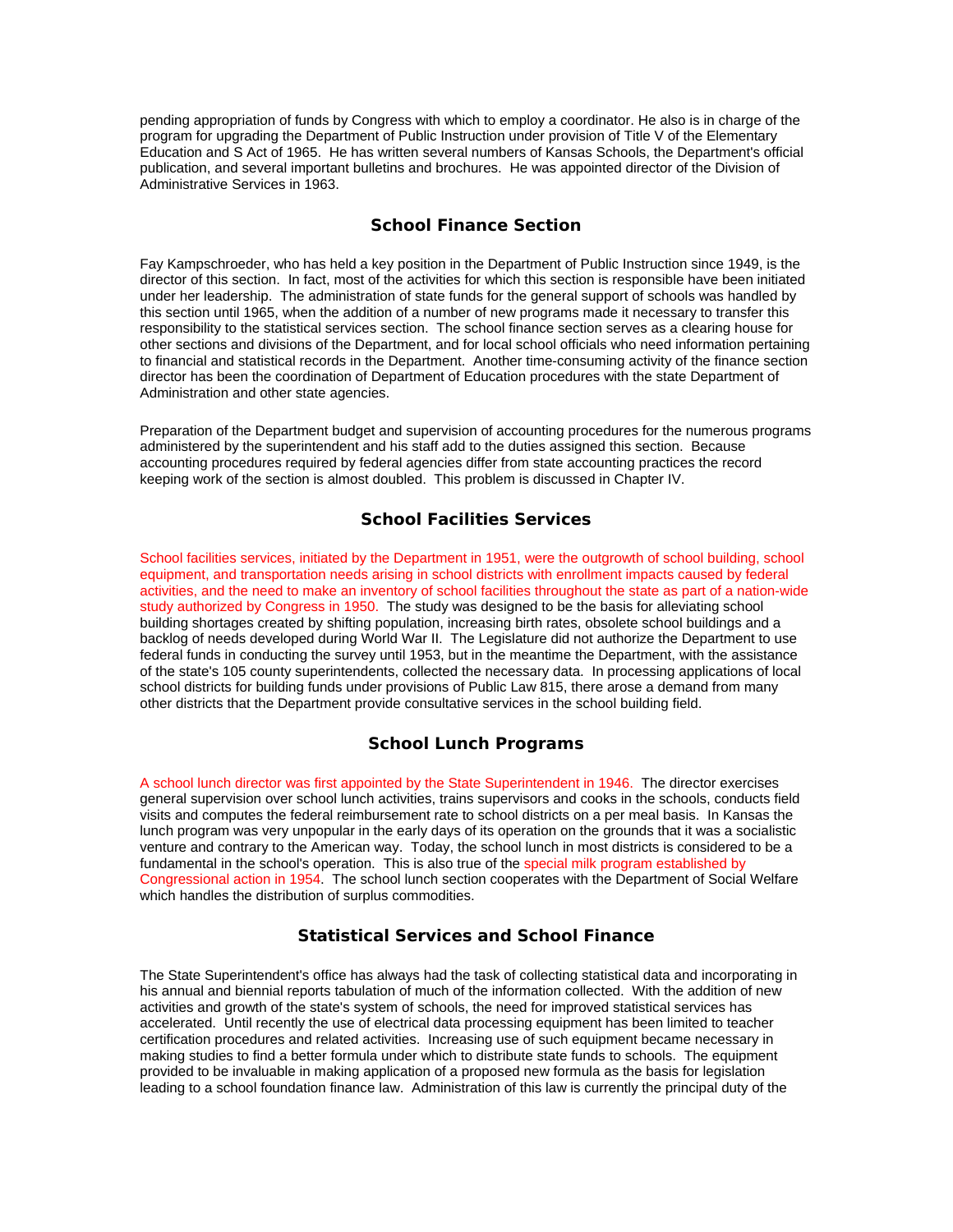pending appropriation of funds by Congress with which to employ a coordinator. He also is in charge of the program for upgrading the Department of Public Instruction under provision of Title V of the Elementary Education and S Act of 1965. He has written several numbers of Kansas Schools, the Department's official publication, and several important bulletins and brochures. He was appointed director of the Division of Administrative Services in 1963.

## School Finance Section

Fay Kampschroeder, who has held a key position in the Department of Public Instruction since 1949, is the director of this section. In fact, most of the activities for which this section is responsible have been initiated under her leadership. The administration of state funds for the general support of schools was handled by this section until 1965, when the addition of a number of new programs made it necessary to transfer this responsibility to the statistical services section. The school finance section serves as a clearing house for other sections and divisions of the Department, and for local school officials who need information pertaining to financial and statistical records in the Department. Another time-consuming activity of the finance section director has been the coordination of Department of Education procedures with the state Department of Administration and other state agencies.

Preparation of the Department budget and supervision of accounting procedures for the numerous programs administered by the superintendent and his staff add to the duties assigned this section. Because accounting procedures required by federal agencies differ from state accounting practices the record keeping work of the section is almost doubled. This problem is discussed in Chapter IV.

## School Facilities Services

School facilities services, initiated by the Department in 1951, were the outgrowth of school building, school equipment, and transportation needs arising in school districts with enrollment impacts caused by federal activities, and the need to make an inventory of school facilities throughout the state as part of a nation-wide study authorized by Congress in 1950. The study was designed to be the basis for alleviating school building shortages created by shifting population, increasing birth rates, obsolete school buildings and a backlog of needs developed during World War II. The Legislature did not authorize the Department to use federal funds in conducting the survey until 1953, but in the meantime the Department, with the assistance of the state's 105 county superintendents, collected the necessary data. In processing applications of local school districts for building funds under provisions of Public Law 815, there arose a demand from many other districts that the Department provide consultative services in the school building field.

## School Lunch Programs

A school lunch director was first appointed by the State Superintendent in 1946. The director exercises general supervision over school lunch activities, trains supervisors and cooks in the schools, conducts field visits and computes the federal reimbursement rate to school districts on a per meal basis. In Kansas the lunch program was very unpopular in the early days of its operation on the grounds that it was a socialistic venture and contrary to the American way. Today, the school lunch in most districts is considered to be a fundamental in the school's operation. This is also true of the special milk program established by Congressional action in 1954. The school lunch section cooperates with the Department of Social Welfare which handles the distribution of surplus commodities.

## Statistical Services and School Finance

The State Superintendent's office has always had the task of collecting statistical data and incorporating in his annual and biennial reports tabulation of much of the information collected. With the addition of new activities and growth of the state's system of schools, the need for improved statistical services has accelerated. Until recently the use of electrical data processing equipment has been limited to teacher certification procedures and related activities. Increasing use of such equipment became necessary in making studies to find a better formula under which to distribute state funds to schools. The equipment provided to be invaluable in making application of a proposed new formula as the basis for legislation leading to a school foundation finance law. Administration of this law is currently the principal duty of the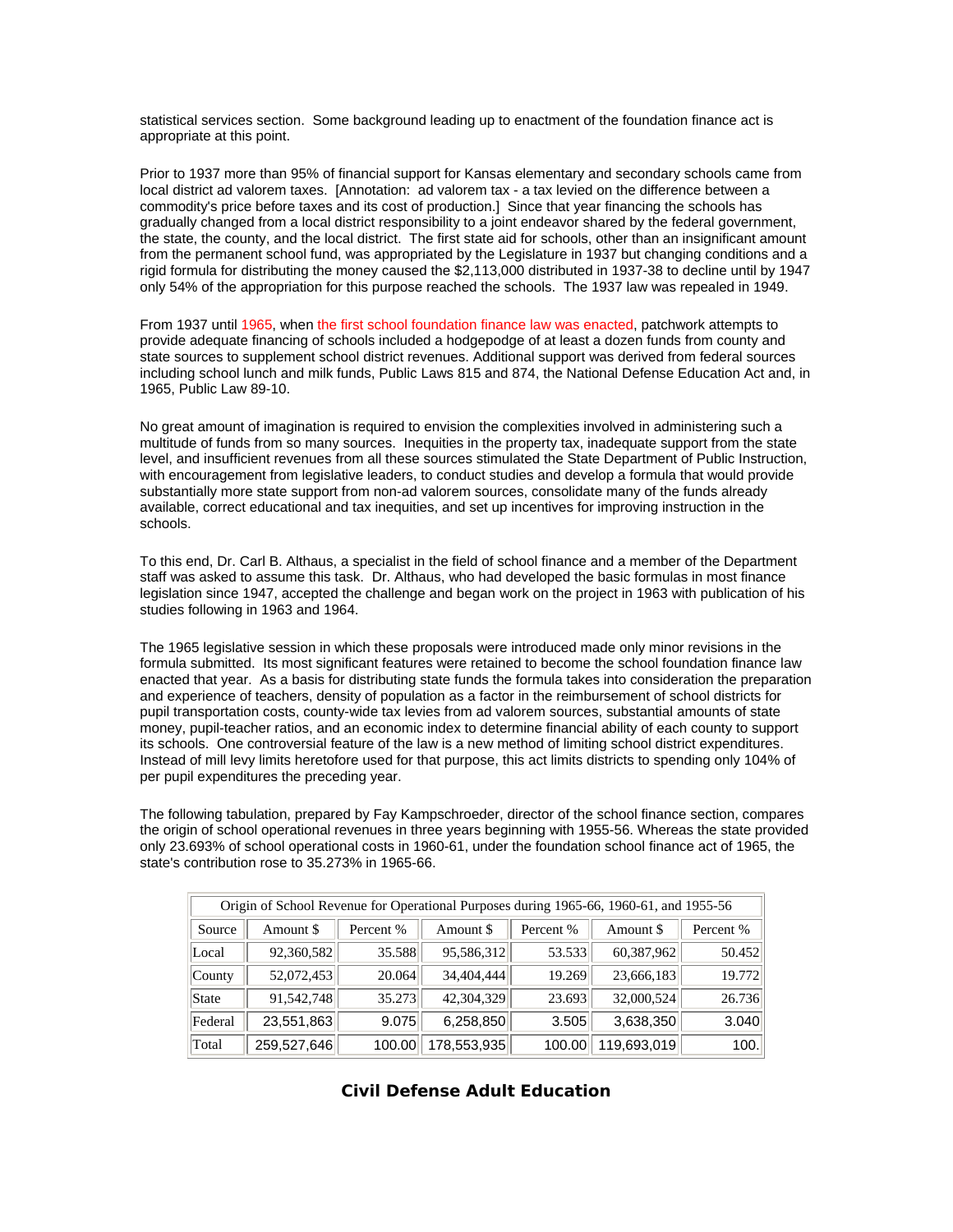statistical services section. Some background leading up to enactment of the foundation finance act is appropriate at this point.

Prior to 1937 more than 95% of financial support for Kansas elementary and secondary schools came from local district ad valorem taxes. [Annotation: ad valorem tax - a tax levied on the difference between a commodity's price before taxes and its cost of production.] Since that year financing the schools has gradually changed from a local district responsibility to a joint endeavor shared by the federal government, the state, the county, and the local district. The first state aid for schools, other than an insignificant amount from the permanent school fund, was appropriated by the Legislature in 1937 but changing conditions and a rigid formula for distributing the money caused the $2,113,000 distributed in 1937-38 to decline until by 1947 only 54% of the appropriation for this purpose reached the schools. The 1937 law was repealed in 1949.

From 1937 until 1965, when the first school foundation finance law was enacted, patchwork attempts to provide adequate financing of schools included a hodgepodge of at least a dozen funds from county and state sources to supplement school district revenues. Additional support was derived from federal sources including school lunch and milk funds, Public Laws 815 and 874, the National Defense Education Act and, in 1965, Public Law 89-10.

No great amount of imagination is required to envision the complexities involved in administering such a multitude of funds from so many sources. Inequities in the property tax, inadequate support from the state level, and insufficient revenues from all these sources stimulated the State Department of Public Instruction, with encouragement from legislative leaders, to conduct studies and develop a formula that would provide substantially more state support from non-ad valorem sources, consolidate many of the funds already available, correct educational and tax inequities, and set up incentives for improving instruction in the schools.

To this end, Dr. Carl B. Althaus, a specialist in the field of school finance and a member of the Department staff was asked to assume this task. Dr. Althaus, who had developed the basic formulas in most finance legislation since 1947, accepted the challenge and began work on the project in 1963 with publication of his studies following in 1963 and 1964.

The 1965 legislative session in which these proposals were introduced made only minor revisions in the formula submitted. Its most significant features were retained to become the school foundation finance law enacted that year. As a basis for distributing state funds the formula takes into consideration the preparation and experience of teachers, density of population as a factor in the reimbursement of school districts for pupil transportation costs, county-wide tax levies from ad valorem sources, substantial amounts of state money, pupil-teacher ratios, and an economic index to determine financial ability of each county to support its schools. One controversial feature of the law is a new method of limiting school district expenditures. Instead of mill levy limits heretofore used for that purpose, this act limits districts to spending only 104% of per pupil expenditures the preceding year.

The following tabulation, prepared by Fay Kampschroeder, director of the school finance section, compares the origin of school operational revenues in three years beginning with 1955-56. Whereas the state provided only 23.693% of school operational costs in 1960-61, under the foundation school finance act of 1965, the state's contribution rose to 35.273% in 1965-66.

| Origin of School Revenue for Operational Purposes during 1965-66, 1960-61, and 1955-56 | | | | | | |
|---|---|---|---|---|---|---|
| Source | Amount $ | Percent % | Amount $ | Percent % | Amount $ | Percent % |
| Local | 92,360,582 | 35.588 | 95,586,312 | 53.533 | 60,387,962 | 50.452 |
| County | 52,072,453 | 20.064 | 34,404,444 | 19.269 | 23,666,183 | 19.772 |
| State | 91,542,748 | 35.273 | 42,304,329 | 23.693 | 32,000,524 | 26.736 |
| Federal | 23,551,863 | 9.075 | 6,258,850 | 3.505 | 3,638,350 | 3.040 |
| Total | 259,527,646 | 100.00 | 178,553,935 | 100.00 | 119,693,019 | 100. |

## Civil Defense Adult Education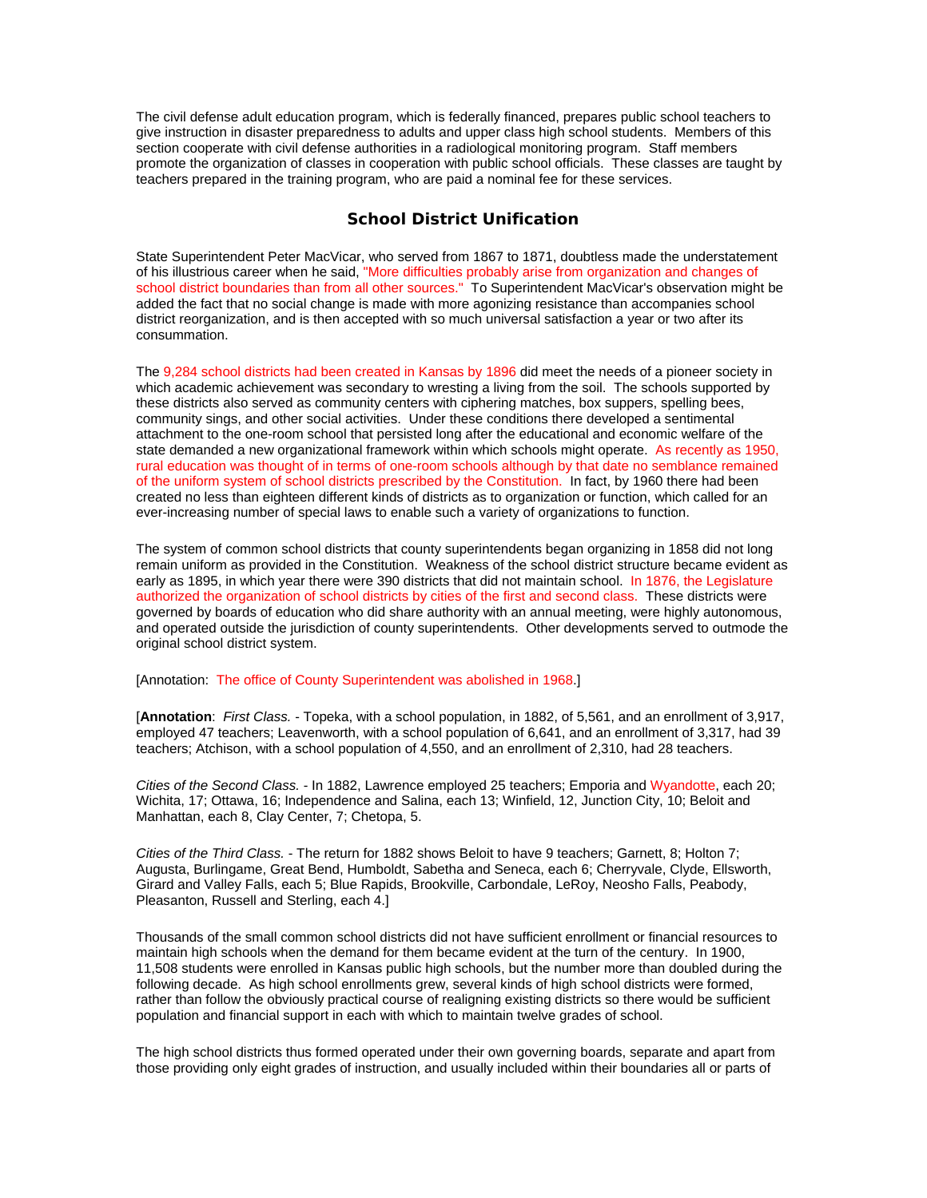The civil defense adult education program, which is federally financed, prepares public school teachers to give instruction in disaster preparedness to adults and upper class high school students. Members of this section cooperate with civil defense authorities in a radiological monitoring program. Staff members promote the organization of classes in cooperation with public school officials. These classes are taught by teachers prepared in the training program, who are paid a nominal fee for these services.

## School District Unification

State Superintendent Peter MacVicar, who served from 1867 to 1871, doubtless made the understatement of his illustrious career when he said, "More difficulties probably arise from organization and changes of school district boundaries than from all other sources." To Superintendent MacVicar's observation might be added the fact that no social change is made with more agonizing resistance than accompanies school district reorganization, and is then accepted with so much universal satisfaction a year or two after its consummation.

The 9,284 school districts had been created in Kansas by 1896 did meet the needs of a pioneer society in which academic achievement was secondary to wresting a living from the soil. The schools supported by these districts also served as community centers with ciphering matches, box suppers, spelling bees, community sings, and other social activities. Under these conditions there developed a sentimental attachment to the one-room school that persisted long after the educational and economic welfare of the state demanded a new organizational framework within which schools might operate. As recently as 1950, rural education was thought of in terms of one-room schools although by that date no semblance remained of the uniform system of school districts prescribed by the Constitution. In fact, by 1960 there had been created no less than eighteen different kinds of districts as to organization or function, which called for an ever-increasing number of special laws to enable such a variety of organizations to function.

The system of common school districts that county superintendents began organizing in 1858 did not long remain uniform as provided in the Constitution. Weakness of the school district structure became evident as early as 1895, in which year there were 390 districts that did not maintain school. In 1876, the Legislature authorized the organization of school districts by cities of the first and second class. These districts were governed by boards of education who did share authority with an annual meeting, were highly autonomous, and operated outside the jurisdiction of county superintendents. Other developments served to outmode the original school district system.

[Annotation: The office of County Superintendent was abolished in 1968.]

[**Annotation**: *First Class.* - Topeka, with a school population, in 1882, of 5,561, and an enrollment of 3,917, employed 47 teachers; Leavenworth, with a school population of 6,641, and an enrollment of 3,317, had 39 teachers; Atchison, with a school population of 4,550, and an enrollment of 2,310, had 28 teachers.

*Cities of the Second Class.* - In 1882, Lawrence employed 25 teachers; Emporia and Wyandotte, each 20; Wichita, 17; Ottawa, 16; Independence and Salina, each 13; Winfield, 12, Junction City, 10; Beloit and Manhattan, each 8, Clay Center, 7; Chetopa, 5.

*Cities of the Third Class.* - The return for 1882 shows Beloit to have 9 teachers; Garnett, 8; Holton 7; Augusta, Burlingame, Great Bend, Humboldt, Sabetha and Seneca, each 6; Cherryvale, Clyde, Ellsworth, Girard and Valley Falls, each 5; Blue Rapids, Brookville, Carbondale, LeRoy, Neosho Falls, Peabody, Pleasanton, Russell and Sterling, each 4.]

Thousands of the small common school districts did not have sufficient enrollment or financial resources to maintain high schools when the demand for them became evident at the turn of the century. In 1900, 11,508 students were enrolled in Kansas public high schools, but the number more than doubled during the following decade. As high school enrollments grew, several kinds of high school districts were formed, rather than follow the obviously practical course of realigning existing districts so there would be sufficient population and financial support in each with which to maintain twelve grades of school.

The high school districts thus formed operated under their own governing boards, separate and apart from those providing only eight grades of instruction, and usually included within their boundaries all or parts of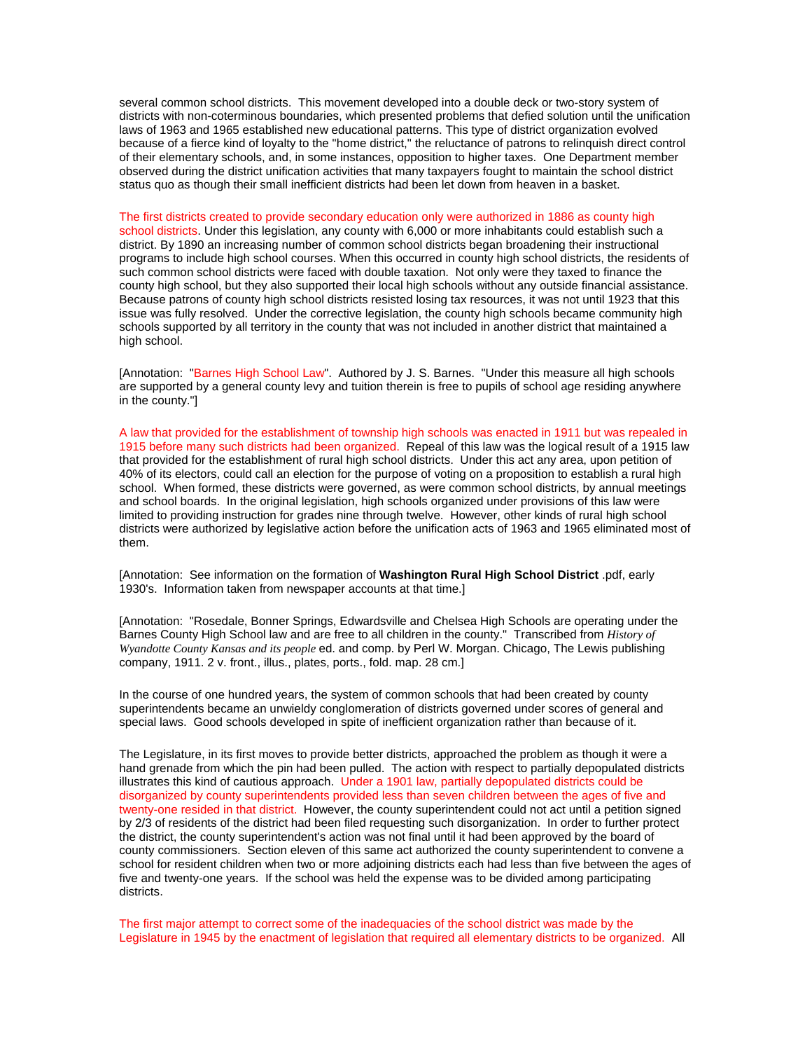several common school districts. This movement developed into a double deck or two-story system of districts with non-coterminous boundaries, which presented problems that defied solution until the unification laws of 1963 and 1965 established new educational patterns. This type of district organization evolved because of a fierce kind of loyalty to the "home district," the reluctance of patrons to relinquish direct control of their elementary schools, and, in some instances, opposition to higher taxes. One Department member observed during the district unification activities that many taxpayers fought to maintain the school district status quo as though their small inefficient districts had been let down from heaven in a basket.

The first districts created to provide secondary education only were authorized in 1886 as county high school districts. Under this legislation, any county with 6,000 or more inhabitants could establish such a district. By 1890 an increasing number of common school districts began broadening their instructional programs to include high school courses. When this occurred in county high school districts, the residents of such common school districts were faced with double taxation. Not only were they taxed to finance the county high school, but they also supported their local high schools without any outside financial assistance. Because patrons of county high school districts resisted losing tax resources, it was not until 1923 that this issue was fully resolved. Under the corrective legislation, the county high schools became community high schools supported by all territory in the county that was not included in another district that maintained a high school.

[Annotation: "Barnes High School Law". Authored by J. S. Barnes. "Under this measure all high schools are supported by a general county levy and tuition therein is free to pupils of school age residing anywhere in the county."]

A law that provided for the establishment of township high schools was enacted in 1911 but was repealed in 1915 before many such districts had been organized. Repeal of this law was the logical result of a 1915 law that provided for the establishment of rural high school districts. Under this act any area, upon petition of 40% of its electors, could call an election for the purpose of voting on a proposition to establish a rural high school. When formed, these districts were governed, as were common school districts, by annual meetings and school boards. In the original legislation, high schools organized under provisions of this law were limited to providing instruction for grades nine through twelve. However, other kinds of rural high school districts were authorized by legislative action before the unification acts of 1963 and 1965 eliminated most of them.

[Annotation: See information on the formation of **Washington Rural High School District** .pdf, early 1930's. Information taken from newspaper accounts at that time.]

[Annotation: "Rosedale, Bonner Springs, Edwardsville and Chelsea High Schools are operating under the Barnes County High School law and are free to all children in the county." Transcribed from *History of Wyandotte County Kansas and its people* ed. and comp. by Perl W. Morgan. Chicago, The Lewis publishing company, 1911. 2 v. front., illus., plates, ports., fold. map. 28 cm.]

In the course of one hundred years, the system of common schools that had been created by county superintendents became an unwieldy conglomeration of districts governed under scores of general and special laws. Good schools developed in spite of inefficient organization rather than because of it.

The Legislature, in its first moves to provide better districts, approached the problem as though it were a hand grenade from which the pin had been pulled. The action with respect to partially depopulated districts illustrates this kind of cautious approach. Under a 1901 law, partially depopulated districts could be disorganized by county superintendents provided less than seven children between the ages of five and twenty-one resided in that district. However, the county superintendent could not act until a petition signed by 2/3 of residents of the district had been filed requesting such disorganization. In order to further protect the district, the county superintendent's action was not final until it had been approved by the board of county commissioners. Section eleven of this same act authorized the county superintendent to convene a school for resident children when two or more adjoining districts each had less than five between the ages of five and twenty-one years. If the school was held the expense was to be divided among participating districts.

The first major attempt to correct some of the inadequacies of the school district was made by the Legislature in 1945 by the enactment of legislation that required all elementary districts to be organized. All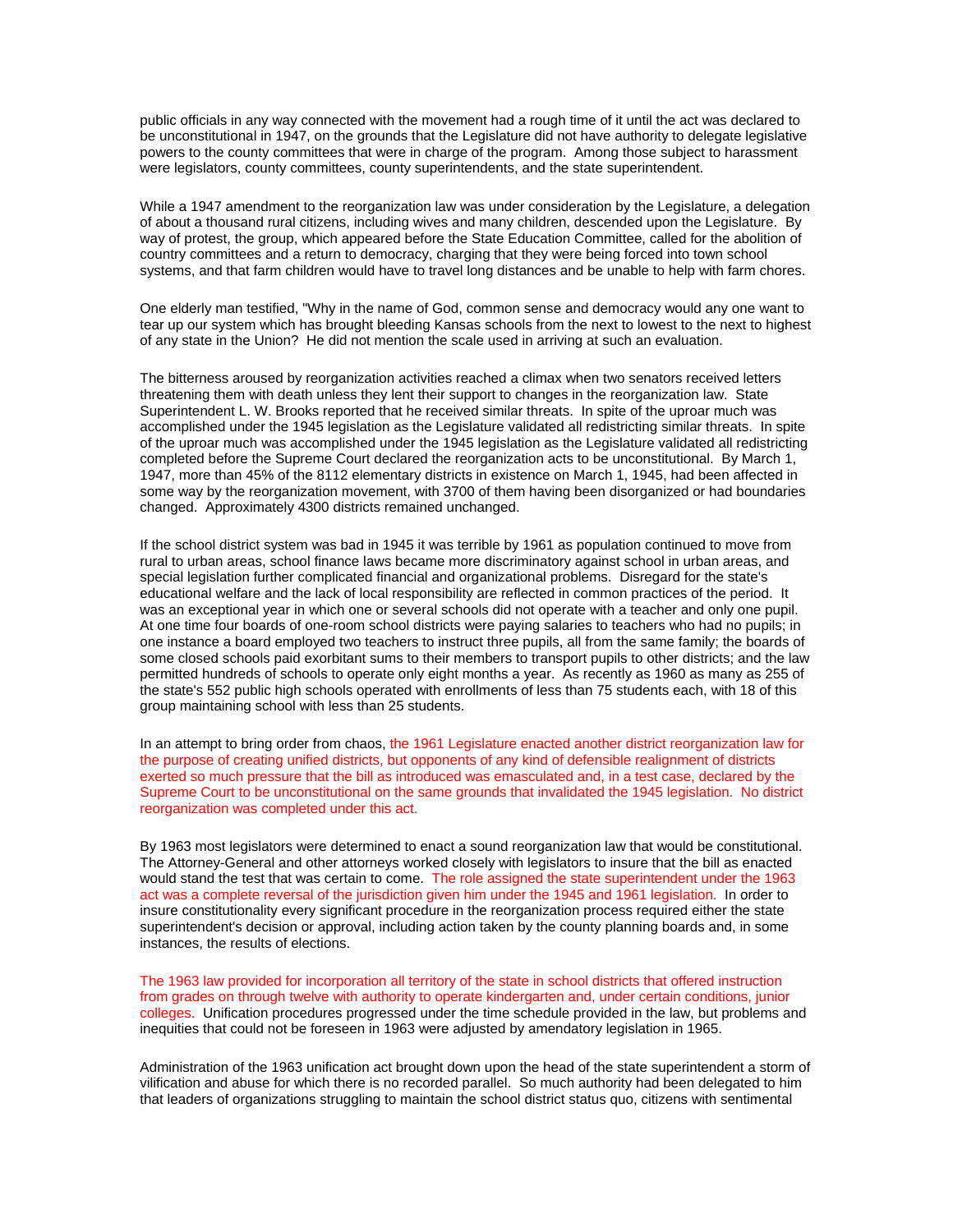public officials in any way connected with the movement had a rough time of it until the act was declared to be unconstitutional in 1947, on the grounds that the Legislature did not have authority to delegate legislative powers to the county committees that were in charge of the program. Among those subject to harassment were legislators, county committees, county superintendents, and the state superintendent.

While a 1947 amendment to the reorganization law was under consideration by the Legislature, a delegation of about a thousand rural citizens, including wives and many children, descended upon the Legislature. By way of protest, the group, which appeared before the State Education Committee, called for the abolition of country committees and a return to democracy, charging that they were being forced into town school systems, and that farm children would have to travel long distances and be unable to help with farm chores.

One elderly man testified, "Why in the name of God, common sense and democracy would any one want to tear up our system which has brought bleeding Kansas schools from the next to lowest to the next to highest of any state in the Union? He did not mention the scale used in arriving at such an evaluation.

The bitterness aroused by reorganization activities reached a climax when two senators received letters threatening them with death unless they lent their support to changes in the reorganization law. State Superintendent L. W. Brooks reported that he received similar threats. In spite of the uproar much was accomplished under the 1945 legislation as the Legislature validated all redistricting similar threats. In spite of the uproar much was accomplished under the 1945 legislation as the Legislature validated all redistricting completed before the Supreme Court declared the reorganization acts to be unconstitutional. By March 1, 1947, more than 45% of the 8112 elementary districts in existence on March 1, 1945, had been affected in some way by the reorganization movement, with 3700 of them having been disorganized or had boundaries changed. Approximately 4300 districts remained unchanged.

If the school district system was bad in 1945 it was terrible by 1961 as population continued to move from rural to urban areas, school finance laws became more discriminatory against school in urban areas, and special legislation further complicated financial and organizational problems. Disregard for the state's educational welfare and the lack of local responsibility are reflected in common practices of the period. It was an exceptional year in which one or several schools did not operate with a teacher and only one pupil. At one time four boards of one-room school districts were paying salaries to teachers who had no pupils; in one instance a board employed two teachers to instruct three pupils, all from the same family; the boards of some closed schools paid exorbitant sums to their members to transport pupils to other districts; and the law permitted hundreds of schools to operate only eight months a year. As recently as 1960 as many as 255 of the state's 552 public high schools operated with enrollments of less than 75 students each, with 18 of this group maintaining school with less than 25 students.

In an attempt to bring order from chaos, the 1961 Legislature enacted another district reorganization law for the purpose of creating unified districts, but opponents of any kind of defensible realignment of districts exerted so much pressure that the bill as introduced was emasculated and, in a test case, declared by the Supreme Court to be unconstitutional on the same grounds that invalidated the 1945 legislation. No district reorganization was completed under this act.

By 1963 most legislators were determined to enact a sound reorganization law that would be constitutional. The Attorney-General and other attorneys worked closely with legislators to insure that the bill as enacted would stand the test that was certain to come. The role assigned the state superintendent under the 1963 act was a complete reversal of the jurisdiction given him under the 1945 and 1961 legislation. In order to insure constitutionality every significant procedure in the reorganization process required either the state superintendent's decision or approval, including action taken by the county planning boards and, in some instances, the results of elections.

The 1963 law provided for incorporation all territory of the state in school districts that offered instruction from grades on through twelve with authority to operate kindergarten and, under certain conditions, junior colleges. Unification procedures progressed under the time schedule provided in the law, but problems and inequities that could not be foreseen in 1963 were adjusted by amendatory legislation in 1965.

Administration of the 1963 unification act brought down upon the head of the state superintendent a storm of vilification and abuse for which there is no recorded parallel. So much authority had been delegated to him that leaders of organizations struggling to maintain the school district status quo, citizens with sentimental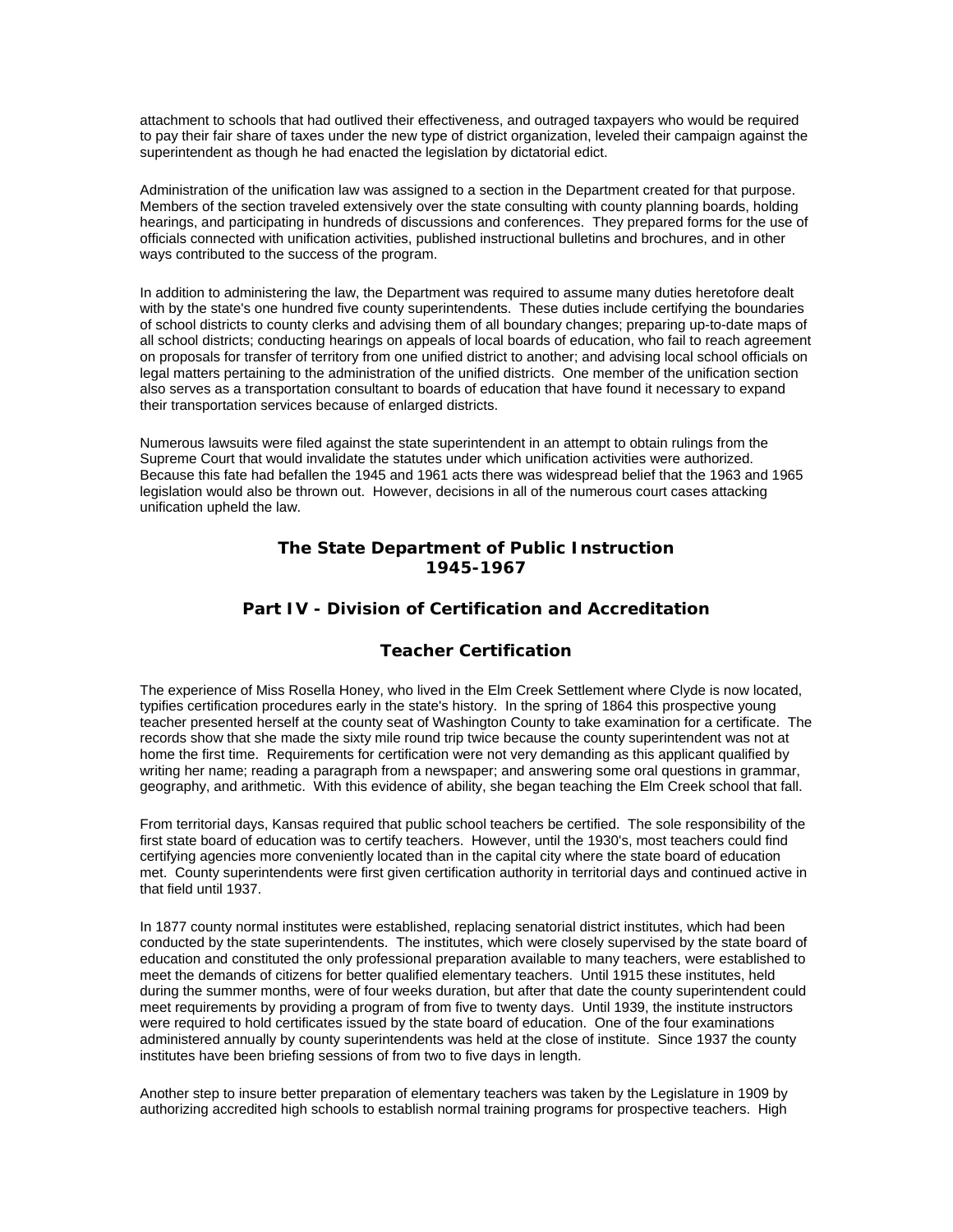attachment to schools that had outlived their effectiveness, and outraged taxpayers who would be required to pay their fair share of taxes under the new type of district organization, leveled their campaign against the superintendent as though he had enacted the legislation by dictatorial edict.

Administration of the unification law was assigned to a section in the Department created for that purpose. Members of the section traveled extensively over the state consulting with county planning boards, holding hearings, and participating in hundreds of discussions and conferences. They prepared forms for the use of officials connected with unification activities, published instructional bulletins and brochures, and in other ways contributed to the success of the program.

In addition to administering the law, the Department was required to assume many duties heretofore dealt with by the state's one hundred five county superintendents. These duties include certifying the boundaries of school districts to county clerks and advising them of all boundary changes; preparing up-to-date maps of all school districts; conducting hearings on appeals of local boards of education, who fail to reach agreement on proposals for transfer of territory from one unified district to another; and advising local school officials on legal matters pertaining to the administration of the unified districts. One member of the unification section also serves as a transportation consultant to boards of education that have found it necessary to expand their transportation services because of enlarged districts.

Numerous lawsuits were filed against the state superintendent in an attempt to obtain rulings from the Supreme Court that would invalidate the statutes under which unification activities were authorized. Because this fate had befallen the 1945 and 1961 acts there was widespread belief that the 1963 and 1965 legislation would also be thrown out. However, decisions in all of the numerous court cases attacking unification upheld the law.

## The State Department of Public Instruction 1945-1967

## Part IV - Division of Certification and Accreditation

### Teacher Certification

The experience of Miss Rosella Honey, who lived in the Elm Creek Settlement where Clyde is now located, typifies certification procedures early in the state's history. In the spring of 1864 this prospective young teacher presented herself at the county seat of Washington County to take examination for a certificate. The records show that she made the sixty mile round trip twice because the county superintendent was not at home the first time. Requirements for certification were not very demanding as this applicant qualified by writing her name; reading a paragraph from a newspaper; and answering some oral questions in grammar, geography, and arithmetic. With this evidence of ability, she began teaching the Elm Creek school that fall.

From territorial days, Kansas required that public school teachers be certified. The sole responsibility of the first state board of education was to certify teachers. However, until the 1930's, most teachers could find certifying agencies more conveniently located than in the capital city where the state board of education met. County superintendents were first given certification authority in territorial days and continued active in that field until 1937.

In 1877 county normal institutes were established, replacing senatorial district institutes, which had been conducted by the state superintendents. The institutes, which were closely supervised by the state board of education and constituted the only professional preparation available to many teachers, were established to meet the demands of citizens for better qualified elementary teachers. Until 1915 these institutes, held during the summer months, were of four weeks duration, but after that date the county superintendent could meet requirements by providing a program of from five to twenty days. Until 1939, the institute instructors were required to hold certificates issued by the state board of education. One of the four examinations administered annually by county superintendents was held at the close of institute. Since 1937 the county institutes have been briefing sessions of from two to five days in length.

Another step to insure better preparation of elementary teachers was taken by the Legislature in 1909 by authorizing accredited high schools to establish normal training programs for prospective teachers. High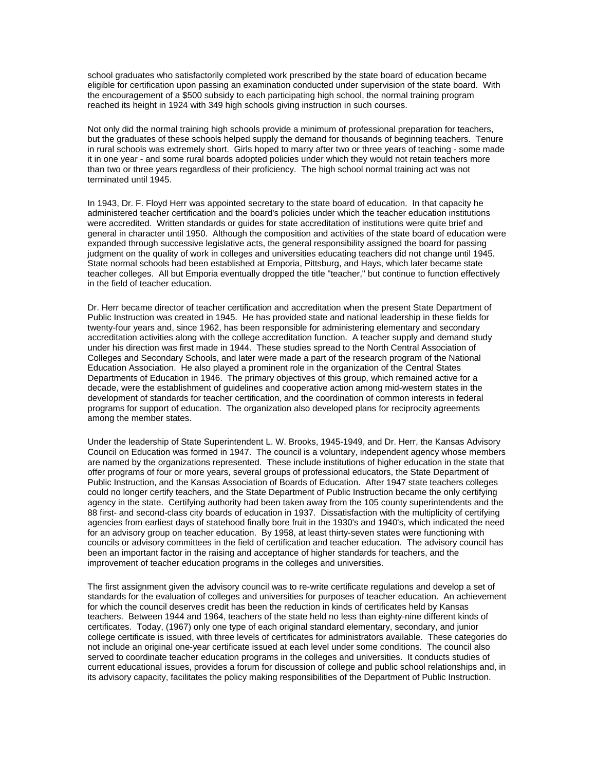school graduates who satisfactorily completed work prescribed by the state board of education became eligible for certification upon passing an examination conducted under supervision of the state board. With the encouragement of a $500 subsidy to each participating high school, the normal training program reached its height in 1924 with 349 high schools giving instruction in such courses.

Not only did the normal training high schools provide a minimum of professional preparation for teachers, but the graduates of these schools helped supply the demand for thousands of beginning teachers. Tenure in rural schools was extremely short. Girls hoped to marry after two or three years of teaching - some made it in one year - and some rural boards adopted policies under which they would not retain teachers more than two or three years regardless of their proficiency. The high school normal training act was not terminated until 1945.

In 1943, Dr. F. Floyd Herr was appointed secretary to the state board of education. In that capacity he administered teacher certification and the board's policies under which the teacher education institutions were accredited. Written standards or guides for state accreditation of institutions were quite brief and general in character until 1950. Although the composition and activities of the state board of education were expanded through successive legislative acts, the general responsibility assigned the board for passing judgment on the quality of work in colleges and universities educating teachers did not change until 1945. State normal schools had been established at Emporia, Pittsburg, and Hays, which later became state teacher colleges. All but Emporia eventually dropped the title "teacher," but continue to function effectively in the field of teacher education.

Dr. Herr became director of teacher certification and accreditation when the present State Department of Public Instruction was created in 1945. He has provided state and national leadership in these fields for twenty-four years and, since 1962, has been responsible for administering elementary and secondary accreditation activities along with the college accreditation function. A teacher supply and demand study under his direction was first made in 1944. These studies spread to the North Central Association of Colleges and Secondary Schools, and later were made a part of the research program of the National Education Association. He also played a prominent role in the organization of the Central States Departments of Education in 1946. The primary objectives of this group, which remained active for a decade, were the establishment of guidelines and cooperative action among mid-western states in the development of standards for teacher certification, and the coordination of common interests in federal programs for support of education. The organization also developed plans for reciprocity agreements among the member states.

Under the leadership of State Superintendent L. W. Brooks, 1945-1949, and Dr. Herr, the Kansas Advisory Council on Education was formed in 1947. The council is a voluntary, independent agency whose members are named by the organizations represented. These include institutions of higher education in the state that offer programs of four or more years, several groups of professional educators, the State Department of Public Instruction, and the Kansas Association of Boards of Education. After 1947 state teachers colleges could no longer certify teachers, and the State Department of Public Instruction became the only certifying agency in the state. Certifying authority had been taken away from the 105 county superintendents and the 88 first- and second-class city boards of education in 1937. Dissatisfaction with the multiplicity of certifying agencies from earliest days of statehood finally bore fruit in the 1930's and 1940's, which indicated the need for an advisory group on teacher education. By 1958, at least thirty-seven states were functioning with councils or advisory committees in the field of certification and teacher education. The advisory council has been an important factor in the raising and acceptance of higher standards for teachers, and the improvement of teacher education programs in the colleges and universities.

The first assignment given the advisory council was to re-write certificate regulations and develop a set of standards for the evaluation of colleges and universities for purposes of teacher education. An achievement for which the council deserves credit has been the reduction in kinds of certificates held by Kansas teachers. Between 1944 and 1964, teachers of the state held no less than eighty-nine different kinds of certificates. Today, (1967) only one type of each original standard elementary, secondary, and junior college certificate is issued, with three levels of certificates for administrators available. These categories do not include an original one-year certificate issued at each level under some conditions. The council also served to coordinate teacher education programs in the colleges and universities. It conducts studies of current educational issues, provides a forum for discussion of college and public school relationships and, in its advisory capacity, facilitates the policy making responsibilities of the Department of Public Instruction.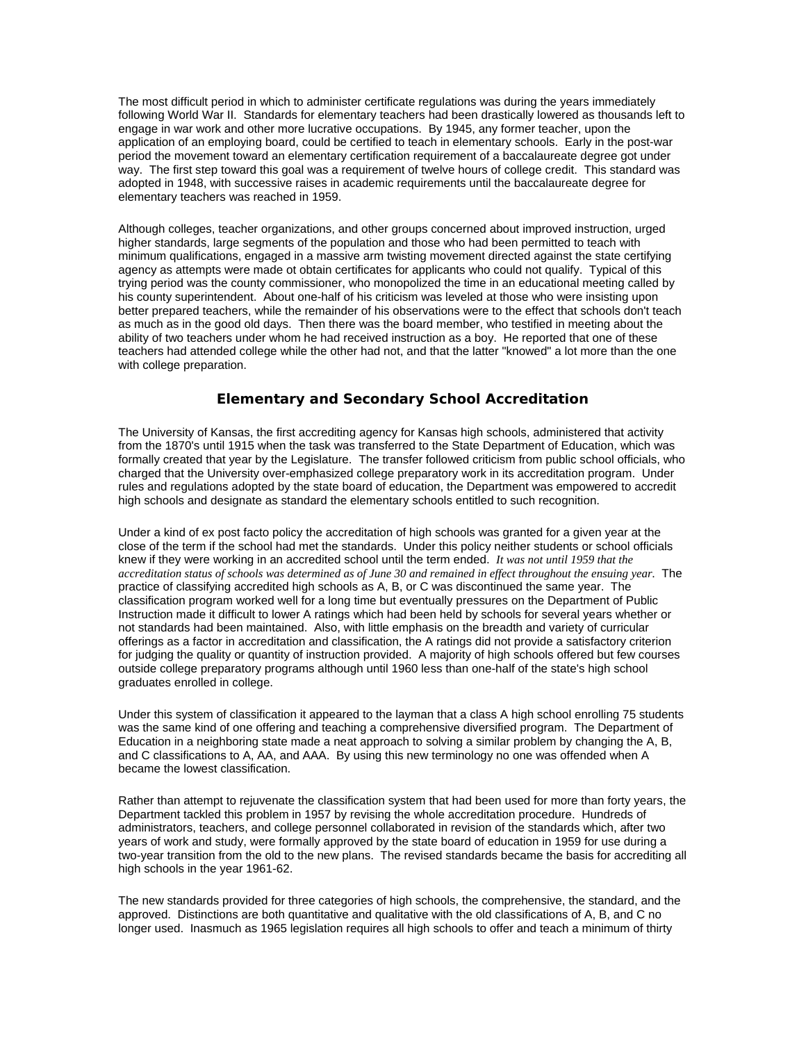The most difficult period in which to administer certificate regulations was during the years immediately following World War II. Standards for elementary teachers had been drastically lowered as thousands left to engage in war work and other more lucrative occupations. By 1945, any former teacher, upon the application of an employing board, could be certified to teach in elementary schools. Early in the post-war period the movement toward an elementary certification requirement of a baccalaureate degree got under way. The first step toward this goal was a requirement of twelve hours of college credit. This standard was adopted in 1948, with successive raises in academic requirements until the baccalaureate degree for elementary teachers was reached in 1959.

Although colleges, teacher organizations, and other groups concerned about improved instruction, urged higher standards, large segments of the population and those who had been permitted to teach with minimum qualifications, engaged in a massive arm twisting movement directed against the state certifying agency as attempts were made ot obtain certificates for applicants who could not qualify. Typical of this trying period was the county commissioner, who monopolized the time in an educational meeting called by his county superintendent. About one-half of his criticism was leveled at those who were insisting upon better prepared teachers, while the remainder of his observations were to the effect that schools don't teach as much as in the good old days. Then there was the board member, who testified in meeting about the ability of two teachers under whom he had received instruction as a boy. He reported that one of these teachers had attended college while the other had not, and that the latter "knowed" a lot more than the one with college preparation.

## Elementary and Secondary School Accreditation

The University of Kansas, the first accrediting agency for Kansas high schools, administered that activity from the 1870's until 1915 when the task was transferred to the State Department of Education, which was formally created that year by the Legislature. The transfer followed criticism from public school officials, who charged that the University over-emphasized college preparatory work in its accreditation program. Under rules and regulations adopted by the state board of education, the Department was empowered to accredit high schools and designate as standard the elementary schools entitled to such recognition.

Under a kind of ex post facto policy the accreditation of high schools was granted for a given year at the close of the term if the school had met the standards. Under this policy neither students or school officials knew if they were working in an accredited school until the term ended. *It was not until 1959 that the accreditation status of schools was determined as of June 30 and remained in effect throughout the ensuing year.* The practice of classifying accredited high schools as A, B, or C was discontinued the same year. The classification program worked well for a long time but eventually pressures on the Department of Public Instruction made it difficult to lower A ratings which had been held by schools for several years whether or not standards had been maintained. Also, with little emphasis on the breadth and variety of curricular offerings as a factor in accreditation and classification, the A ratings did not provide a satisfactory criterion for judging the quality or quantity of instruction provided. A majority of high schools offered but few courses outside college preparatory programs although until 1960 less than one-half of the state's high school graduates enrolled in college.

Under this system of classification it appeared to the layman that a class A high school enrolling 75 students was the same kind of one offering and teaching a comprehensive diversified program. The Department of Education in a neighboring state made a neat approach to solving a similar problem by changing the A, B, and C classifications to A, AA, and AAA. By using this new terminology no one was offended when A became the lowest classification.

Rather than attempt to rejuvenate the classification system that had been used for more than forty years, the Department tackled this problem in 1957 by revising the whole accreditation procedure. Hundreds of administrators, teachers, and college personnel collaborated in revision of the standards which, after two years of work and study, were formally approved by the state board of education in 1959 for use during a two-year transition from the old to the new plans. The revised standards became the basis for accrediting all high schools in the year 1961-62.

The new standards provided for three categories of high schools, the comprehensive, the standard, and the approved. Distinctions are both quantitative and qualitative with the old classifications of A, B, and C no longer used. Inasmuch as 1965 legislation requires all high schools to offer and teach a minimum of thirty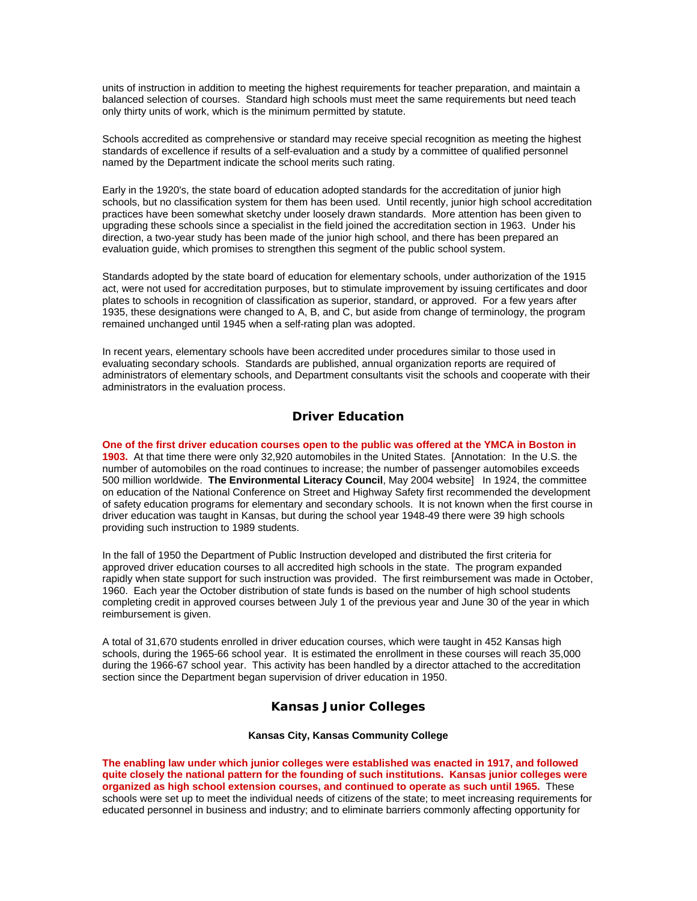units of instruction in addition to meeting the highest requirements for teacher preparation, and maintain a balanced selection of courses. Standard high schools must meet the same requirements but need teach only thirty units of work, which is the minimum permitted by statute.

Schools accredited as comprehensive or standard may receive special recognition as meeting the highest standards of excellence if results of a self-evaluation and a study by a committee of qualified personnel named by the Department indicate the school merits such rating.

Early in the 1920's, the state board of education adopted standards for the accreditation of junior high schools, but no classification system for them has been used. Until recently, junior high school accreditation practices have been somewhat sketchy under loosely drawn standards. More attention has been given to upgrading these schools since a specialist in the field joined the accreditation section in 1963. Under his direction, a two-year study has been made of the junior high school, and there has been prepared an evaluation guide, which promises to strengthen this segment of the public school system.

Standards adopted by the state board of education for elementary schools, under authorization of the 1915 act, were not used for accreditation purposes, but to stimulate improvement by issuing certificates and door plates to schools in recognition of classification as superior, standard, or approved. For a few years after 1935, these designations were changed to A, B, and C, but aside from change of terminology, the program remained unchanged until 1945 when a self-rating plan was adopted.

In recent years, elementary schools have been accredited under procedures similar to those used in evaluating secondary schools. Standards are published, annual organization reports are required of administrators of elementary schools, and Department consultants visit the schools and cooperate with their administrators in the evaluation process.

## Driver Education

**One of the first driver education courses open to the public was offered at the YMCA in Boston in 1903.** At that time there were only 32,920 automobiles in the United States. [Annotation: In the U.S. the number of automobiles on the road continues to increase; the number of passenger automobiles exceeds 500 million worldwide. **The Environmental Literacy Council**, May 2004 website] In 1924, the committee on education of the National Conference on Street and Highway Safety first recommended the development of safety education programs for elementary and secondary schools. It is not known when the first course in driver education was taught in Kansas, but during the school year 1948-49 there were 39 high schools providing such instruction to 1989 students.

In the fall of 1950 the Department of Public Instruction developed and distributed the first criteria for approved driver education courses to all accredited high schools in the state. The program expanded rapidly when state support for such instruction was provided. The first reimbursement was made in October, 1960. Each year the October distribution of state funds is based on the number of high school students completing credit in approved courses between July 1 of the previous year and June 30 of the year in which reimbursement is given.

A total of 31,670 students enrolled in driver education courses, which were taught in 452 Kansas high schools, during the 1965-66 school year. It is estimated the enrollment in these courses will reach 35,000 during the 1966-67 school year. This activity has been handled by a director attached to the accreditation section since the Department began supervision of driver education in 1950.

## Kansas Junior Colleges

### Kansas City, Kansas Community College

**The enabling law under which junior colleges were established was enacted in 1917, and followed quite closely the national pattern for the founding of such institutions. Kansas junior colleges were organized as high school extension courses, and continued to operate as such until 1965.** These schools were set up to meet the individual needs of citizens of the state; to meet increasing requirements for educated personnel in business and industry; and to eliminate barriers commonly affecting opportunity for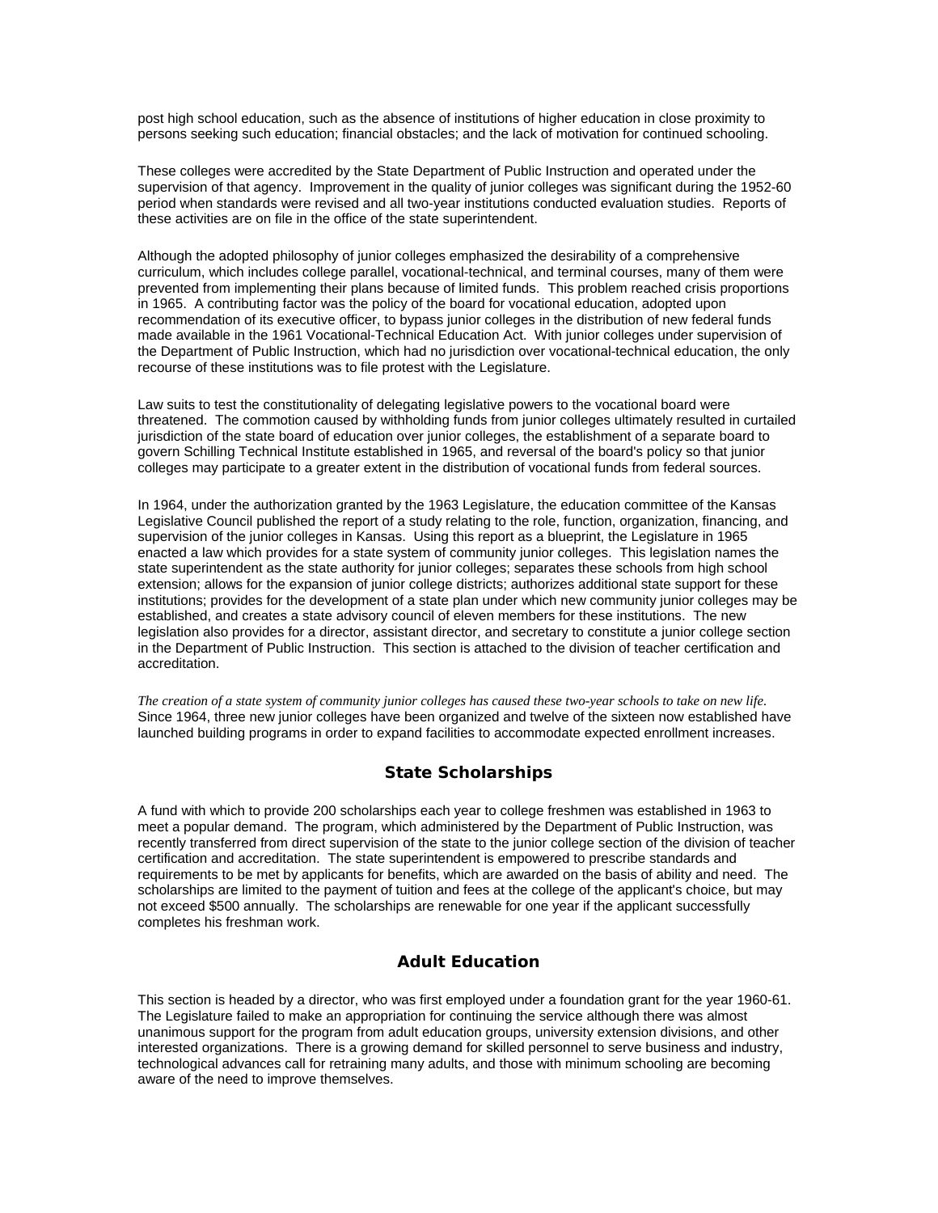post high school education, such as the absence of institutions of higher education in close proximity to persons seeking such education; financial obstacles; and the lack of motivation for continued schooling.

These colleges were accredited by the State Department of Public Instruction and operated under the supervision of that agency. Improvement in the quality of junior colleges was significant during the 1952-60 period when standards were revised and all two-year institutions conducted evaluation studies. Reports of these activities are on file in the office of the state superintendent.

Although the adopted philosophy of junior colleges emphasized the desirability of a comprehensive curriculum, which includes college parallel, vocational-technical, and terminal courses, many of them were prevented from implementing their plans because of limited funds. This problem reached crisis proportions in 1965. A contributing factor was the policy of the board for vocational education, adopted upon recommendation of its executive officer, to bypass junior colleges in the distribution of new federal funds made available in the 1961 Vocational-Technical Education Act. With junior colleges under supervision of the Department of Public Instruction, which had no jurisdiction over vocational-technical education, the only recourse of these institutions was to file protest with the Legislature.

Law suits to test the constitutionality of delegating legislative powers to the vocational board were threatened. The commotion caused by withholding funds from junior colleges ultimately resulted in curtailed jurisdiction of the state board of education over junior colleges, the establishment of a separate board to govern Schilling Technical Institute established in 1965, and reversal of the board's policy so that junior colleges may participate to a greater extent in the distribution of vocational funds from federal sources.

In 1964, under the authorization granted by the 1963 Legislature, the education committee of the Kansas Legislative Council published the report of a study relating to the role, function, organization, financing, and supervision of the junior colleges in Kansas. Using this report as a blueprint, the Legislature in 1965 enacted a law which provides for a state system of community junior colleges. This legislation names the state superintendent as the state authority for junior colleges; separates these schools from high school extension; allows for the expansion of junior college districts; authorizes additional state support for these institutions; provides for the development of a state plan under which new community junior colleges may be established, and creates a state advisory council of eleven members for these institutions. The new legislation also provides for a director, assistant director, and secretary to constitute a junior college section in the Department of Public Instruction. This section is attached to the division of teacher certification and accreditation.

*The creation of a state system of community junior colleges has caused these two-year schools to take on new life.* Since 1964, three new junior colleges have been organized and twelve of the sixteen now established have launched building programs in order to expand facilities to accommodate expected enrollment increases.

## State Scholarships

A fund with which to provide 200 scholarships each year to college freshmen was established in 1963 to meet a popular demand. The program, which administered by the Department of Public Instruction, was recently transferred from direct supervision of the state to the junior college section of the division of teacher certification and accreditation. The state superintendent is empowered to prescribe standards and requirements to be met by applicants for benefits, which are awarded on the basis of ability and need. The scholarships are limited to the payment of tuition and fees at the college of the applicant's choice, but may not exceed $500 annually. The scholarships are renewable for one year if the applicant successfully completes his freshman work.

## Adult Education

This section is headed by a director, who was first employed under a foundation grant for the year 1960-61. The Legislature failed to make an appropriation for continuing the service although there was almost unanimous support for the program from adult education groups, university extension divisions, and other interested organizations. There is a growing demand for skilled personnel to serve business and industry, technological advances call for retraining many adults, and those with minimum schooling are becoming aware of the need to improve themselves.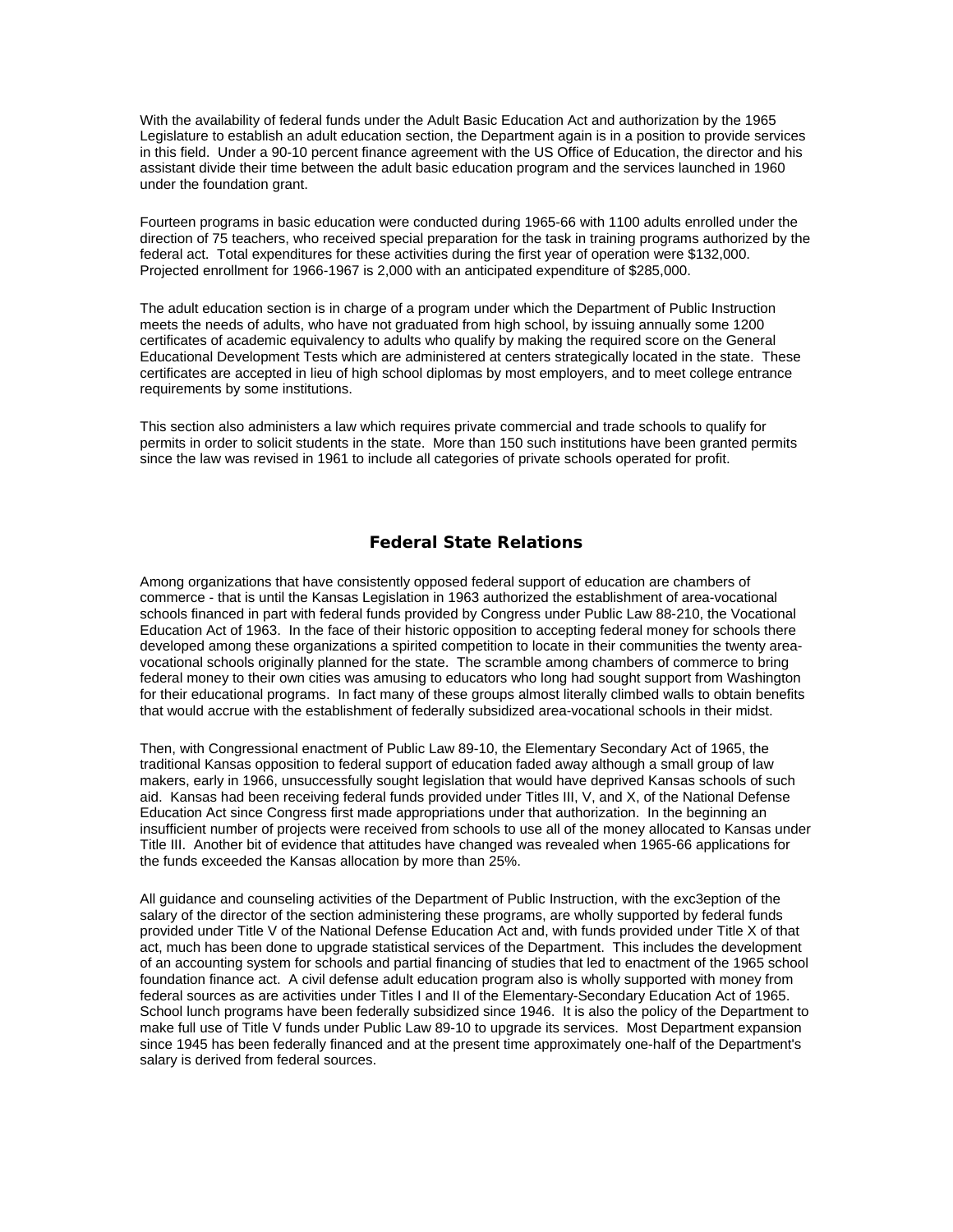With the availability of federal funds under the Adult Basic Education Act and authorization by the 1965 Legislature to establish an adult education section, the Department again is in a position to provide services in this field. Under a 90-10 percent finance agreement with the US Office of Education, the director and his assistant divide their time between the adult basic education program and the services launched in 1960 under the foundation grant.

Fourteen programs in basic education were conducted during 1965-66 with 1100 adults enrolled under the direction of 75 teachers, who received special preparation for the task in training programs authorized by the federal act. Total expenditures for these activities during the first year of operation were $132,000. Projected enrollment for 1966-1967 is 2,000 with an anticipated expenditure of $285,000.

The adult education section is in charge of a program under which the Department of Public Instruction meets the needs of adults, who have not graduated from high school, by issuing annually some 1200 certificates of academic equivalency to adults who qualify by making the required score on the General Educational Development Tests which are administered at centers strategically located in the state. These certificates are accepted in lieu of high school diplomas by most employers, and to meet college entrance requirements by some institutions.

This section also administers a law which requires private commercial and trade schools to qualify for permits in order to solicit students in the state. More than 150 such institutions have been granted permits since the law was revised in 1961 to include all categories of private schools operated for profit.

## Federal State Relations

Among organizations that have consistently opposed federal support of education are chambers of commerce - that is until the Kansas Legislation in 1963 authorized the establishment of area-vocational schools financed in part with federal funds provided by Congress under Public Law 88-210, the Vocational Education Act of 1963. In the face of their historic opposition to accepting federal money for schools there developed among these organizations a spirited competition to locate in their communities the twenty area-vocational schools originally planned for the state. The scramble among chambers of commerce to bring federal money to their own cities was amusing to educators who long had sought support from Washington for their educational programs. In fact many of these groups almost literally climbed walls to obtain benefits that would accrue with the establishment of federally subsidized area-vocational schools in their midst.

Then, with Congressional enactment of Public Law 89-10, the Elementary Secondary Act of 1965, the traditional Kansas opposition to federal support of education faded away although a small group of law makers, early in 1966, unsuccessfully sought legislation that would have deprived Kansas schools of such aid. Kansas had been receiving federal funds provided under Titles III, V, and X, of the National Defense Education Act since Congress first made appropriations under that authorization. In the beginning an insufficient number of projects were received from schools to use all of the money allocated to Kansas under Title III. Another bit of evidence that attitudes have changed was revealed when 1965-66 applications for the funds exceeded the Kansas allocation by more than 25%.

All guidance and counseling activities of the Department of Public Instruction, with the exc3eption of the salary of the director of the section administering these programs, are wholly supported by federal funds provided under Title V of the National Defense Education Act and, with funds provided under Title X of that act, much has been done to upgrade statistical services of the Department. This includes the development of an accounting system for schools and partial financing of studies that led to enactment of the 1965 school foundation finance act. A civil defense adult education program also is wholly supported with money from federal sources as are activities under Titles I and II of the Elementary-Secondary Education Act of 1965. School lunch programs have been federally subsidized since 1946. It is also the policy of the Department to make full use of Title V funds under Public Law 89-10 to upgrade its services. Most Department expansion since 1945 has been federally financed and at the present time approximately one-half of the Department's salary is derived from federal sources.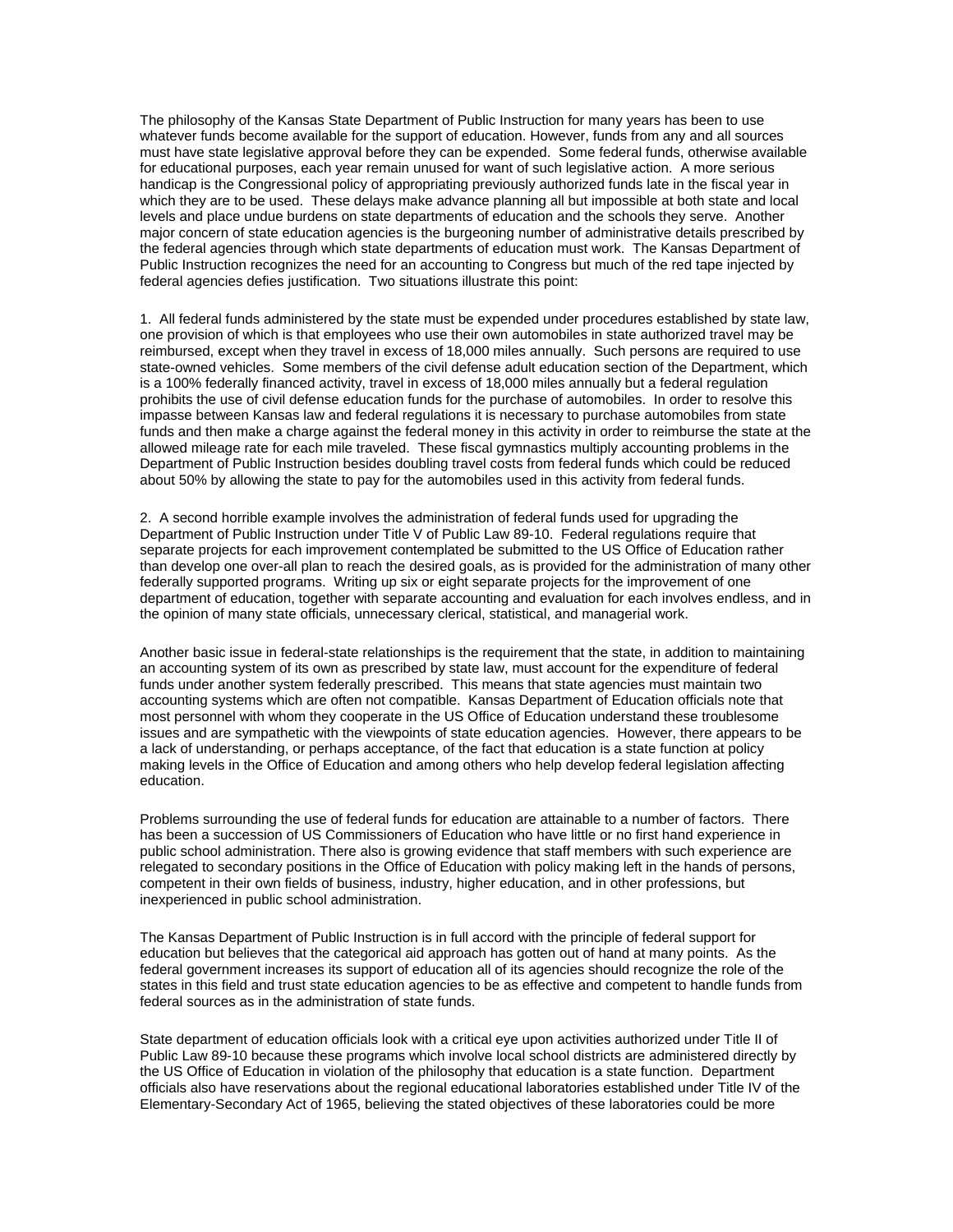The philosophy of the Kansas State Department of Public Instruction for many years has been to use whatever funds become available for the support of education. However, funds from any and all sources must have state legislative approval before they can be expended. Some federal funds, otherwise available for educational purposes, each year remain unused for want of such legislative action. A more serious handicap is the Congressional policy of appropriating previously authorized funds late in the fiscal year in which they are to be used. These delays make advance planning all but impossible at both state and local levels and place undue burdens on state departments of education and the schools they serve. Another major concern of state education agencies is the burgeoning number of administrative details prescribed by the federal agencies through which state departments of education must work. The Kansas Department of Public Instruction recognizes the need for an accounting to Congress but much of the red tape injected by federal agencies defies justification. Two situations illustrate this point:

1. All federal funds administered by the state must be expended under procedures established by state law, one provision of which is that employees who use their own automobiles in state authorized travel may be reimbursed, except when they travel in excess of 18,000 miles annually. Such persons are required to use state-owned vehicles. Some members of the civil defense adult education section of the Department, which is a 100% federally financed activity, travel in excess of 18,000 miles annually but a federal regulation prohibits the use of civil defense education funds for the purchase of automobiles. In order to resolve this impasse between Kansas law and federal regulations it is necessary to purchase automobiles from state funds and then make a charge against the federal money in this activity in order to reimburse the state at the allowed mileage rate for each mile traveled. These fiscal gymnastics multiply accounting problems in the Department of Public Instruction besides doubling travel costs from federal funds which could be reduced about 50% by allowing the state to pay for the automobiles used in this activity from federal funds.

2. A second horrible example involves the administration of federal funds used for upgrading the Department of Public Instruction under Title V of Public Law 89-10. Federal regulations require that separate projects for each improvement contemplated be submitted to the US Office of Education rather than develop one over-all plan to reach the desired goals, as is provided for the administration of many other federally supported programs. Writing up six or eight separate projects for the improvement of one department of education, together with separate accounting and evaluation for each involves endless, and in the opinion of many state officials, unnecessary clerical, statistical, and managerial work.

Another basic issue in federal-state relationships is the requirement that the state, in addition to maintaining an accounting system of its own as prescribed by state law, must account for the expenditure of federal funds under another system federally prescribed. This means that state agencies must maintain two accounting systems which are often not compatible. Kansas Department of Education officials note that most personnel with whom they cooperate in the US Office of Education understand these troublesome issues and are sympathetic with the viewpoints of state education agencies. However, there appears to be a lack of understanding, or perhaps acceptance, of the fact that education is a state function at policy making levels in the Office of Education and among others who help develop federal legislation affecting education.

Problems surrounding the use of federal funds for education are attainable to a number of factors. There has been a succession of US Commissioners of Education who have little or no first hand experience in public school administration. There also is growing evidence that staff members with such experience are relegated to secondary positions in the Office of Education with policy making left in the hands of persons, competent in their own fields of business, industry, higher education, and in other professions, but inexperienced in public school administration.

The Kansas Department of Public Instruction is in full accord with the principle of federal support for education but believes that the categorical aid approach has gotten out of hand at many points. As the federal government increases its support of education all of its agencies should recognize the role of the states in this field and trust state education agencies to be as effective and competent to handle funds from federal sources as in the administration of state funds.

State department of education officials look with a critical eye upon activities authorized under Title II of Public Law 89-10 because these programs which involve local school districts are administered directly by the US Office of Education in violation of the philosophy that education is a state function. Department officials also have reservations about the regional educational laboratories established under Title IV of the Elementary-Secondary Act of 1965, believing the stated objectives of these laboratories could be more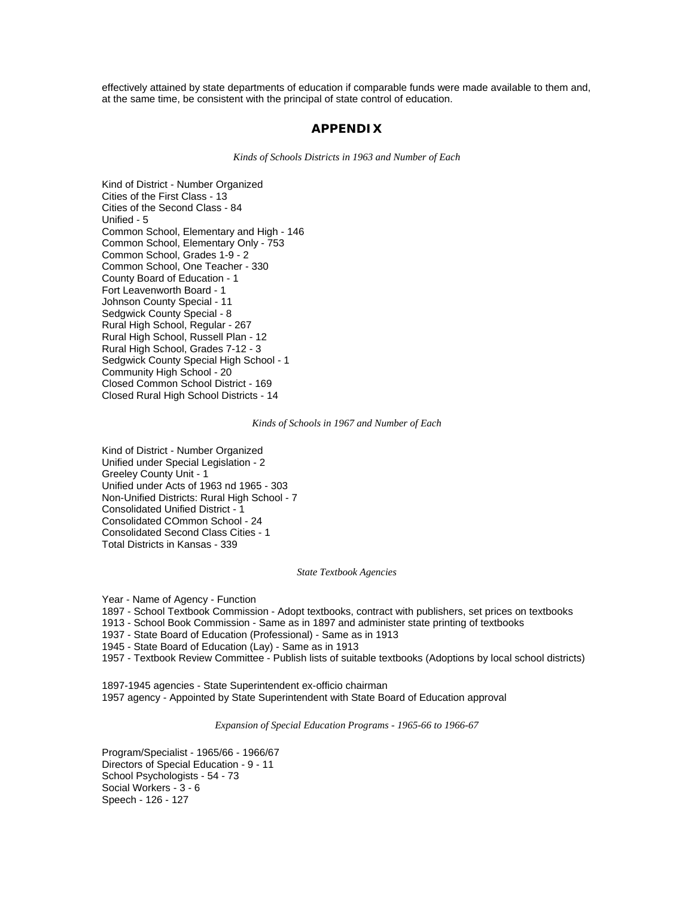effectively attained by state departments of education if comparable funds were made available to them and, at the same time, be consistent with the principal of state control of education.

## APPENDIX

*Kinds of Schools Districts in 1963 and Number of Each*

Kind of District - Number Organized
Cities of the First Class - 13
Cities of the Second Class - 84
Unified - 5
Common School, Elementary and High - 146
Common School, Elementary Only - 753
Common School, Grades 1-9 - 2
Common School, One Teacher - 330
County Board of Education - 1
Fort Leavenworth Board - 1
Johnson County Special - 11
Sedgwick County Special - 8
Rural High School, Regular - 267
Rural High School, Russell Plan - 12
Rural High School, Grades 7-12 - 3
Sedgwick County Special High School - 1
Community High School - 20
Closed Common School District - 169
Closed Rural High School Districts - 14

*Kinds of Schools in 1967 and Number of Each*

Kind of District - Number Organized
Unified under Special Legislation - 2
Greeley County Unit - 1
Unified under Acts of 1963 nd 1965 - 303
Non-Unified Districts: Rural High School - 7
Consolidated Unified District - 1
Consolidated COmmon School - 24
Consolidated Second Class Cities - 1
Total Districts in Kansas - 339

*State Textbook Agencies*

Year - Name of Agency - Function
1897 - School Textbook Commission - Adopt textbooks, contract with publishers, set prices on textbooks
1913 - School Book Commission - Same as in 1897 and administer state printing of textbooks
1937 - State Board of Education (Professional) - Same as in 1913
1945 - State Board of Education (Lay) - Same as in 1913
1957 - Textbook Review Committee - Publish lists of suitable textbooks (Adoptions by local school districts)

1897-1945 agencies - State Superintendent ex-officio chairman
1957 agency - Appointed by State Superintendent with State Board of Education approval

*Expansion of Special Education Programs - 1965-66 to 1966-67*

Program/Specialist - 1965/66 - 1966/67
Directors of Special Education - 9 - 11
School Psychologists - 54 - 73
Social Workers - 3 - 6
Speech - 126 - 127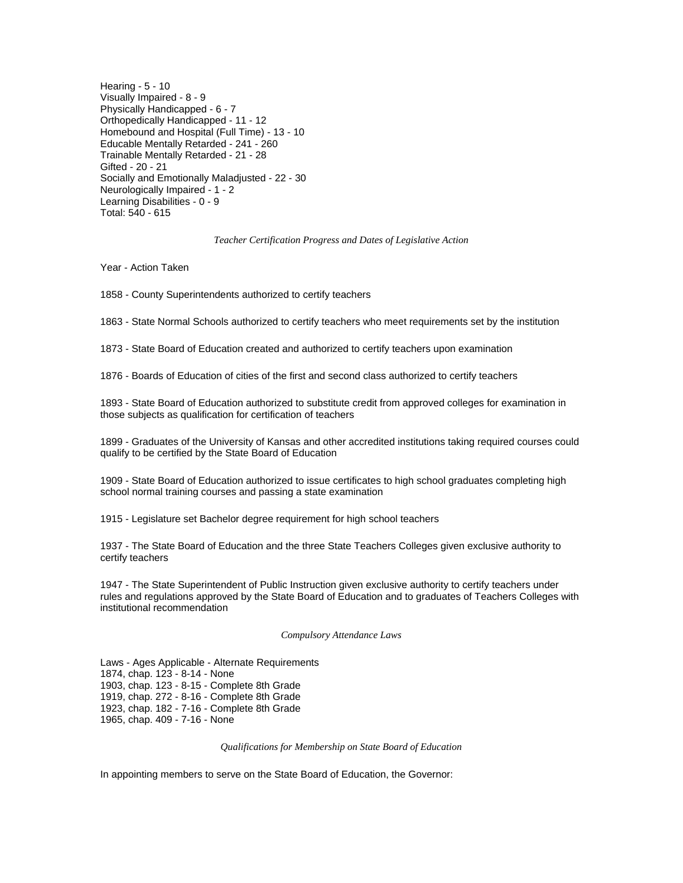Hearing - 5 - 10
Visually Impaired - 8 - 9
Physically Handicapped - 6 - 7
Orthopedically Handicapped - 11 - 12
Homebound and Hospital (Full Time) - 13 - 10
Educable Mentally Retarded - 241 - 260
Trainable Mentally Retarded - 21 - 28
Gifted - 20 - 21
Socially and Emotionally Maladjusted - 22 - 30
Neurologically Impaired - 1 - 2
Learning Disabilities - 0 - 9
Total: 540 - 615

*Teacher Certification Progress and Dates of Legislative Action*

Year - Action Taken

1858 - County Superintendents authorized to certify teachers

1863 - State Normal Schools authorized to certify teachers who meet requirements set by the institution

1873 - State Board of Education created and authorized to certify teachers upon examination

1876 - Boards of Education of cities of the first and second class authorized to certify teachers

1893 - State Board of Education authorized to substitute credit from approved colleges for examination in those subjects as qualification for certification of teachers

1899 - Graduates of the University of Kansas and other accredited institutions taking required courses could qualify to be certified by the State Board of Education

1909 - State Board of Education authorized to issue certificates to high school graduates completing high school normal training courses and passing a state examination

1915 - Legislature set Bachelor degree requirement for high school teachers

1937 - The State Board of Education and the three State Teachers Colleges given exclusive authority to certify teachers

1947 - The State Superintendent of Public Instruction given exclusive authority to certify teachers under rules and regulations approved by the State Board of Education and to graduates of Teachers Colleges with institutional recommendation

*Compulsory Attendance Laws*

Laws - Ages Applicable - Alternate Requirements
1874, chap. 123 - 8-14 - None
1903, chap. 123 - 8-15 - Complete 8th Grade
1919, chap. 272 - 8-16 - Complete 8th Grade
1923, chap. 182 - 7-16 - Complete 8th Grade
1965, chap. 409 - 7-16 - None

*Qualifications for Membership on State Board of Education*

In appointing members to serve on the State Board of Education, the Governor: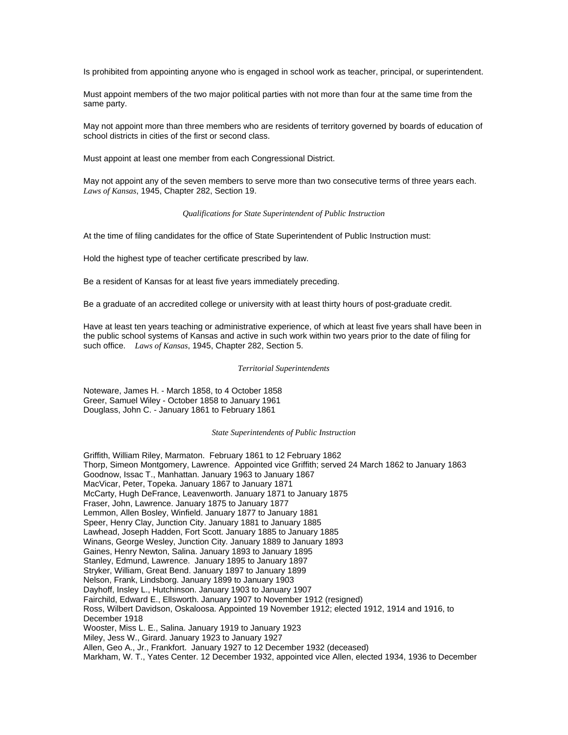Is prohibited from appointing anyone who is engaged in school work as teacher, principal, or superintendent.

Must appoint members of the two major political parties with not more than four at the same time from the same party.

May not appoint more than three members who are residents of territory governed by boards of education of school districts in cities of the first or second class.

Must appoint at least one member from each Congressional District.

May not appoint any of the seven members to serve more than two consecutive terms of three years each. *Laws of Kansas*, 1945, Chapter 282, Section 19.

*Qualifications for State Superintendent of Public Instruction*

At the time of filing candidates for the office of State Superintendent of Public Instruction must:

Hold the highest type of teacher certificate prescribed by law.

Be a resident of Kansas for at least five years immediately preceding.

Be a graduate of an accredited college or university with at least thirty hours of post-graduate credit.

Have at least ten years teaching or administrative experience, of which at least five years shall have been in the public school systems of Kansas and active in such work within two years prior to the date of filing for such office. *Laws of Kansas*, 1945, Chapter 282, Section 5.

*Territorial Superintendents*

Noteware, James H. - March 1858, to 4 October 1858
Greer, Samuel Wiley - October 1858 to January 1961
Douglass, John C. - January 1861 to February 1861

*State Superintendents of Public Instruction*

Griffith, William Riley, Marmaton. February 1861 to 12 February 1862
Thorp, Simeon Montgomery, Lawrence. Appointed vice Griffith; served 24 March 1862 to January 1863
Goodnow, Issac T., Manhattan. January 1963 to January 1867
MacVicar, Peter, Topeka. January 1867 to January 1871
McCarty, Hugh DeFrance, Leavenworth. January 1871 to January 1875
Fraser, John, Lawrence. January 1875 to January 1877
Lemmon, Allen Bosley, Winfield. January 1877 to January 1881
Speer, Henry Clay, Junction City. January 1881 to January 1885
Lawhead, Joseph Hadden, Fort Scott. January 1885 to January 1885
Winans, George Wesley, Junction City. January 1889 to January 1893
Gaines, Henry Newton, Salina. January 1893 to January 1895
Stanley, Edmund, Lawrence. January 1895 to January 1897
Stryker, William, Great Bend. January 1897 to January 1899
Nelson, Frank, Lindsborg. January 1899 to January 1903
Dayhoff, Insley L., Hutchinson. January 1903 to January 1907
Fairchild, Edward E., Ellsworth. January 1907 to November 1912 (resigned)
Ross, Wilbert Davidson, Oskaloosa. Appointed 19 November 1912; elected 1912, 1914 and 1916, to December 1918
Wooster, Miss L. E., Salina. January 1919 to January 1923
Miley, Jess W., Girard. January 1923 to January 1927
Allen, Geo A., Jr., Frankfort. January 1927 to 12 December 1932 (deceased)
Markham, W. T., Yates Center. 12 December 1932, appointed vice Allen, elected 1934, 1936 to December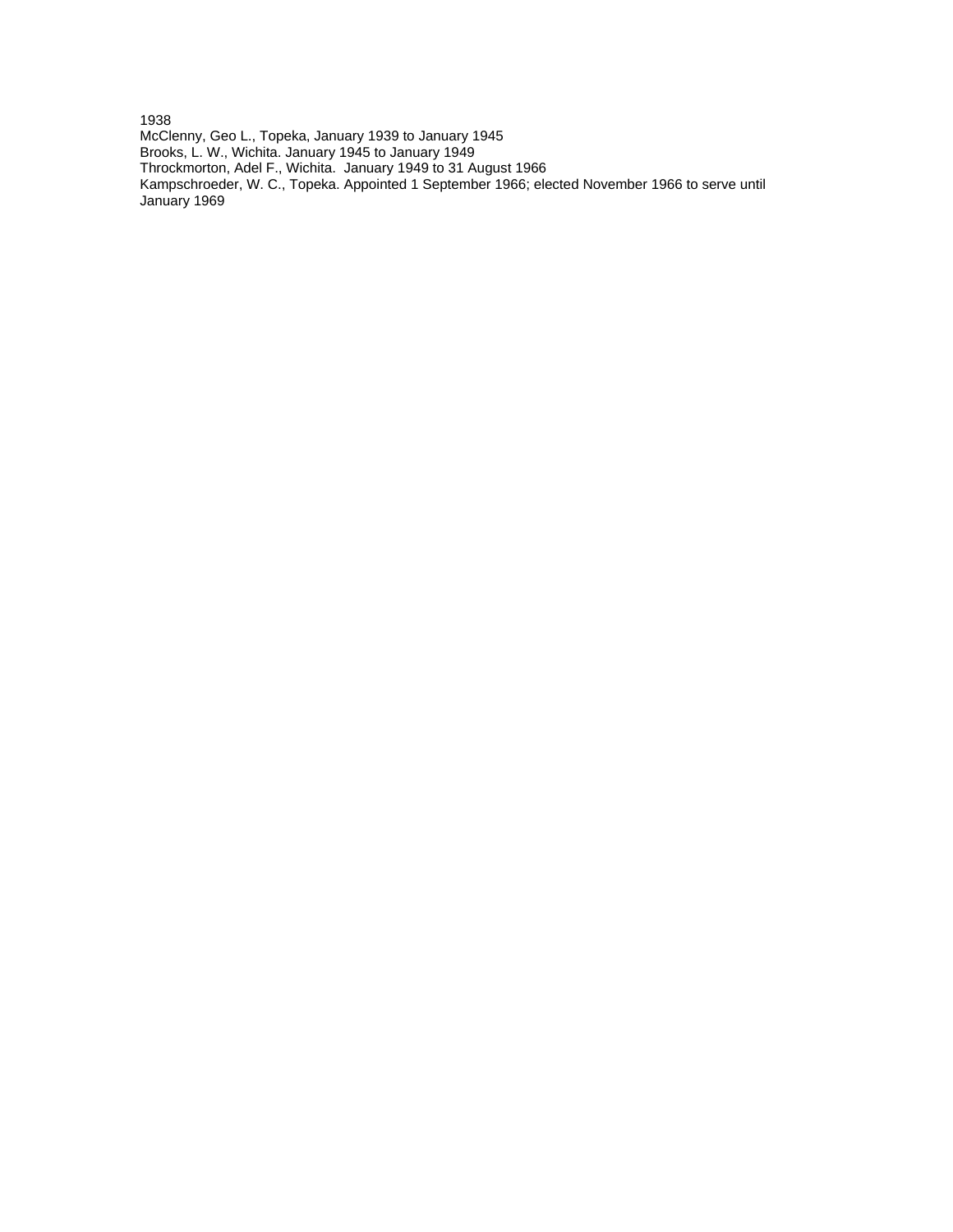1938
McClenny, Geo L., Topeka, January 1939 to January 1945
Brooks, L. W., Wichita. January 1945 to January 1949
Throckmorton, Adel F., Wichita. January 1949 to 31 August 1966
Kampschroeder, W. C., Topeka. Appointed 1 September 1966; elected November 1966 to serve until January 1969